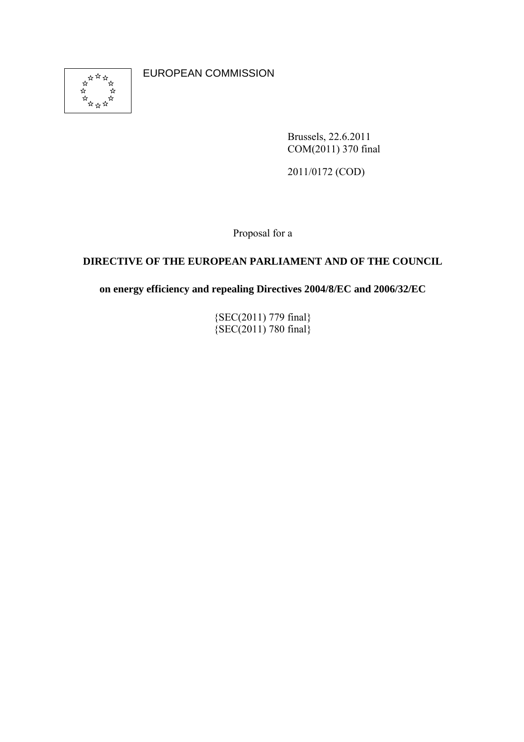EUROPEAN COMMISSION

Brussels, 22.6.2011
COM(2011) 370 final

2011/0172 (COD)

Proposal for a

**DIRECTIVE OF THE EUROPEAN PARLIAMENT AND OF THE COUNCIL**

**on energy efficiency and repealing Directives 2004/8/EC and 2006/32/EC**

{SEC(2011) 779 final}
{SEC(2011) 780 final}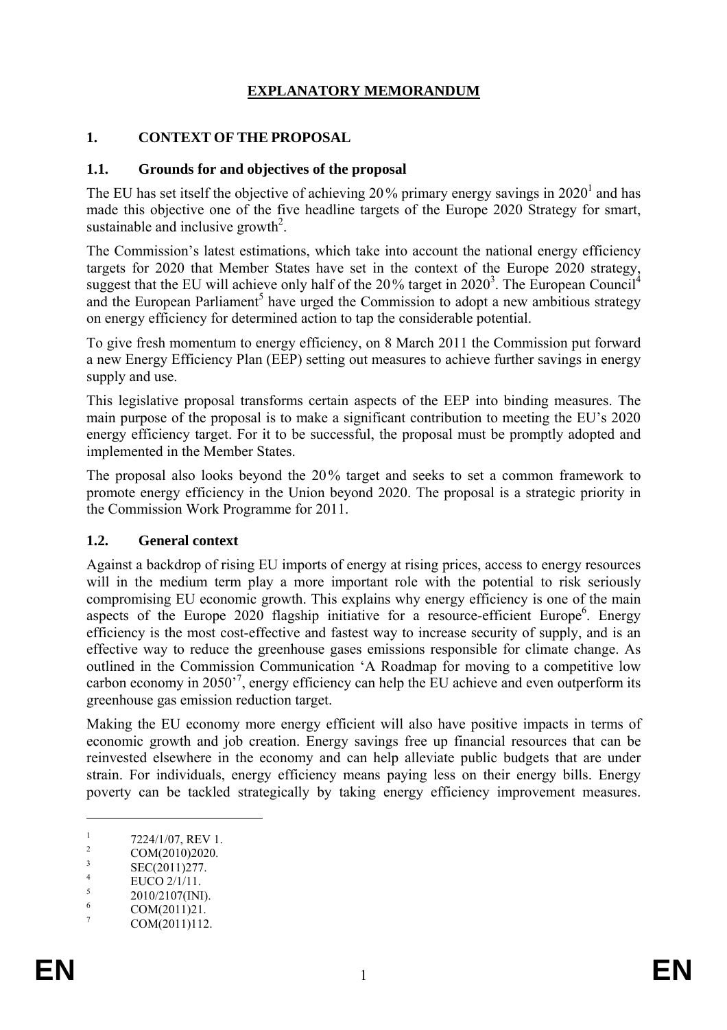# EXPLANATORY MEMORANDUM

## 1. CONTEXT OF THE PROPOSAL

### 1.1. Grounds for and objectives of the proposal

The EU has set itself the objective of achieving 20% primary energy savings in 2020[1] and has made this objective one of the five headline targets of the Europe 2020 Strategy for smart, sustainable and inclusive growth[2].

The Commission's latest estimations, which take into account the national energy efficiency targets for 2020 that Member States have set in the context of the Europe 2020 strategy, suggest that the EU will achieve only half of the 20% target in 2020[3]. The European Council[4] and the European Parliament[5] have urged the Commission to adopt a new ambitious strategy on energy efficiency for determined action to tap the considerable potential.

To give fresh momentum to energy efficiency, on 8 March 2011 the Commission put forward a new Energy Efficiency Plan (EEP) setting out measures to achieve further savings in energy supply and use.

This legislative proposal transforms certain aspects of the EEP into binding measures. The main purpose of the proposal is to make a significant contribution to meeting the EU's 2020 energy efficiency target. For it to be successful, the proposal must be promptly adopted and implemented in the Member States.

The proposal also looks beyond the 20% target and seeks to set a common framework to promote energy efficiency in the Union beyond 2020. The proposal is a strategic priority in the Commission Work Programme for 2011.

### 1.2. General context

Against a backdrop of rising EU imports of energy at rising prices, access to energy resources will in the medium term play a more important role with the potential to risk seriously compromising EU economic growth. This explains why energy efficiency is one of the main aspects of the Europe 2020 flagship initiative for a resource-efficient Europe[6]. Energy efficiency is the most cost-effective and fastest way to increase security of supply, and is an effective way to reduce the greenhouse gases emissions responsible for climate change. As outlined in the Commission Communication 'A Roadmap for moving to a competitive low carbon economy in 2050'[7], energy efficiency can help the EU achieve and even outperform its greenhouse gas emission reduction target.

Making the EU economy more energy efficient will also have positive impacts in terms of economic growth and job creation. Energy savings free up financial resources that can be reinvested elsewhere in the economy and can help alleviate public budgets that are under strain. For individuals, energy efficiency means paying less on their energy bills. Energy poverty can be tackled strategically by taking energy efficiency improvement measures.

---

[1] 7224/1/07, REV 1.
[2] COM(2010)2020.
[3] SEC(2011)277.
[4] EUCO 2/1/11.
[5] 2010/2107(INI).
[6] COM(2011)21.
[7] COM(2011)112.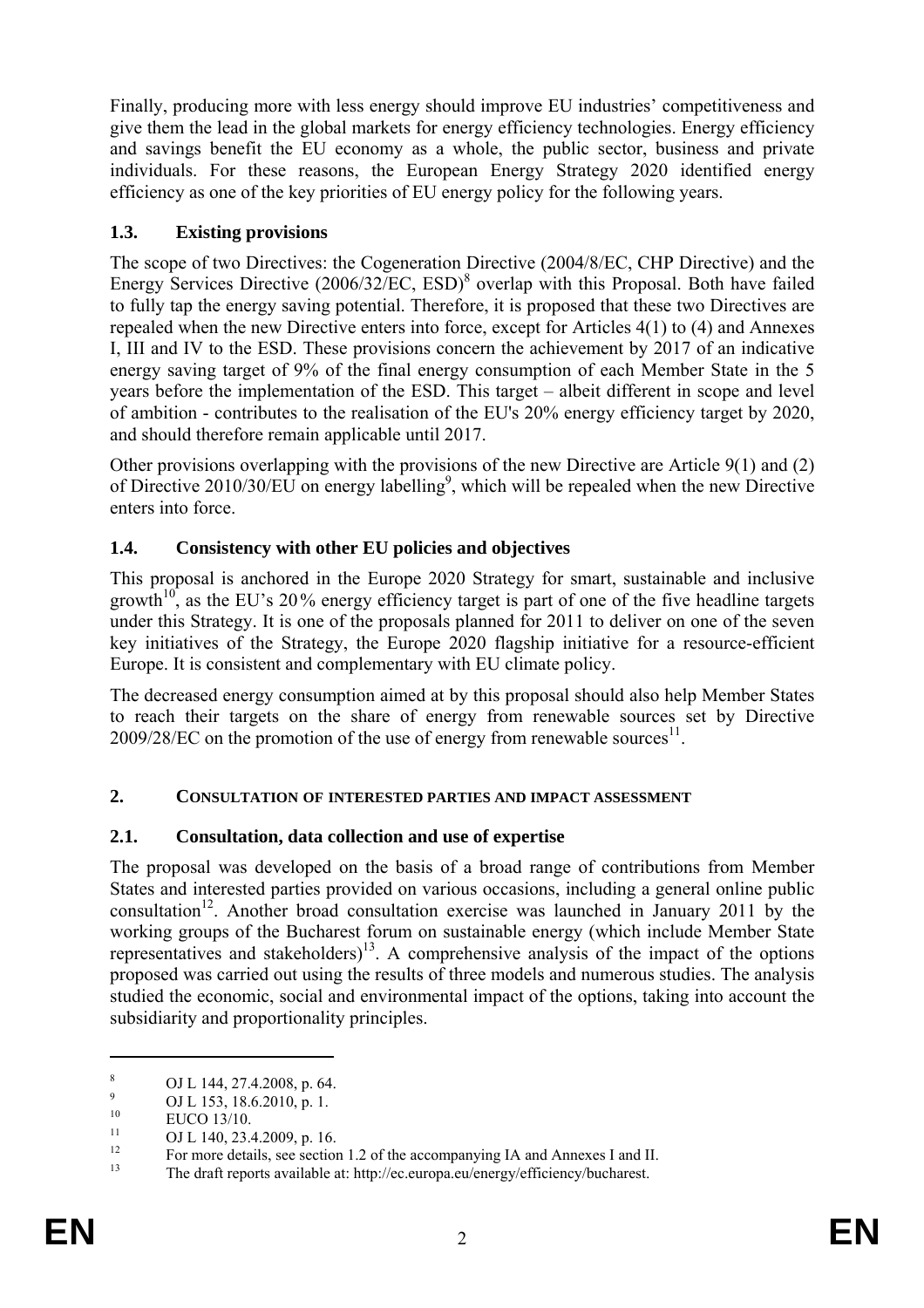Finally, producing more with less energy should improve EU industries' competitiveness and give them the lead in the global markets for energy efficiency technologies. Energy efficiency and savings benefit the EU economy as a whole, the public sector, business and private individuals. For these reasons, the European Energy Strategy 2020 identified energy efficiency as one of the key priorities of EU energy policy for the following years.

### 1.3. Existing provisions

The scope of two Directives: the Cogeneration Directive (2004/8/EC, CHP Directive) and the Energy Services Directive (2006/32/EC, ESD)[8] overlap with this Proposal. Both have failed to fully tap the energy saving potential. Therefore, it is proposed that these two Directives are repealed when the new Directive enters into force, except for Articles 4(1) to (4) and Annexes I, III and IV to the ESD. These provisions concern the achievement by 2017 of an indicative energy saving target of 9% of the final energy consumption of each Member State in the 5 years before the implementation of the ESD. This target – albeit different in scope and level of ambition - contributes to the realisation of the EU's 20% energy efficiency target by 2020, and should therefore remain applicable until 2017.

Other provisions overlapping with the provisions of the new Directive are Article 9(1) and (2) of Directive 2010/30/EU on energy labelling[9], which will be repealed when the new Directive enters into force.

### 1.4. Consistency with other EU policies and objectives

This proposal is anchored in the Europe 2020 Strategy for smart, sustainable and inclusive growth[10], as the EU's 20% energy efficiency target is part of one of the five headline targets under this Strategy. It is one of the proposals planned for 2011 to deliver on one of the seven key initiatives of the Strategy, the Europe 2020 flagship initiative for a resource-efficient Europe. It is consistent and complementary with EU climate policy.

The decreased energy consumption aimed at by this proposal should also help Member States to reach their targets on the share of energy from renewable sources set by Directive 2009/28/EC on the promotion of the use of energy from renewable sources[11].

## 2. CONSULTATION OF INTERESTED PARTIES AND IMPACT ASSESSMENT

### 2.1. Consultation, data collection and use of expertise

The proposal was developed on the basis of a broad range of contributions from Member States and interested parties provided on various occasions, including a general online public consultation[12]. Another broad consultation exercise was launched in January 2011 by the working groups of the Bucharest forum on sustainable energy (which include Member State representatives and stakeholders)[13]. A comprehensive analysis of the impact of the options proposed was carried out using the results of three models and numerous studies. The analysis studied the economic, social and environmental impact of the options, taking into account the subsidiarity and proportionality principles.

---

[8] OJ L 144, 27.4.2008, p. 64.

[9] OJ L 153, 18.6.2010, p. 1.

[10] EUCO 13/10.

[11] OJ L 140, 23.4.2009, p. 16.

[12] For more details, see section 1.2 of the accompanying IA and Annexes I and II.

[13] The draft reports available at: http://ec.europa.eu/energy/efficiency/bucharest.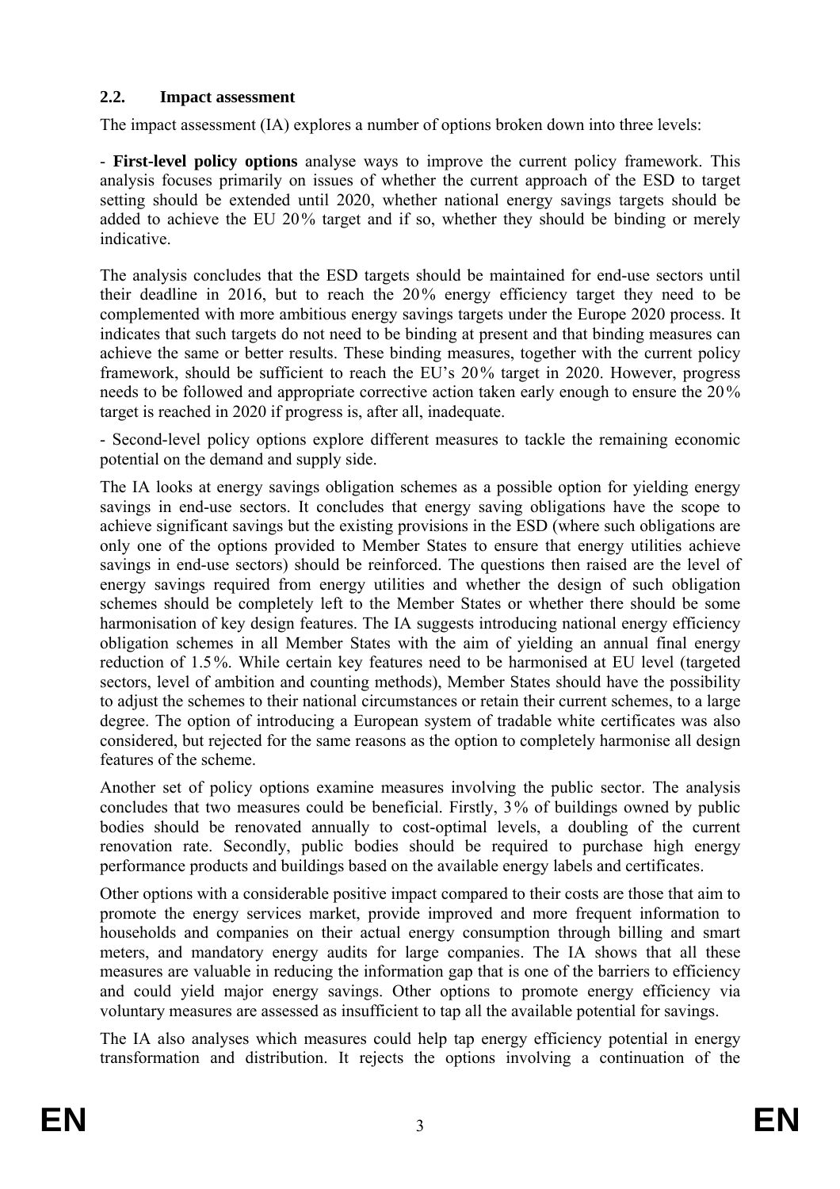### 2.2. Impact assessment

The impact assessment (IA) explores a number of options broken down into three levels:

- **First-level policy options** analyse ways to improve the current policy framework. This analysis focuses primarily on issues of whether the current approach of the ESD to target setting should be extended until 2020, whether national energy savings targets should be added to achieve the EU 20% target and if so, whether they should be binding or merely indicative.

The analysis concludes that the ESD targets should be maintained for end-use sectors until their deadline in 2016, but to reach the 20% energy efficiency target they need to be complemented with more ambitious energy savings targets under the Europe 2020 process. It indicates that such targets do not need to be binding at present and that binding measures can achieve the same or better results. These binding measures, together with the current policy framework, should be sufficient to reach the EU's 20% target in 2020. However, progress needs to be followed and appropriate corrective action taken early enough to ensure the 20% target is reached in 2020 if progress is, after all, inadequate.

- Second-level policy options explore different measures to tackle the remaining economic potential on the demand and supply side.

The IA looks at energy savings obligation schemes as a possible option for yielding energy savings in end-use sectors. It concludes that energy saving obligations have the scope to achieve significant savings but the existing provisions in the ESD (where such obligations are only one of the options provided to Member States to ensure that energy utilities achieve savings in end-use sectors) should be reinforced. The questions then raised are the level of energy savings required from energy utilities and whether the design of such obligation schemes should be completely left to the Member States or whether there should be some harmonisation of key design features. The IA suggests introducing national energy efficiency obligation schemes in all Member States with the aim of yielding an annual final energy reduction of 1.5%. While certain key features need to be harmonised at EU level (targeted sectors, level of ambition and counting methods), Member States should have the possibility to adjust the schemes to their national circumstances or retain their current schemes, to a large degree. The option of introducing a European system of tradable white certificates was also considered, but rejected for the same reasons as the option to completely harmonise all design features of the scheme.

Another set of policy options examine measures involving the public sector. The analysis concludes that two measures could be beneficial. Firstly, 3% of buildings owned by public bodies should be renovated annually to cost-optimal levels, a doubling of the current renovation rate. Secondly, public bodies should be required to purchase high energy performance products and buildings based on the available energy labels and certificates.

Other options with a considerable positive impact compared to their costs are those that aim to promote the energy services market, provide improved and more frequent information to households and companies on their actual energy consumption through billing and smart meters, and mandatory energy audits for large companies. The IA shows that all these measures are valuable in reducing the information gap that is one of the barriers to efficiency and could yield major energy savings. Other options to promote energy efficiency via voluntary measures are assessed as insufficient to tap all the available potential for savings.

The IA also analyses which measures could help tap energy efficiency potential in energy transformation and distribution. It rejects the options involving a continuation of the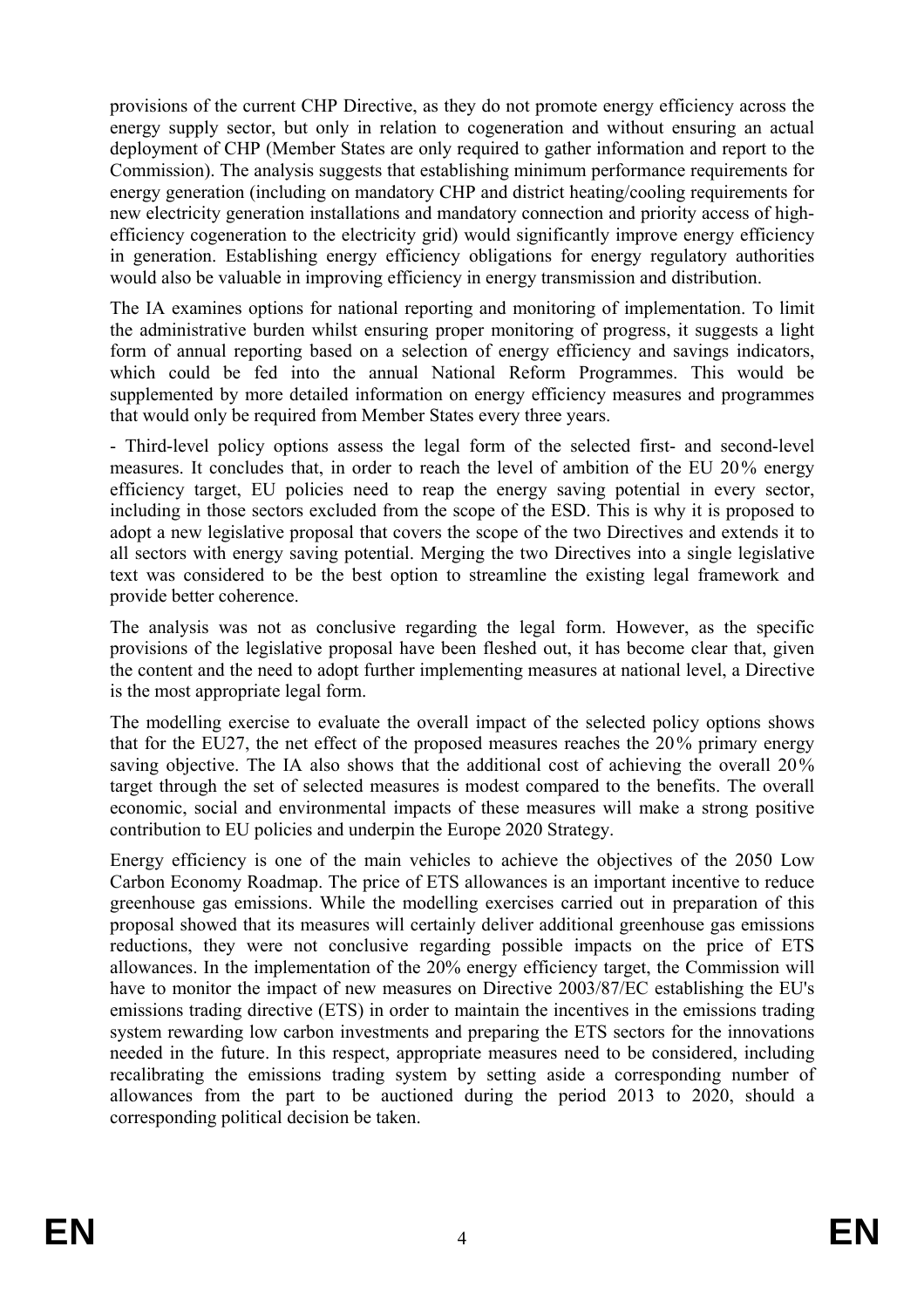provisions of the current CHP Directive, as they do not promote energy efficiency across the energy supply sector, but only in relation to cogeneration and without ensuring an actual deployment of CHP (Member States are only required to gather information and report to the Commission). The analysis suggests that establishing minimum performance requirements for energy generation (including on mandatory CHP and district heating/cooling requirements for new electricity generation installations and mandatory connection and priority access of high-efficiency cogeneration to the electricity grid) would significantly improve energy efficiency in generation. Establishing energy efficiency obligations for energy regulatory authorities would also be valuable in improving efficiency in energy transmission and distribution.

The IA examines options for national reporting and monitoring of implementation. To limit the administrative burden whilst ensuring proper monitoring of progress, it suggests a light form of annual reporting based on a selection of energy reform efficiency and savings indicators, which could be fed into the annual National Reform Programmes. This would be supplemented by more detailed information on energy efficiency measures and programmes that would only be required from Member States every three years.

- Third-level policy options assess the legal form of the selected first- and second-level measures. It concludes that, in order to reach the level of ambition of the EU 20% energy efficiency target, EU policies need to reap the energy saving potential in every sector, including in those sectors excluded from the scope of the ESD. This is why it is proposed to adopt a new legislative proposal that covers the scope of the two Directives and extends it to all sectors with energy saving potential. Merging the two Directives into a single legislative text was considered to be the best option to streamline the existing legal framework and provide better coherence.

The analysis was not as conclusive regarding the legal form. However, as the specific provisions of the legislative proposal have been fleshed out, it has become clear that, given the content and the need to adopt further implementing measures at national level, a Directive is the most appropriate legal form.

The modelling exercise to evaluate the overall impact of the selected policy options shows that for the EU27, the net effect of the proposed measures reaches the 20% primary energy saving objective. The IA also shows that the additional cost of achieving the overall 20% target through the set of selected measures is modest compared to the benefits. The overall economic, social and environmental impacts of these measures will make a strong positive contribution to EU policies and underpin the Europe 2020 Strategy.

Energy efficiency is one of the main vehicles to achieve the objectives of the 2050 Low Carbon Economy Roadmap. The price of ETS allowances is an important incentive to reduce greenhouse gas emissions. While the modelling exercises carried out in preparation of this proposal showed that its measures will certainly deliver additional greenhouse gas emissions reductions, they were not conclusive regarding possible impacts on the price of ETS allowances. In the implementation of the 20% energy efficiency target, the Commission will have to monitor the impact of new measures on Directive 2003/87/EC establishing the EU's emissions trading directive (ETS) in order to maintain the incentives in the emissions trading system rewarding low carbon investments and preparing the ETS sectors for the innovations needed in the future. In this respect, appropriate measures need to be considered, including recalibrating the emissions trading system by setting aside a corresponding number of allowances from the part to be auctioned during the period 2013 to 2020, should a corresponding political decision be taken.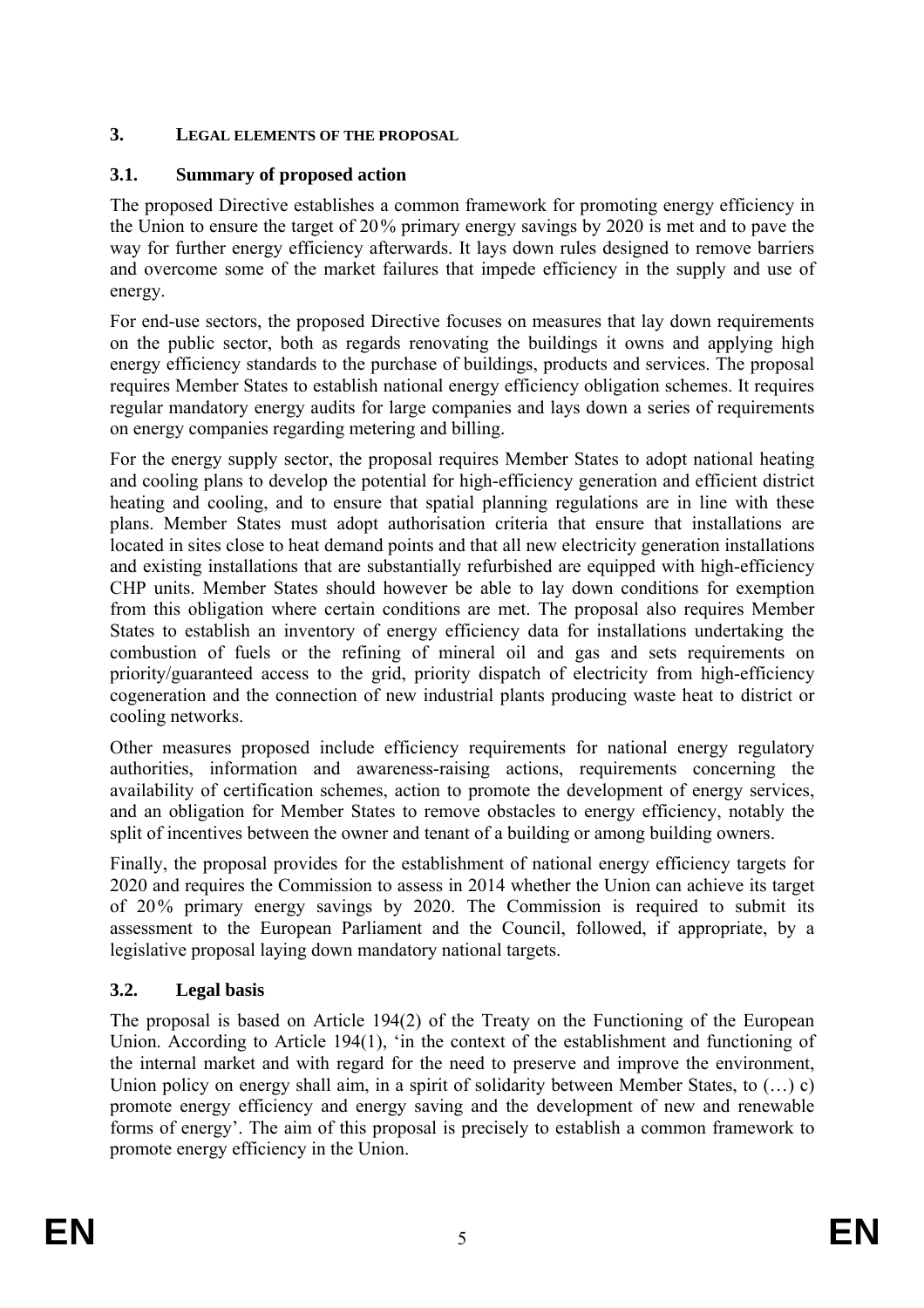## 3. LEGAL ELEMENTS OF THE PROPOSAL

### 3.1. Summary of proposed action

The proposed Directive establishes a common framework for promoting energy efficiency in the Union to ensure the target of 20% primary energy savings by 2020 is met and to pave the way for further energy efficiency afterwards. It lays down rules designed to remove barriers and overcome some of the market failures that impede efficiency in the supply and use of energy.

For end-use sectors, the proposed Directive focuses on measures that lay down requirements on the public sector, both as regards renovating the buildings it owns and applying high energy efficiency standards to the purchase of buildings, products and services. The proposal requires Member States to establish national energy efficiency obligation schemes. It requires regular mandatory energy audits for large companies and lays down a series of requirements on energy companies regarding metering and billing.

For the energy supply sector, the proposal requires Member States to adopt national heating and cooling plans to develop the potential for high-efficiency generation and efficient district heating and cooling, and to ensure that spatial planning regulations are in line with these plans. Member States must adopt authorisation criteria that ensure that installations are located in sites close to heat demand points and that all new electricity generation installations and existing installations that are substantially refurbished are equipped with high-efficiency CHP units. Member States should however be able to lay down conditions for exemption from this obligation where certain conditions are met. The proposal also requires Member States to establish an inventory of energy efficiency data for installations undertaking the combustion of fuels or the refining of mineral oil and gas and sets requirements on priority/guaranteed access to the grid, priority dispatch of electricity from high-efficiency cogeneration and the connection of new industrial plants producing waste heat to district or cooling networks.

Other measures proposed include efficiency requirements for national energy regulatory authorities, information and awareness-raising actions, requirements concerning the availability of certification schemes, action to promote the development of energy services, and an obligation for Member States to remove obstacles to energy efficiency, notably the split of incentives between the owner and tenant of a building or among building owners.

Finally, the proposal provides for the establishment of national energy efficiency targets for 2020 and requires the Commission to assess in 2014 whether the Union can achieve its target of 20% primary energy savings by 2020. The Commission is required to submit its assessment to the European Parliament and the Council, followed, if appropriate, by a legislative proposal laying down mandatory national targets.

### 3.2. Legal basis

The proposal is based on Article 194(2) of the Treaty on the Functioning of the European Union. According to Article 194(1), 'in the context of the establishment and functioning of the internal market and with regard for the need to preserve and improve the environment, Union policy on energy shall aim, in a spirit of solidarity between Member States, to (…) c) promote energy efficiency and energy saving and the development of new and renewable forms of energy'. The aim of this proposal is precisely to establish a common framework to promote energy efficiency in the Union.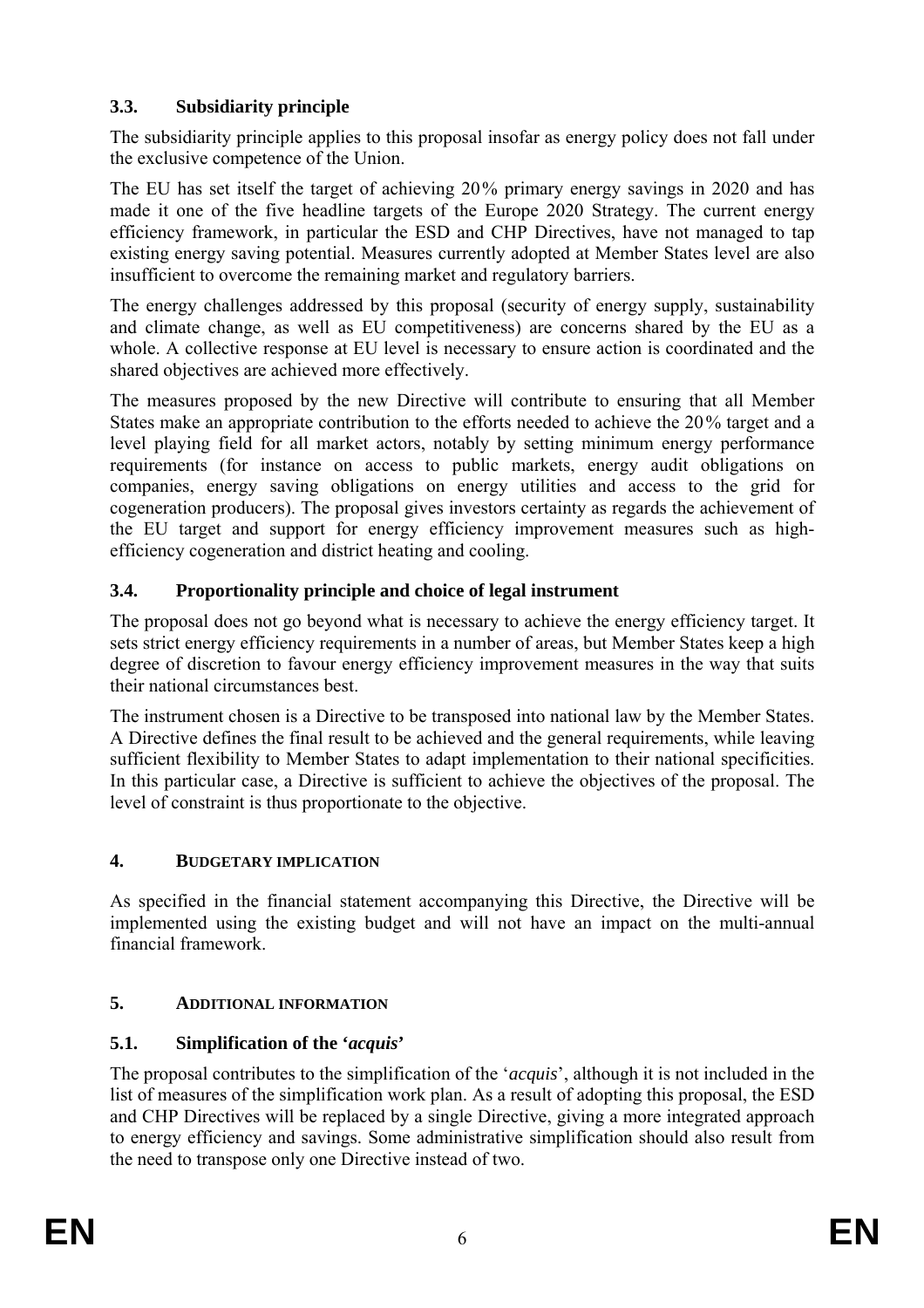### 3.3. Subsidiarity principle

The subsidiarity principle applies to this proposal insofar as energy policy does not fall under the exclusive competence of the Union.

The EU has set itself the target of achieving 20% primary energy savings in 2020 and has made it one of the five headline targets of the Europe 2020 Strategy. The current energy efficiency framework, in particular the ESD and CHP Directives, have not managed to tap existing energy saving potential. Measures currently adopted at Member States level are also insufficient to overcome the remaining market and regulatory barriers.

The energy challenges addressed by this proposal (security of energy supply, sustainability and climate change, as well as EU competitiveness) are concerns shared by the EU as a whole. A collective response at EU level is necessary to ensure action is coordinated and the shared objectives are achieved more effectively.

The measures proposed by the new Directive will contribute to ensuring that all Member States make an appropriate contribution to the efforts needed to achieve the 20% target and a level playing field for all market actors, notably by setting minimum energy performance requirements (for instance on access to public markets, energy audit obligations on companies, energy saving obligations on energy utilities and access to the grid for cogeneration producers). The proposal gives investors certainty as regards the achievement of the EU target and support for energy efficiency improvement measures such as high-efficiency cogeneration and district heating and cooling.

### 3.4. Proportionality principle and choice of legal instrument

The proposal does not go beyond what is necessary to achieve the energy efficiency target. It sets strict energy efficiency requirements in a number of areas, but Member States keep a high degree of discretion to favour energy efficiency improvement measures in the way that suits their national circumstances best.

The instrument chosen is a Directive to be transposed into national law by the Member States. A Directive defines the final result to be achieved and the general requirements, while leaving sufficient flexibility to Member States to adapt implementation to their national specificities. In this particular case, a Directive is sufficient to achieve the objectives of the proposal. The level of constraint is thus proportionate to the objective.

## 4. BUDGETARY IMPLICATION

As specified in the financial statement accompanying this Directive, the Directive will be implemented using the existing budget and will not have an impact on the multi-annual financial framework.

## 5. ADDITIONAL INFORMATION

### 5.1. Simplification of the '*acquis*'

The proposal contributes to the simplification of the '*acquis*', although it is not included in the list of measures of the simplification work plan. As a result of adopting this proposal, the ESD and CHP Directives will be replaced by a single Directive, giving a more integrated approach to energy efficiency and savings. Some administrative simplification should also result from the need to transpose only one Directive instead of two.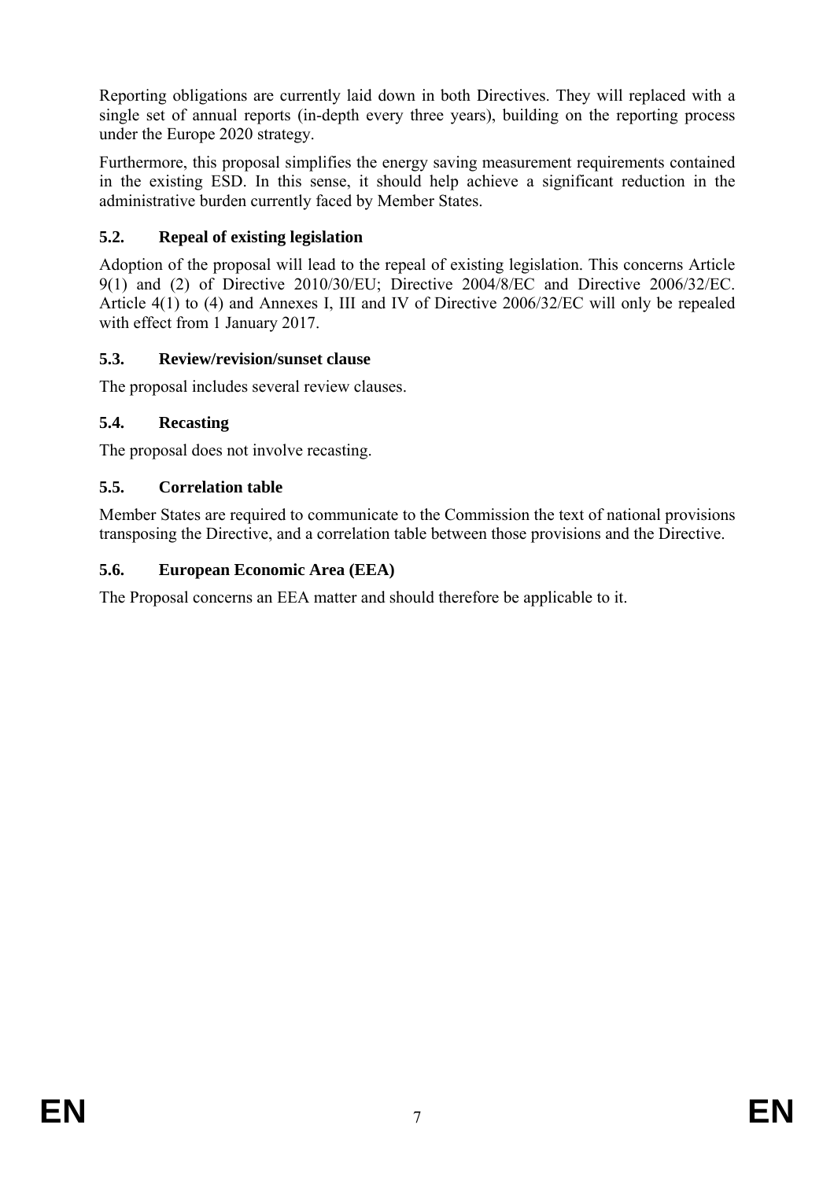Reporting obligations are currently laid down in both Directives. They will replaced with a single set of annual reports (in-depth every three years), building on the reporting process under the Europe 2020 strategy.

Furthermore, this proposal simplifies the energy saving measurement requirements contained in the existing ESD. In this sense, it should help achieve a significant reduction in the administrative burden currently faced by Member States.

### 5.2. Repeal of existing legislation

Adoption of the proposal will lead to the repeal of existing legislation. This concerns Article 9(1) and (2) of Directive 2010/30/EU; Directive 2004/8/EC and Directive 2006/32/EC. Article 4(1) to (4) and Annexes I, III and IV of Directive 2006/32/EC will only be repealed with effect from 1 January 2017.

### 5.3. Review/revision/sunset clause

The proposal includes several review clauses.

### 5.4. Recasting

The proposal does not involve recasting.

### 5.5. Correlation table

Member States are required to communicate to the Commission the text of national provisions transposing the Directive, and a correlation table between those provisions and the Directive.

### 5.6. European Economic Area (EEA)

The Proposal concerns an EEA matter and should therefore be applicable to it.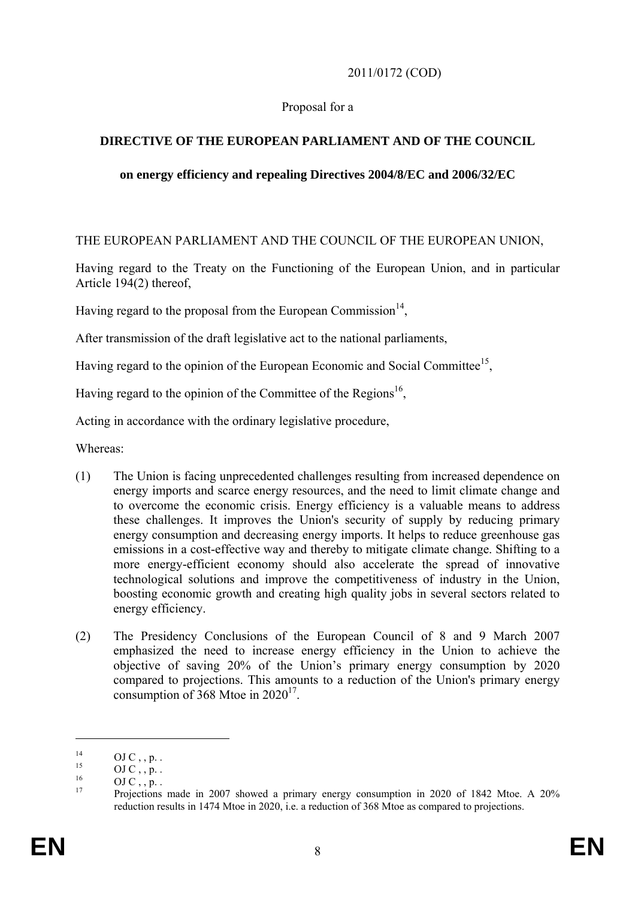2011/0172 (COD)

Proposal for a

**DIRECTIVE OF THE EUROPEAN PARLIAMENT AND OF THE COUNCIL**

**on energy efficiency and repealing Directives 2004/8/EC and 2006/32/EC**

THE EUROPEAN PARLIAMENT AND THE COUNCIL OF THE EUROPEAN UNION,

Having regard to the Treaty on the Functioning of the European Union, and in particular Article 194(2) thereof,

Having regard to the proposal from the European Commission[14],

After transmission of the draft legislative act to the national parliaments,

Having regard to the opinion of the European Economic and Social Committee[15],

Having regard to the opinion of the Committee of the Regions[16],

Acting in accordance with the ordinary legislative procedure,

Whereas:

(1) The Union is facing unprecedented challenges resulting from increased dependence on energy imports and scarce energy resources, and the need to limit climate change and to overcome the economic crisis. Energy efficiency is a valuable means to address these challenges. It improves the Union's security of supply by reducing primary energy consumption and decreasing energy imports. It helps to reduce greenhouse gas emissions in a cost-effective way and thereby to mitigate climate change. Shifting to a more energy-efficient economy should also accelerate the spread of innovative technological solutions and improve the competitiveness of industry in the Union, boosting economic growth and creating high quality jobs in several sectors related to energy efficiency.

(2) The Presidency Conclusions of the European Council of 8 and 9 March 2007 emphasized the need to increase energy efficiency in the Union to achieve the objective of saving 20% of the Union's primary energy consumption by 2020 compared to projections. This amounts to a reduction of the Union's primary energy consumption of 368 Mtoe in 2020[17].

---

[14] OJ C , , p. .

[15] OJ C , , p. .

[16] OJ C , , p. .

[17] Projections made in 2007 showed a primary energy consumption in 2020 of 1842 Mtoe. A 20% reduction results in 1474 Mtoe in 2020, i.e. a reduction of 368 Mtoe as compared to projections.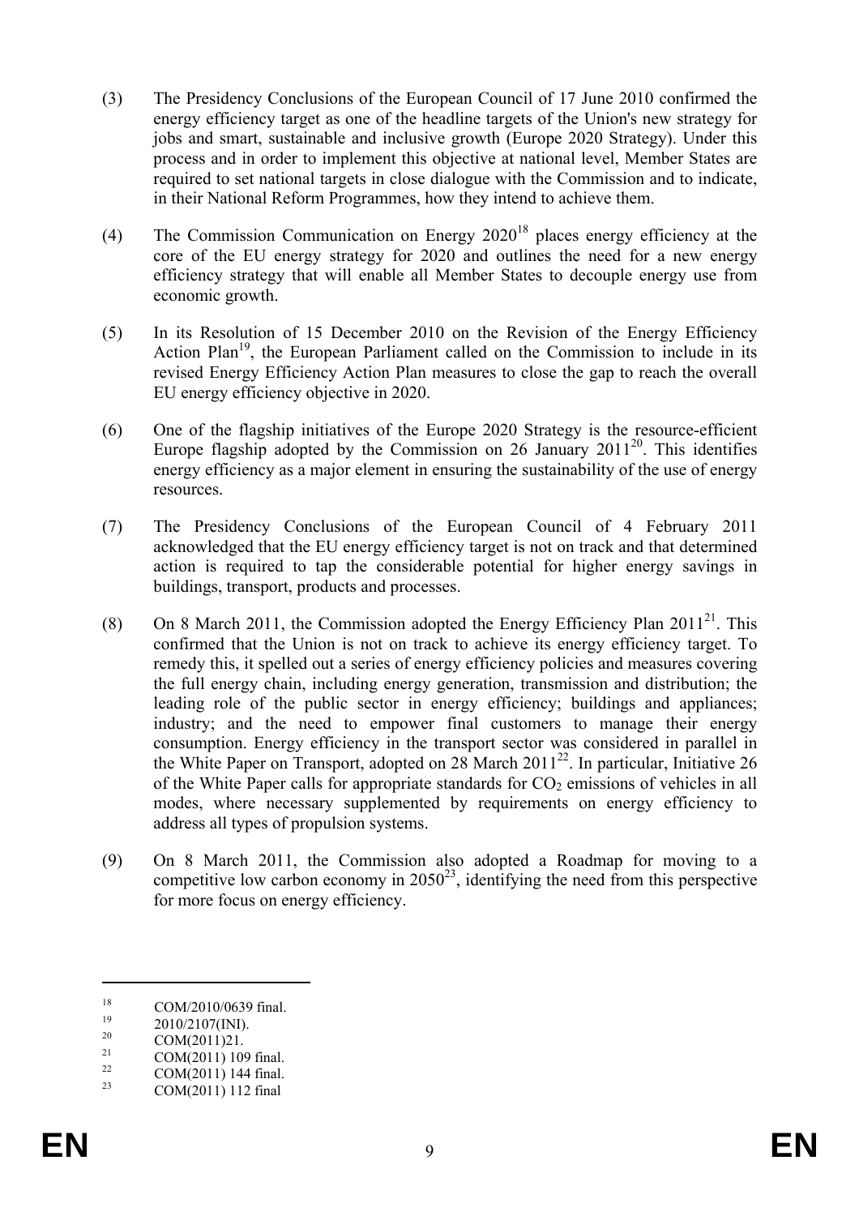(3) The Presidency Conclusions of the European Council of 17 June 2010 confirmed the energy efficiency target as one of the headline targets of the Union's new strategy for jobs and smart, sustainable and inclusive growth (Europe 2020 Strategy). Under this process and in order to implement this objective at national level, Member States are required to set national targets in close dialogue with the Commission and to indicate, in their National Reform Programmes, how they intend to achieve them.

(4) The Commission Communication on Energy 2020[18] places energy efficiency at the core of the EU energy strategy for 2020 and outlines the need for a new energy efficiency strategy that will enable all Member States to decouple energy use from economic growth.

(5) In its Resolution of 15 December 2010 on the Revision of the Energy Efficiency Action Plan[19], the European Parliament called on the Commission to include in its revised Energy Efficiency Action Plan measures to close the gap to reach the overall EU energy efficiency objective in 2020.

(6) One of the flagship initiatives of the Europe 2020 Strategy is the resource-efficient Europe flagship adopted by the Commission on 26 January 2011[20]. This identifies energy efficiency as a major element in ensuring the sustainability of the use of energy resources.

(7) The Presidency Conclusions of the European Council of 4 February 2011 acknowledged that the EU energy efficiency target is not on track and that determined action is required to tap the considerable potential for higher energy savings in buildings, transport, products and processes.

(8) On 8 March 2011, the Commission adopted the Energy Efficiency Plan 2011[21]. This confirmed that the Union is not on track to achieve its energy efficiency target. To remedy this, it spelled out a series of energy efficiency policies and measures covering the full energy chain, including energy generation, transmission and distribution; the leading role of the public sector in energy efficiency; buildings and appliances; industry; and the need to empower final customers to manage their energy consumption. Energy efficiency in the transport sector was considered in parallel in the White Paper on Transport, adopted on 28 March 2011[22]. In particular, Initiative 26 of the White Paper calls for appropriate standards for $CO_2$ emissions of vehicles in all modes, where necessary supplemented by requirements on energy efficiency to address all types of propulsion systems.

(9) On 8 March 2011, the Commission also adopted a Roadmap for moving to a competitive low carbon economy in 2050[23], identifying the need from this perspective for more focus on energy efficiency.

---

[18] COM/2010/0639 final.
[19] 2010/2107(INI).
[20] COM(2011)21.
[21] COM(2011) 109 final.
[22] COM(2011) 144 final.
[23] COM(2011) 112 final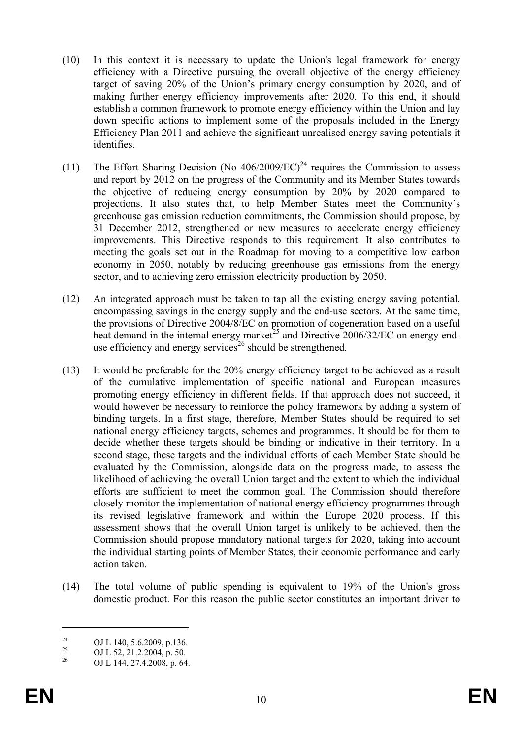(10) In this context it is necessary to update the Union's legal framework for energy efficiency with a Directive pursuing the overall objective of the energy efficiency target of saving 20% of the Union's primary energy consumption by 2020, and of making further energy efficiency improvements after 2020. To this end, it should establish a common framework to promote energy efficiency within the Union and lay down specific actions to implement some of the proposals included in the Energy Efficiency Plan 2011 and achieve the significant unrealised energy saving potentials it identifies.

(11) The Effort Sharing Decision (No 406/2009/EC)[24] requires the Commission to assess and report by 2012 on the progress of the Community and its Member States towards the objective of reducing energy consumption by 20% by 2020 compared to projections. It also states that, to help Member States meet the Community's greenhouse gas emission reduction commitments, the Commission should propose, by 31 December 2012, strengthened or new measures to accelerate energy efficiency improvements. This Directive responds to this requirement. It also contributes to meeting the goals set out in the Roadmap for moving to a competitive low carbon economy in 2050, notably by reducing greenhouse gas emissions from the energy sector, and to achieving zero emission electricity production by 2050.

(12) An integrated approach must be taken to tap all the existing energy saving potential, encompassing savings in the energy supply and the end-use sectors. At the same time, the provisions of Directive 2004/8/EC on promotion of cogeneration based on a useful heat demand in the internal energy market[25] and Directive 2006/32/EC on energy end-use efficiency and energy services[26] should be strengthened.

(13) It would be preferable for the 20% energy efficiency target to be achieved as a result of the cumulative implementation of specific national and European measures promoting energy efficiency in different fields. If that approach does not succeed, it would however be necessary to reinforce the policy framework by adding a system of binding targets. In a first stage, therefore, Member States should be required to set national energy efficiency targets, schemes and programmes. It should be for them to decide whether these targets should be binding or indicative in their territory. In a second stage, these targets and the individual efforts of each Member State should be evaluated by the Commission, alongside data on the progress made, to assess the likelihood of achieving the overall Union target and the extent to which the individual efforts are sufficient to meet the common goal. The Commission should therefore closely monitor the implementation of national energy efficiency programmes through its revised legislative framework and within the Europe 2020 process. If this assessment shows that the overall Union target is unlikely to be achieved, then the Commission should propose mandatory national targets for 2020, taking into account the individual starting points of Member States, their economic performance and early action taken.

(14) The total volume of public spending is equivalent to 19% of the Union's gross domestic product. For this reason the public sector constitutes an important driver to

---

[24] OJ L 140, 5.6.2009, p.136.

[25] OJ L 52, 21.2.2004, p. 50.

[26] OJ L 144, 27.4.2008, p. 64.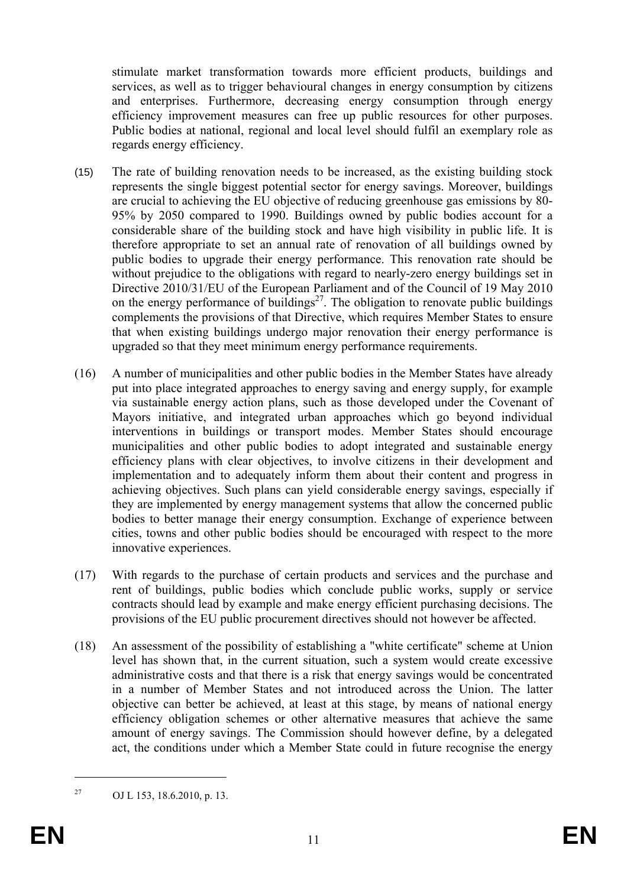stimulate market transformation towards more efficient products, buildings and services, as well as to trigger behavioural changes in energy consumption by citizens and enterprises. Furthermore, decreasing energy consumption through energy efficiency improvement measures can free up public resources for other purposes. Public bodies at national, regional and local level should fulfil an exemplary role as regards energy efficiency.

(15) The rate of building renovation needs to be increased, as the existing building stock represents the single biggest potential sector for energy savings. Moreover, buildings are crucial to achieving the EU objective of reducing greenhouse gas emissions by 80-95% by 2050 compared to 1990. Buildings owned by public bodies account for a considerable share of the building stock and have high visibility in public life. It is therefore appropriate to set an annual rate of renovation of all buildings owned by public bodies to upgrade their energy performance. This renovation rate should be without prejudice to the obligations with regard to nearly-zero energy buildings set in Directive 2010/31/EU of the European Parliament and of the Council of 19 May 2010 on the energy performance of buildings[27]. The obligation to renovate public buildings complements the provisions of that Directive, which requires Member States to ensure that when existing buildings undergo major renovation their energy performance is upgraded so that they meet minimum energy performance requirements.

(16) A number of municipalities and other public bodies in the Member States have already put into place integrated approaches to energy saving and energy supply, for example via sustainable energy action plans, such as those developed under the Covenant of Mayors initiative, and integrated urban approaches which go beyond individual interventions in buildings or transport modes. Member States should encourage municipalities and other public bodies to adopt integrated and sustainable energy efficiency plans with clear objectives, to involve citizens in their development and implementation and to adequately inform them about their content and progress in achieving objectives. Such plans can yield considerable energy savings, especially if they are implemented by energy management systems that allow the concerned public bodies to better manage their energy consumption. Exchange of experience between cities, towns and other public bodies should be encouraged with respect to the more innovative experiences.

(17) With regards to the purchase of certain products and services and the purchase and rent of buildings, public bodies which conclude public works, supply or service contracts should lead by example and make energy efficient purchasing decisions. The provisions of the EU public procurement directives should not however be affected.

(18) An assessment of the possibility of establishing a "white certificate" scheme at Union level has shown that, in the current situation, such a system would create excessive administrative costs and that there is a risk that energy savings would be concentrated in a number of Member States and not introduced across the Union. The latter objective can better be achieved, at least at this stage, by means of national energy efficiency obligation schemes or other alternative measures that achieve the same amount of energy savings. The Commission should however define, by a delegated act, the conditions under which a Member State could in future recognise the energy

[27] OJ L 153, 18.6.2010, p. 13.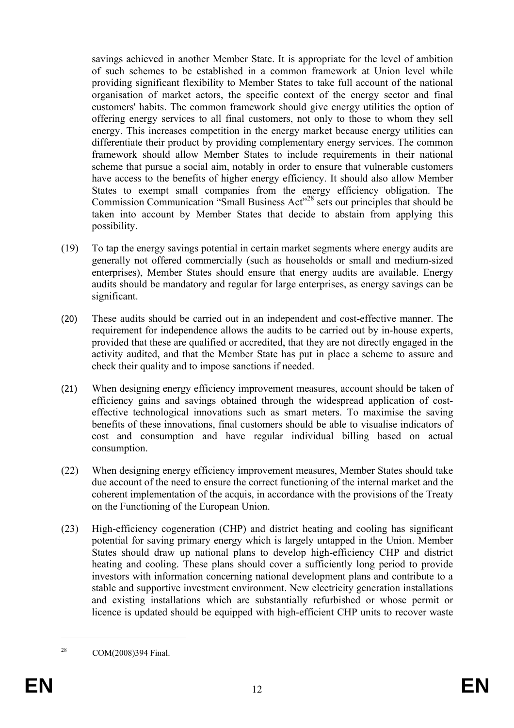savings achieved in another Member State. It is appropriate for the level of ambition of such schemes to be established in a common framework at Union level while providing significant flexibility to Member States to take full account of the national organisation of market actors, the specific context of the energy sector and final customers' habits. The common framework should give energy utilities the option of offering energy services to all final customers, not only to those to whom they sell energy. This increases competition in the energy market because energy utilities can differentiate their product by providing complementary energy services. The common framework should allow Member States to include requirements in their national scheme that pursue a social aim, notably in order to ensure that vulnerable customers have access to the benefits of higher energy efficiency. It should also allow Member States to exempt small companies from the energy efficiency obligation. The Commission Communication "Small Business Act"[28] sets out principles that should be taken into account by Member States that decide to abstain from applying this possibility.

(19) To tap the energy savings potential in certain market segments where energy audits are generally not offered commercially (such as households or small and medium-sized enterprises), Member States should ensure that energy audits are available. Energy audits should be mandatory and regular for large enterprises, as energy savings can be significant.

(20) These audits should be carried out in an independent and cost-effective manner. The requirement for independence allows the audits to be carried out by in-house experts, provided that these are qualified or accredited, that they are not directly engaged in the activity audited, and that the Member State has put in place a scheme to assure and check their quality and to impose sanctions if needed.

(21) When designing energy efficiency improvement measures, account should be taken of efficiency gains and savings obtained through the widespread application of cost-effective technological innovations such as smart meters. To maximise the saving benefits of these innovations, final customers should be able to visualise indicators of cost and consumption and have regular individual billing based on actual consumption.

(22) When designing energy efficiency improvement measures, Member States should take due account of the need to ensure the correct functioning of the internal market and the coherent implementation of the acquis, in accordance with the provisions of the Treaty on the Functioning of the European Union.

(23) High-efficiency cogeneration (CHP) and district heating and cooling has significant potential for saving primary energy which is largely untapped in the Union. Member States should draw up national plans to develop high-efficiency CHP and district heating and cooling. These plans should cover a sufficiently long period to provide investors with information concerning national development plans and contribute to a stable and supportive investment environment. New electricity generation installations and existing installations which are substantially refurbished or whose permit or licence is updated should be equipped with high-efficient CHP units to recover waste

[28] COM(2008)394 Final.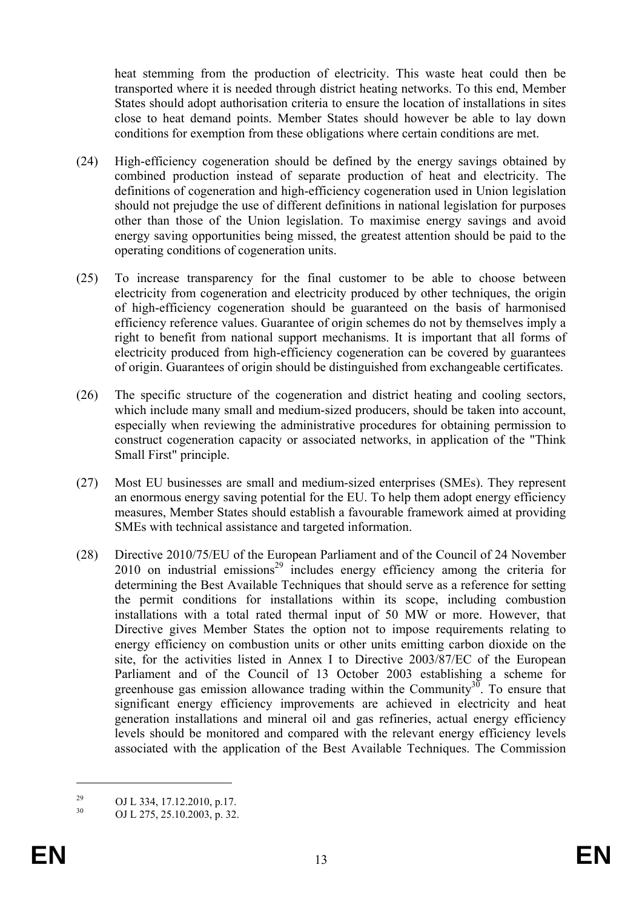heat stemming from the production of electricity. This waste heat could then be transported where it is needed through district heating networks. To this end, Member States should adopt authorisation criteria to ensure the location of installations in sites close to heat demand points. Member States should however be able to lay down conditions for exemption from these obligations where certain conditions are met.

(24) High-efficiency cogeneration should be defined by the energy savings obtained by combined production instead of separate production of heat and electricity. The definitions of cogeneration and high-efficiency cogeneration used in Union legislation should not prejudge the use of different definitions in national legislation for purposes other than those of the Union legislation. To maximise energy savings and avoid energy saving opportunities being missed, the greatest attention should be paid to the operating conditions of cogeneration units.

(25) To increase transparency for the final customer to be able to choose between electricity from cogeneration and electricity produced by other techniques, the origin of high-efficiency cogeneration should be guaranteed on the basis of harmonised efficiency reference values. Guarantee of origin schemes do not by themselves imply a right to benefit from national support mechanisms. It is important that all forms of electricity produced from high-efficiency cogeneration can be covered by guarantees of origin. Guarantees of origin should be distinguished from exchangeable certificates.

(26) The specific structure of the cogeneration and district heating and cooling sectors, which include many small and medium-sized producers, should be taken into account, especially when reviewing the administrative procedures for obtaining permission to construct cogeneration capacity or associated networks, in application of the "Think Small First" principle.

(27) Most EU businesses are small and medium-sized enterprises (SMEs). They represent an enormous energy saving potential for the EU. To help them adopt energy efficiency measures, Member States should establish a favourable framework aimed at providing SMEs with technical assistance and targeted information.

(28) Directive 2010/75/EU of the European Parliament and of the Council of 24 November 2010 on industrial emissions[29] includes energy efficiency among the criteria for determining the Best Available Techniques that should serve as a reference for setting the permit conditions for installations within its scope, including combustion installations with a total rated thermal input of 50 MW or more. However, that Directive gives Member States the option not to impose requirements relating to energy efficiency on combustion units or other units emitting carbon dioxide on the site, for the activities listed in Annex I to Directive 2003/87/EC of the European Parliament and of the Council of 13 October 2003 establishing a scheme for greenhouse gas emission allowance trading within the Community[30]. To ensure that significant energy efficiency improvements are achieved in electricity and heat generation installations and mineral oil and gas refineries, actual energy efficiency levels should be monitored and compared with the relevant energy efficiency levels associated with the application of the Best Available Techniques. The Commission

---

[29] OJ L 334, 17.12.2010, p.17.

[30] OJ L 275, 25.10.2003, p. 32.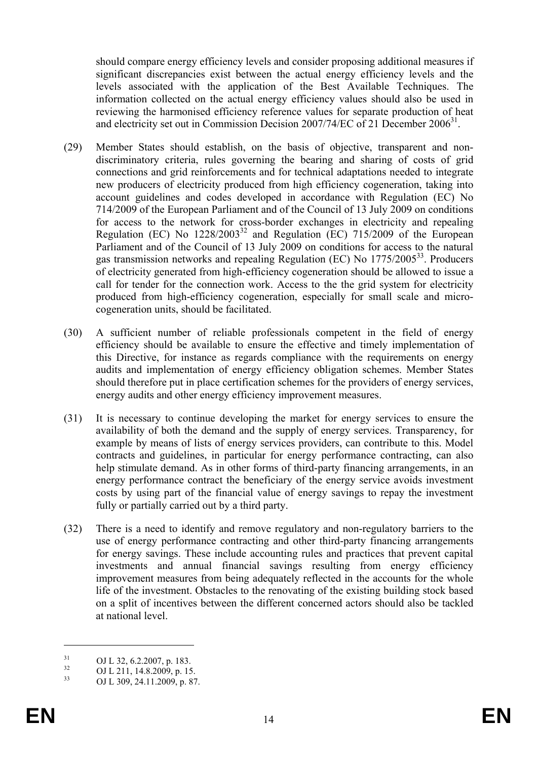should compare energy efficiency levels and consider proposing additional measures if significant discrepancies exist between the actual energy efficiency levels and the levels associated with the application of the Best Available Techniques. The information collected on the actual energy efficiency values should also be used in reviewing the harmonised efficiency reference values for separate production of heat and electricity set out in Commission Decision 2007/74/EC of 21 December 2006[31].

(29) Member States should establish, on the basis of objective, transparent and non-discriminatory criteria, rules governing the bearing and sharing of costs of grid connections and grid reinforcements and for technical adaptations needed to integrate new producers of electricity produced from high efficiency cogeneration, taking into account guidelines and codes developed in accordance with Regulation (EC) No 714/2009 of the European Parliament and of the Council of 13 July 2009 on conditions for access to the network for cross-border exchanges in electricity and repealing Regulation (EC) No 1228/2003[32] and Regulation (EC) 715/2009 of the European Parliament and of the Council of 13 July 2009 on conditions for access to the natural gas transmission networks and repealing Regulation (EC) No 1775/2005[33]. Producers of electricity generated from high-efficiency cogeneration should be allowed to issue a call for tender for the connection work. Access to the the grid system for electricity produced from high-efficiency cogeneration, especially for small scale and micro-cogeneration units, should be facilitated.

(30) A sufficient number of reliable professionals competent in the field of energy efficiency should be available to ensure the effective and timely implementation of this Directive, for instance as regards compliance with the requirements on energy audits and implementation of energy efficiency obligation schemes. Member States should therefore put in place certification schemes for the providers of energy services, energy audits and other energy efficiency improvement measures.

(31) It is necessary to continue developing the market for energy services to ensure the availability of both the demand and the supply of energy services. Transparency, for example by means of lists of energy services providers, can contribute to this. Model contracts and guidelines, in particular for energy performance contracting, can also help stimulate demand. As in other forms of third-party financing arrangements, in an energy performance contract the beneficiary of the energy service avoids investment costs by using part of the financial value of energy savings to repay the investment fully or partially carried out by a third party.

(32) There is a need to identify and remove regulatory and non-regulatory barriers to the use of energy performance contracting and other third-party financing arrangements for energy savings. These include accounting rules and practices that prevent capital investments and annual financial savings resulting from energy efficiency improvement measures from being adequately reflected in the accounts for the whole life of the investment. Obstacles to the renovating of the existing building stock based on a split of incentives between the different concerned actors should also be tackled at national level.

[31] OJ L 32, 6.2.2007, p. 183.

[32] OJ L 211, 14.8.2009, p. 15.

[33] OJ L 309, 24.11.2009, p. 87.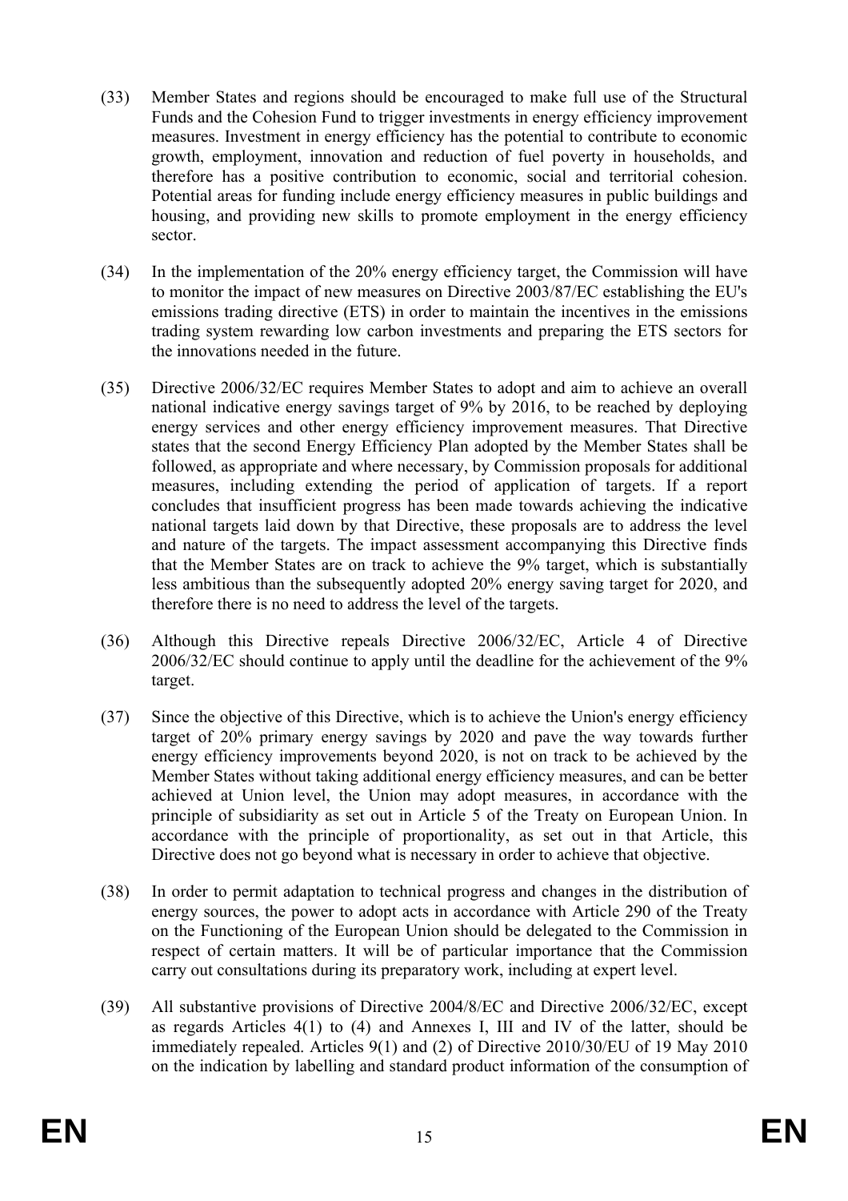(33) Member States and regions should be encouraged to make full use of the Structural Funds and the Cohesion Fund to trigger investments in energy efficiency improvement measures. Investment in energy efficiency has the potential to contribute to economic growth, employment, innovation and reduction of fuel poverty in households, and therefore has a positive contribution to economic, social and territorial cohesion. Potential areas for funding include energy efficiency measures in public buildings and housing, and providing new skills to promote employment in the energy efficiency sector.

(34) In the implementation of the 20% energy efficiency target, the Commission will have to monitor the impact of new measures on Directive 2003/87/EC establishing the EU's emissions trading directive (ETS) in order to maintain the incentives in the emissions trading system rewarding low carbon investments and preparing the ETS sectors for the innovations needed in the future.

(35) Directive 2006/32/EC requires Member States to adopt and aim to achieve an overall national indicative energy savings target of 9% by 2016, to be reached by deploying energy services and other energy efficiency improvement measures. That Directive states that the second Energy Efficiency Plan adopted by the Member States shall be followed, as appropriate and where necessary, by Commission proposals for additional measures, including extending the period of application of targets. If a report concludes that insufficient progress has been made towards achieving the indicative national targets laid down by that Directive, these proposals are to address the level and nature of the targets. The impact assessment accompanying this Directive finds that the Member States are on track to achieve the 9% target, which is substantially less ambitious than the subsequently adopted 20% energy saving target for 2020, and therefore there is no need to address the level of the targets.

(36) Although this Directive repeals Directive 2006/32/EC, Article 4 of Directive 2006/32/EC should continue to apply until the deadline for the achievement of the 9% target.

(37) Since the objective of this Directive, which is to achieve the Union's energy efficiency target of 20% primary energy savings by 2020 and pave the way towards further energy efficiency improvements beyond 2020, is not on track to be achieved by the Member States without taking additional energy efficiency measures, and can be better achieved at Union level, the Union may adopt measures, in accordance with the principle of subsidiarity as set out in Article 5 of the Treaty on European Union. In accordance with the principle of proportionality, as set out in that Article, this Directive does not go beyond what is necessary in order to achieve that objective.

(38) In order to permit adaptation to technical progress and changes in the distribution of energy sources, the power to adopt acts in accordance with Article 290 of the Treaty on the Functioning of the European Union should be delegated to the Commission in respect of certain matters. It will be of particular importance that the Commission carry out consultations during its preparatory work, including at expert level.

(39) All substantive provisions of Directive 2004/8/EC and Directive 2006/32/EC, except as regards Articles 4(1) to (4) and Annexes I, III and IV of the latter, should be immediately repealed. Articles 9(1) and (2) of Directive 2010/30/EU of 19 May 2010 on the indication by labelling and standard product information of the consumption of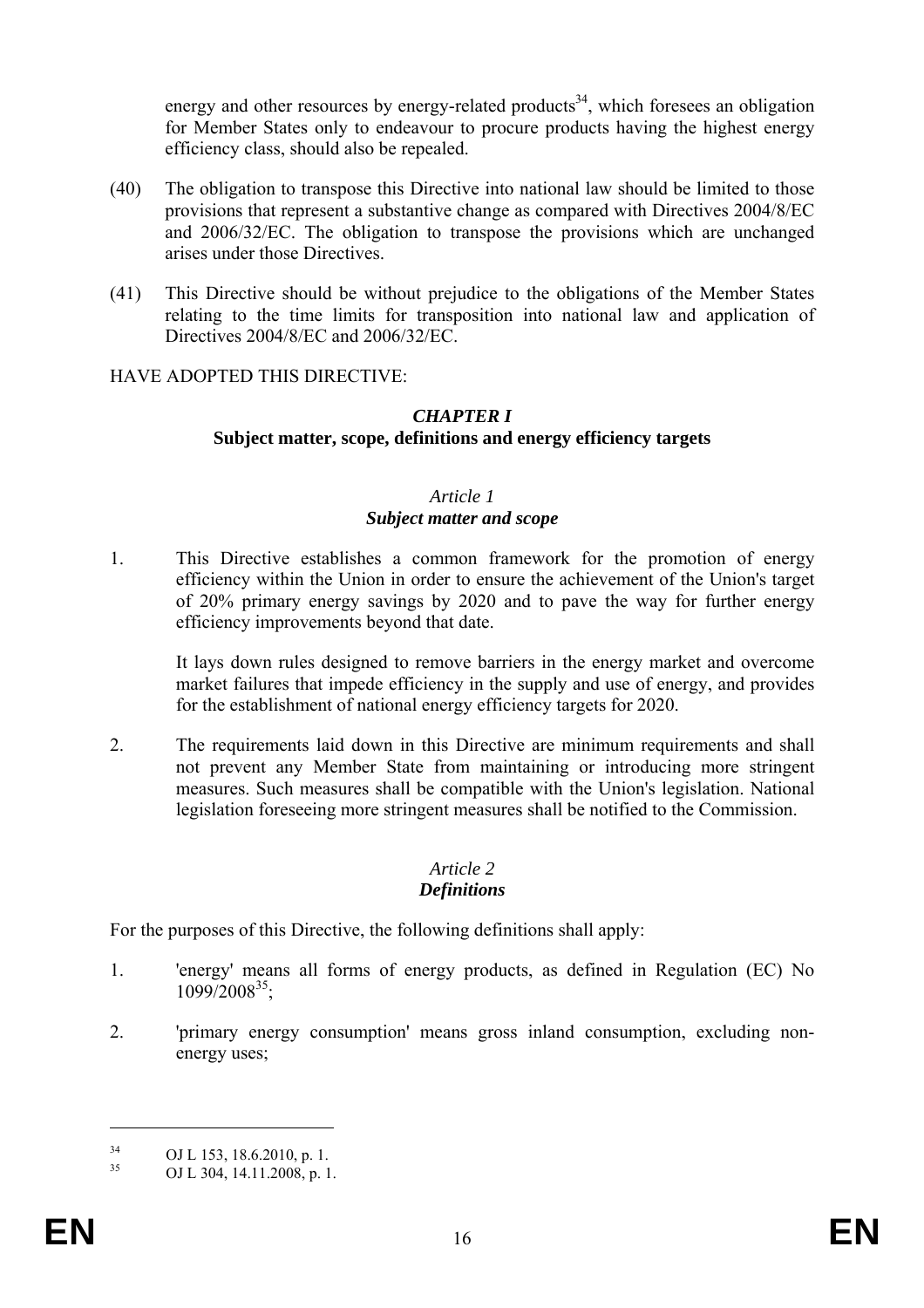energy and other resources by energy-related products[34], which foresees an obligation for Member States only to endeavour to procure products having the highest energy efficiency class, should also be repealed.

(40) The obligation to transpose this Directive into national law should be limited to those provisions that represent a substantive change as compared with Directives 2004/8/EC and 2006/32/EC. The obligation to transpose the provisions which are unchanged arises under those Directives.

(41) This Directive should be without prejudice to the obligations of the Member States relating to the time limits for transposition into national law and application of Directives 2004/8/EC and 2006/32/EC.

HAVE ADOPTED THIS DIRECTIVE:

## *CHAPTER I*
## Subject matter, scope, definitions and energy efficiency targets

### *Article 1*
### ***Subject matter and scope***

1. This Directive establishes a common framework for the promotion of energy efficiency within the Union in order to ensure the achievement of the Union's target of 20% primary energy savings by 2020 and to pave the way for further energy efficiency improvements beyond that date.

   It lays down rules designed to remove barriers in the energy market and overcome market failures that impede efficiency in the supply and use of energy, and provides for the establishment of national energy efficiency targets for 2020.

2. The requirements laid down in this Directive are minimum requirements and shall not prevent any Member State from maintaining or introducing more stringent measures. Such measures shall be compatible with the Union's legislation. National legislation foreseeing more stringent measures shall be notified to the Commission.

### *Article 2*
### ***Definitions***

For the purposes of this Directive, the following definitions shall apply:

1. 'energy' means all forms of energy products, as defined in Regulation (EC) No 1099/2008[35];

2. 'primary energy consumption' means gross inland consumption, excluding non-energy uses;

---

[34] OJ L 153, 18.6.2010, p. 1.

[35] OJ L 304, 14.11.2008, p. 1.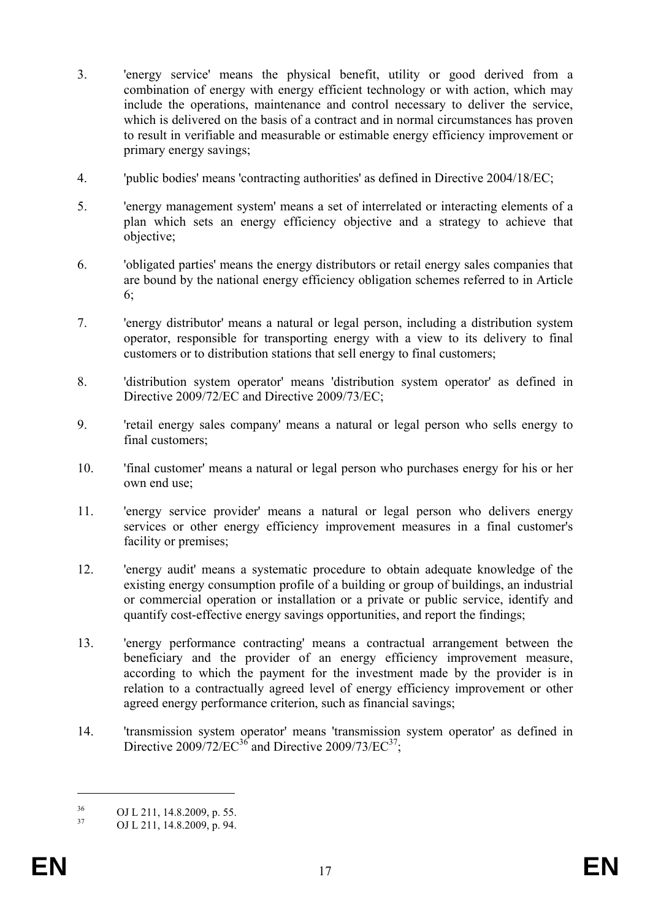3. 'energy service' means the physical benefit, utility or good derived from a combination of energy with energy efficient technology or with action, which may include the operations, maintenance and control necessary to deliver the service, which is delivered on the basis of a contract and in normal circumstances has proven to result in verifiable and measurable or estimable energy efficiency improvement or primary energy savings;

4. 'public bodies' means 'contracting authorities' as defined in Directive 2004/18/EC;

5. 'energy management system' means a set of interrelated or interacting elements of a plan which sets an energy efficiency objective and a strategy to achieve that objective;

6. 'obligated parties' means the energy distributors or retail energy sales companies that are bound by the national energy efficiency obligation schemes referred to in Article 6;

7. 'energy distributor' means a natural or legal person, including a distribution system operator, responsible for transporting energy with a view to its delivery to final customers or to distribution stations that sell energy to final customers;

8. 'distribution system operator' means 'distribution system operator' as defined in Directive 2009/72/EC and Directive 2009/73/EC;

9. 'retail energy sales company' means a natural or legal person who sells energy to final customers;

10. 'final customer' means a natural or legal person who purchases energy for his or her own end use;

11. 'energy service provider' means a natural or legal person who delivers energy services or other energy efficiency improvement measures in a final customer's facility or premises;

12. 'energy audit' means a systematic procedure to obtain adequate knowledge of the existing energy consumption profile of a building or group of buildings, an industrial or commercial operation or installation or a private or public service, identify and quantify cost-effective energy savings opportunities, and report the findings;

13. 'energy performance contracting' means a contractual arrangement between the beneficiary and the provider of an energy efficiency improvement measure, according to which the payment for the investment made by the provider is in relation to a contractually agreed level of energy efficiency improvement or other agreed energy performance criterion, such as financial savings;

14. 'transmission system operator' means 'transmission system operator' as defined in Directive 2009/72/EC[36] and Directive 2009/73/EC[37];

---

[36] OJ L 211, 14.8.2009, p. 55.

[37] OJ L 211, 14.8.2009, p. 94.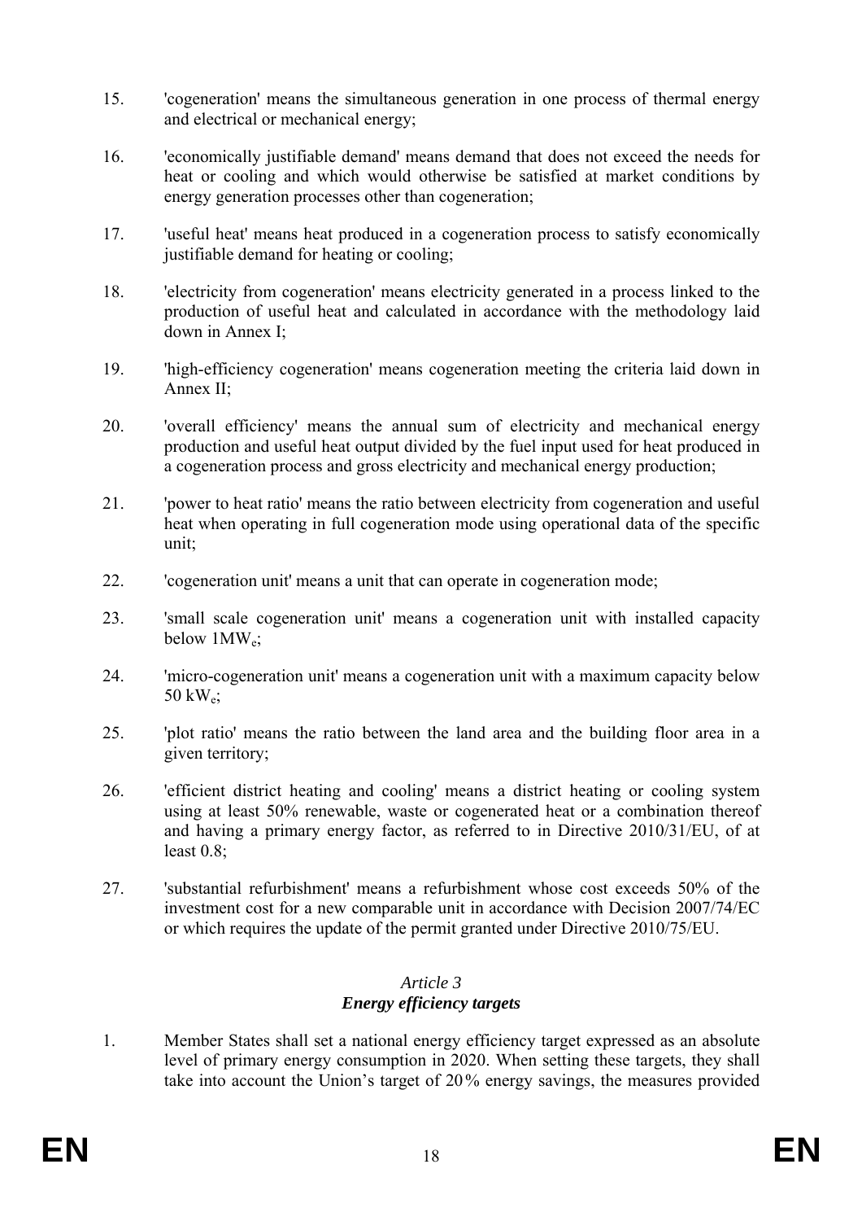15. 'cogeneration' means the simultaneous generation in one process of thermal energy and electrical or mechanical energy;

16. 'economically justifiable demand' means demand that does not exceed the needs for heat or cooling and which would otherwise be satisfied at market conditions by energy generation processes other than cogeneration;

17. 'useful heat' means heat produced in a cogeneration process to satisfy economically justifiable demand for heating or cooling;

18. 'electricity from cogeneration' means electricity generated in a process linked to the production of useful heat and calculated in accordance with the methodology laid down in Annex I;

19. 'high-efficiency cogeneration' means cogeneration meeting the criteria laid down in Annex II;

20. 'overall efficiency' means the annual sum of electricity and mechanical energy production and useful heat output divided by the fuel input used for heat produced in a cogeneration process and gross electricity and mechanical energy production;

21. 'power to heat ratio' means the ratio between electricity from cogeneration and useful heat when operating in full cogeneration mode using operational data of the specific unit;

22. 'cogeneration unit' means a unit that can operate in cogeneration mode;

23. 'small scale cogeneration unit' means a cogeneration unit with installed capacity below $1MW_e$;

24. 'micro-cogeneration unit' means a cogeneration unit with a maximum capacity below $50\ kW_e$;

25. 'plot ratio' means the ratio between the land area and the building floor area in a given territory;

26. 'efficient district heating and cooling' means a district heating or cooling system using at least 50% renewable, waste or cogenerated heat or a combination thereof and having a primary energy factor, as referred to in Directive 2010/31/EU, of at least 0.8;

27. 'substantial refurbishment' means a refurbishment whose cost exceeds 50% of the investment cost for a new comparable unit in accordance with Decision 2007/74/EC or which requires the update of the permit granted under Directive 2010/75/EU.

*Article 3*

***Energy efficiency targets***

1. Member States shall set a national energy efficiency target expressed as an absolute level of primary energy consumption in 2020. When setting these targets, they shall take into account the Union's target of 20% energy savings, the measures provided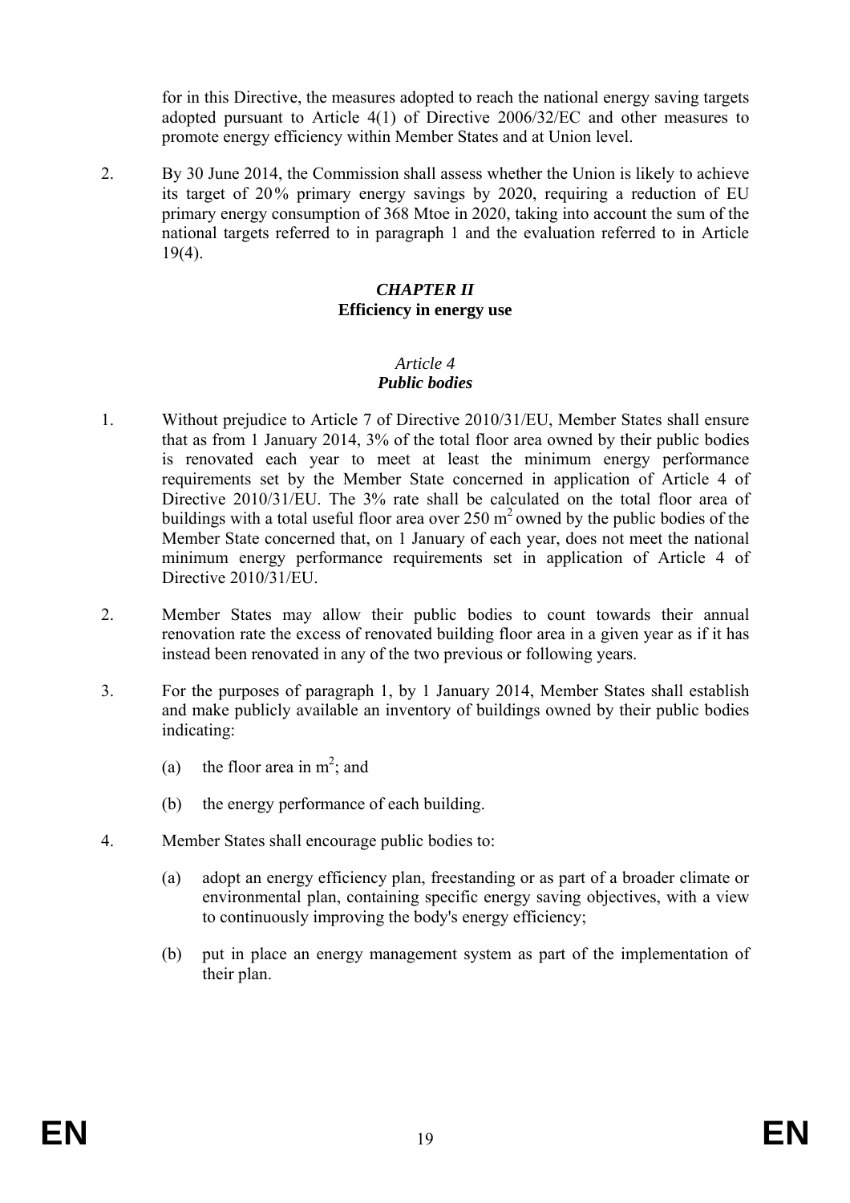for in this Directive, the measures adopted to reach the national energy saving targets adopted pursuant to Article 4(1) of Directive 2006/32/EC and other measures to promote energy efficiency within Member States and at Union level.

2. By 30 June 2014, the Commission shall assess whether the Union is likely to achieve its target of 20% primary energy savings by 2020, requiring a reduction of EU primary energy consumption of 368 Mtoe in 2020, taking into account the sum of the national targets referred to in paragraph 1 and the evaluation referred to in Article 19(4).

## *CHAPTER II*
## **Efficiency in energy use**

### *Article 4*
### ***Public bodies***

1. Without prejudice to Article 7 of Directive 2010/31/EU, Member States shall ensure that as from 1 January 2014, 3% of the total floor area owned by their public bodies is renovated each year to meet at least the minimum energy performance requirements set by the Member State concerned in application of Article 4 of Directive 2010/31/EU. The 3% rate shall be calculated on the total floor area of buildings with a total useful floor area over 250 $m^2$ owned by the public bodies of the Member State concerned that, on 1 January of each year, does not meet the national minimum energy performance requirements set in application of Article 4 of Directive 2010/31/EU.

2. Member States may allow their public bodies to count towards their annual renovation rate the excess of renovated building floor area in a given year as if it has instead been renovated in any of the two previous or following years.

3. For the purposes of paragraph 1, by 1 January 2014, Member States shall establish and make publicly available an inventory of buildings owned by their public bodies indicating:

   (a) the floor area in $m^2$; and

   (b) the energy performance of each building.

4. Member States shall encourage public bodies to:

   (a) adopt an energy efficiency plan, freestanding or as part of a broader climate or environmental plan, containing specific energy saving objectives, with a view to continuously improving the body's energy efficiency;

   (b) put in place an energy management system as part of the implementation of their plan.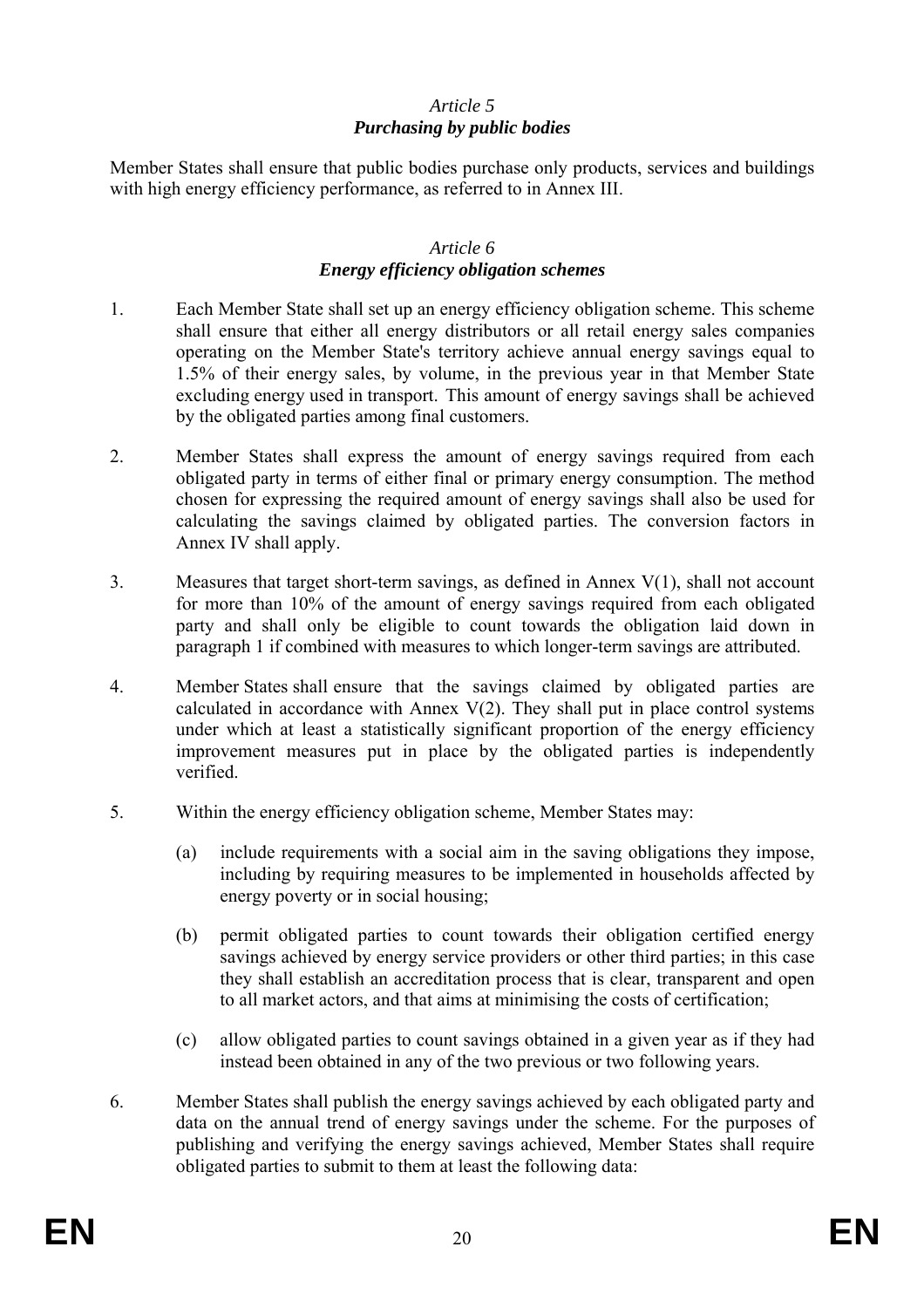*Article 5*
***Purchasing by public bodies***

Member States shall ensure that public bodies purchase only products, services and buildings with high energy efficiency performance, as referred to in Annex III.

*Article 6*
***Energy efficiency obligation schemes***

1. Each Member State shall set up an energy efficiency obligation scheme. This scheme shall ensure that either all energy distributors or all retail energy sales companies operating on the Member State's territory achieve annual energy savings equal to 1.5% of their energy sales, by volume, in the previous year in that Member State excluding energy used in transport. This amount of energy savings shall be achieved by the obligated parties among final customers.

2. Member States shall express the amount of energy savings required from each obligated party in terms of either final or primary energy consumption. The method chosen for expressing the required amount of energy savings shall also be used for calculating the savings claimed by obligated parties. The conversion factors in Annex IV shall apply.

3. Measures that target short-term savings, as defined in Annex V(1), shall not account for more than 10% of the amount of energy savings required from each obligated party and shall only be eligible to count towards the obligation laid down in paragraph 1 if combined with measures to which longer-term savings are attributed.

4. Member States shall ensure that the savings claimed by obligated parties are calculated in accordance with Annex V(2). They shall put in place control systems under which at least a statistically significant proportion of the energy efficiency improvement measures put in place by the obligated parties is independently verified.

5. Within the energy efficiency obligation scheme, Member States may:

   (a) include requirements with a social aim in the saving obligations they impose, including by requiring measures to be implemented in households affected by energy poverty or in social housing;

   (b) permit obligated parties to count towards their obligation certified energy savings achieved by energy service providers or other third parties; in this case they shall establish an accreditation process that is clear, transparent and open to all market actors, and that aims at minimising the costs of certification;

   (c) allow obligated parties to count savings obtained in a given year as if they had instead been obtained in any of the two previous or two following years.

6. Member States shall publish the energy savings achieved by each obligated party and data on the annual trend of energy savings under the scheme. For the purposes of publishing and verifying the energy savings achieved, Member States shall require obligated parties to submit to them at least the following data: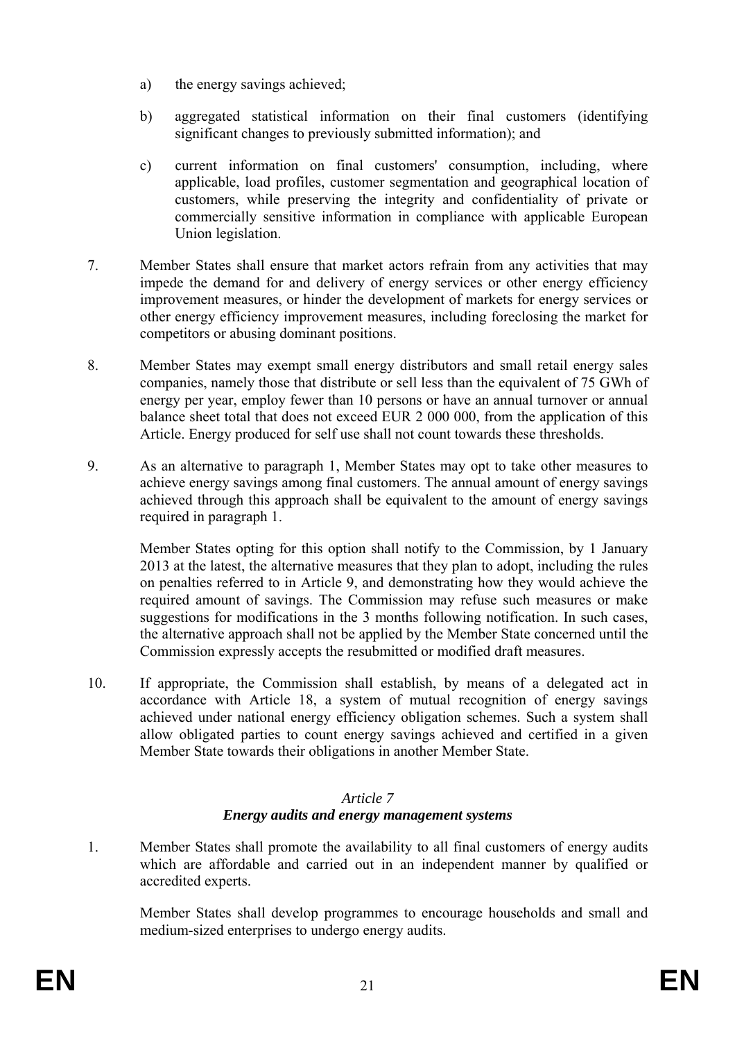a) the energy savings achieved;

b) aggregated statistical information on their final customers (identifying significant changes to previously submitted information); and

c) current information on final customers' consumption, including, where applicable, load profiles, customer segmentation and geographical location of customers, while preserving the integrity and confidentiality of private or commercially sensitive information in compliance with applicable European Union legislation.

7. Member States shall ensure that market actors refrain from any activities that may impede the demand for and delivery of energy services or other energy efficiency improvement measures, or hinder the development of markets for energy services or other energy efficiency improvement measures, including foreclosing the market for competitors or abusing dominant positions.

8. Member States may exempt small energy distributors and small retail energy sales companies, namely those that distribute or sell less than the equivalent of 75 GWh of energy per year, employ fewer than 10 persons or have an annual turnover or annual balance sheet total that does not exceed EUR 2 000 000, from the application of this Article. Energy produced for self use shall not count towards these thresholds.

9. As an alternative to paragraph 1, Member States may opt to take other measures to achieve energy savings among final customers. The annual amount of energy savings achieved through this approach shall be equivalent to the amount of energy savings required in paragraph 1.

   Member States opting for this option shall notify to the Commission, by 1 January 2013 at the latest, the alternative measures that they plan to adopt, including the rules on penalties referred to in Article 9, and demonstrating how they would achieve the required amount of savings. The Commission may refuse such measures or make suggestions for modifications in the 3 months following notification. In such cases, the alternative approach shall not be applied by the Member State concerned until the Commission expressly accepts the resubmitted or modified draft measures.

10. If appropriate, the Commission shall establish, by means of a delegated act in accordance with Article 18, a system of mutual recognition of energy savings achieved under national energy efficiency obligation schemes. Such a system shall allow obligated parties to count energy savings achieved and certified in a given Member State towards their obligations in another Member State.

### *Article 7*
### ***Energy audits and energy management systems***

1. Member States shall promote the availability to all final customers of energy audits which are affordable and carried out in an independent manner by qualified or accredited experts.

   Member States shall develop programmes to encourage households and small and medium-sized enterprises to undergo energy audits.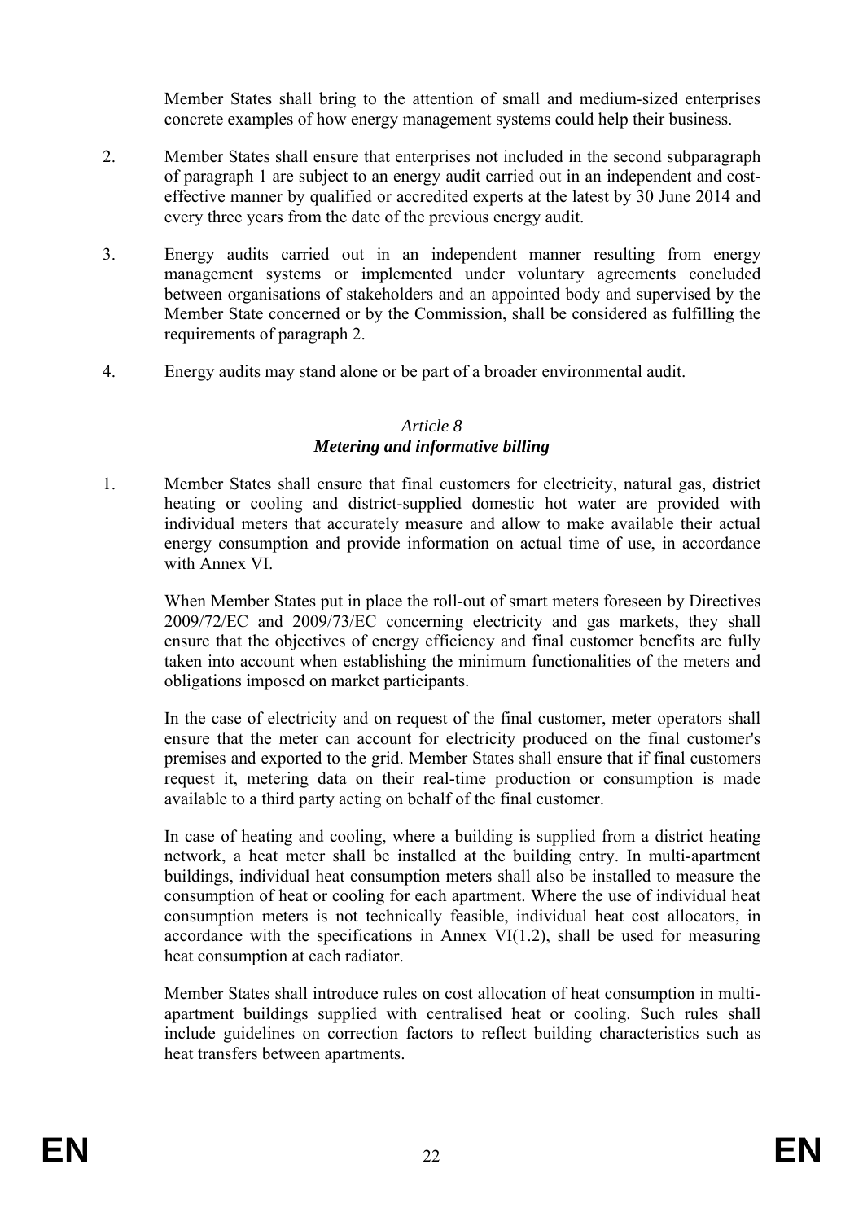Member States shall bring to the attention of small and medium-sized enterprises concrete examples of how energy management systems could help their business.

2. Member States shall ensure that enterprises not included in the second subparagraph of paragraph 1 are subject to an energy audit carried out in an independent and cost-effective manner by qualified or accredited experts at the latest by 30 June 2014 and every three years from the date of the previous energy audit.

3. Energy audits carried out in an independent manner resulting from energy management systems or implemented under voluntary agreements concluded between organisations of stakeholders and an appointed body and supervised by the Member State concerned or by the Commission, shall be considered as fulfilling the requirements of paragraph 2.

4. Energy audits may stand alone or be part of a broader environmental audit.

### *Article 8*
### ***Metering and informative billing***

1. Member States shall ensure that final customers for electricity, natural gas, district heating or cooling and district-supplied domestic hot water are provided with individual meters that accurately measure and allow to make available their actual energy consumption and provide information on actual time of use, in accordance with Annex VI.

   When Member States put in place the roll-out of smart meters foreseen by Directives 2009/72/EC and 2009/73/EC concerning electricity and gas markets, they shall ensure that the objectives of energy efficiency and final customer benefits are fully taken into account when establishing the minimum functionalities of the meters and obligations imposed on market participants.

   In the case of electricity and on request of the final customer, meter operators shall ensure that the meter can account for electricity produced on the final customer's premises and exported to the grid. Member States shall ensure that if final customers request it, metering data on their real-time production or consumption is made available to a third party acting on behalf of the final customer.

   In case of heating and cooling, where a building is supplied from a district heating network, a heat meter shall be installed at the building entry. In multi-apartment buildings, individual heat consumption meters shall also be installed to measure the consumption of heat or cooling for each apartment. Where the use of individual heat consumption meters is not technically feasible, individual heat cost allocators, in accordance with the specifications in Annex VI(1.2), shall be used for measuring heat consumption at each radiator.

   Member States shall introduce rules on cost allocation of heat consumption in multi-apartment buildings supplied with centralised heat or cooling. Such rules shall include guidelines on correction factors to reflect building characteristics such as heat transfers between apartments.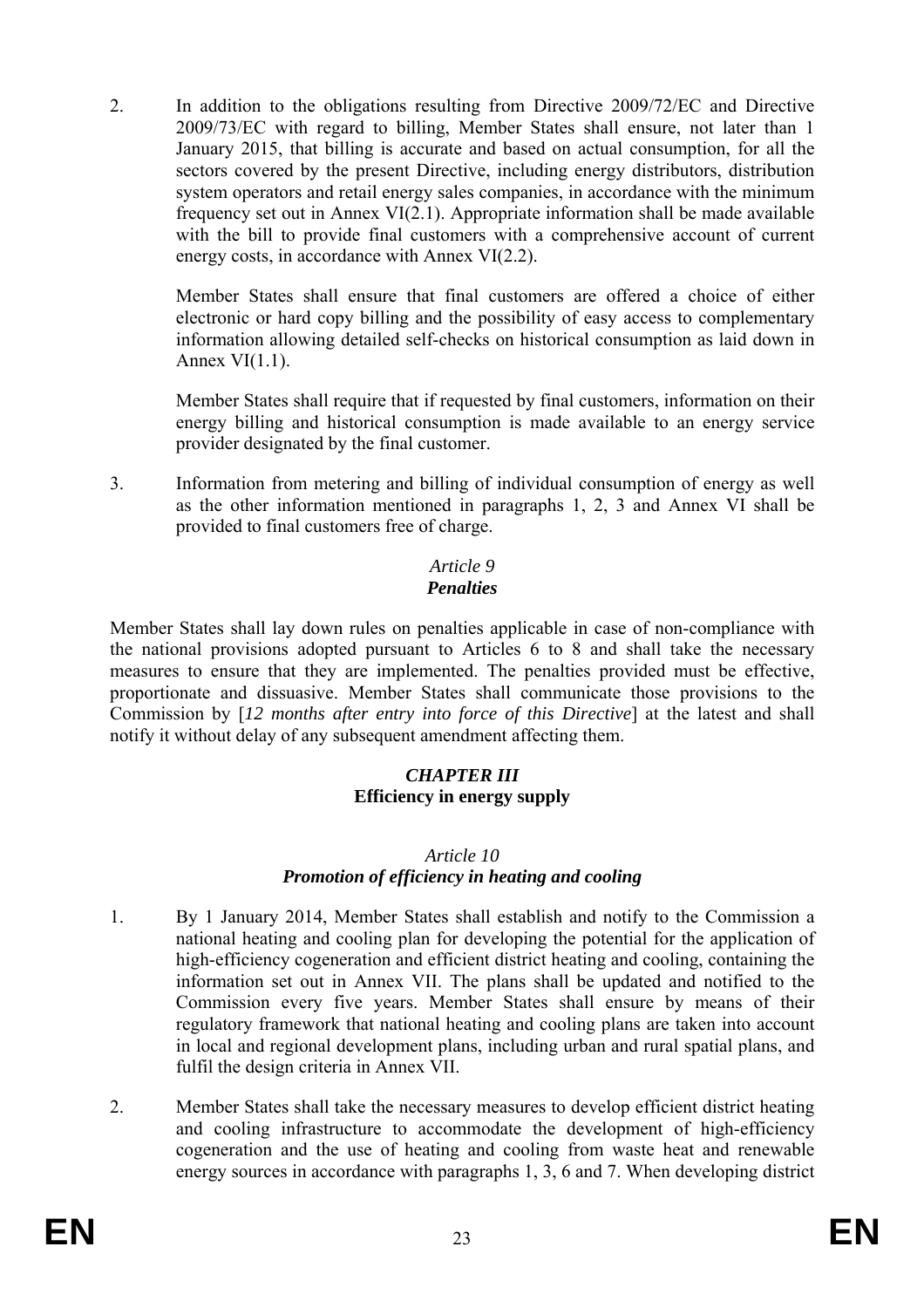2. In addition to the obligations resulting from Directive 2009/72/EC and Directive 2009/73/EC with regard to billing, Member States shall ensure, not later than 1 January 2015, that billing is accurate and based on actual consumption, for all the sectors covered by the present Directive, including energy distributors, distribution system operators and retail energy sales companies, in accordance with the minimum frequency set out in Annex VI(2.1). Appropriate information shall be made available with the bill to provide final customers with a comprehensive account of current energy costs, in accordance with Annex VI(2.2).

   Member States shall ensure that final customers are offered a choice of either electronic or hard copy billing and the possibility of easy access to complementary information allowing detailed self-checks on historical consumption as laid down in Annex VI(1.1).

   Member States shall require that if requested by final customers, information on their energy billing and historical consumption is made available to an energy service provider designated by the final customer.

3. Information from metering and billing of individual consumption of energy as well as the other information mentioned in paragraphs 1, 2, 3 and Annex VI shall be provided to final customers free of charge.

### *Article 9*
### ***Penalties***

Member States shall lay down rules on penalties applicable in case of non-compliance with the national provisions adopted pursuant to Articles 6 to 8 and shall take the necessary measures to ensure that they are implemented. The penalties provided must be effective, proportionate and dissuasive. Member States shall communicate those provisions to the Commission by [*12 months after entry into force of this Directive*] at the latest and shall notify it without delay of any subsequent amendment affecting them.

## ***CHAPTER III***
## **Efficiency in energy supply**

### *Article 10*
### ***Promotion of efficiency in heating and cooling***

1. By 1 January 2014, Member States shall establish and notify to the Commission a national heating and cooling plan for developing the potential for the application of high-efficiency cogeneration and efficient district heating and cooling, containing the information set out in Annex VII. The plans shall be updated and notified to the Commission every five years. Member States shall ensure by means of their regulatory framework that national heating and cooling plans are taken into account in local and regional development plans, including urban and rural spatial plans, and fulfil the design criteria in Annex VII.

2. Member States shall take the necessary measures to develop efficient district heating and cooling infrastructure to accommodate the development of high-efficiency cogeneration and the use of heating and cooling from waste heat and renewable energy sources in accordance with paragraphs 1, 3, 6 and 7. When developing district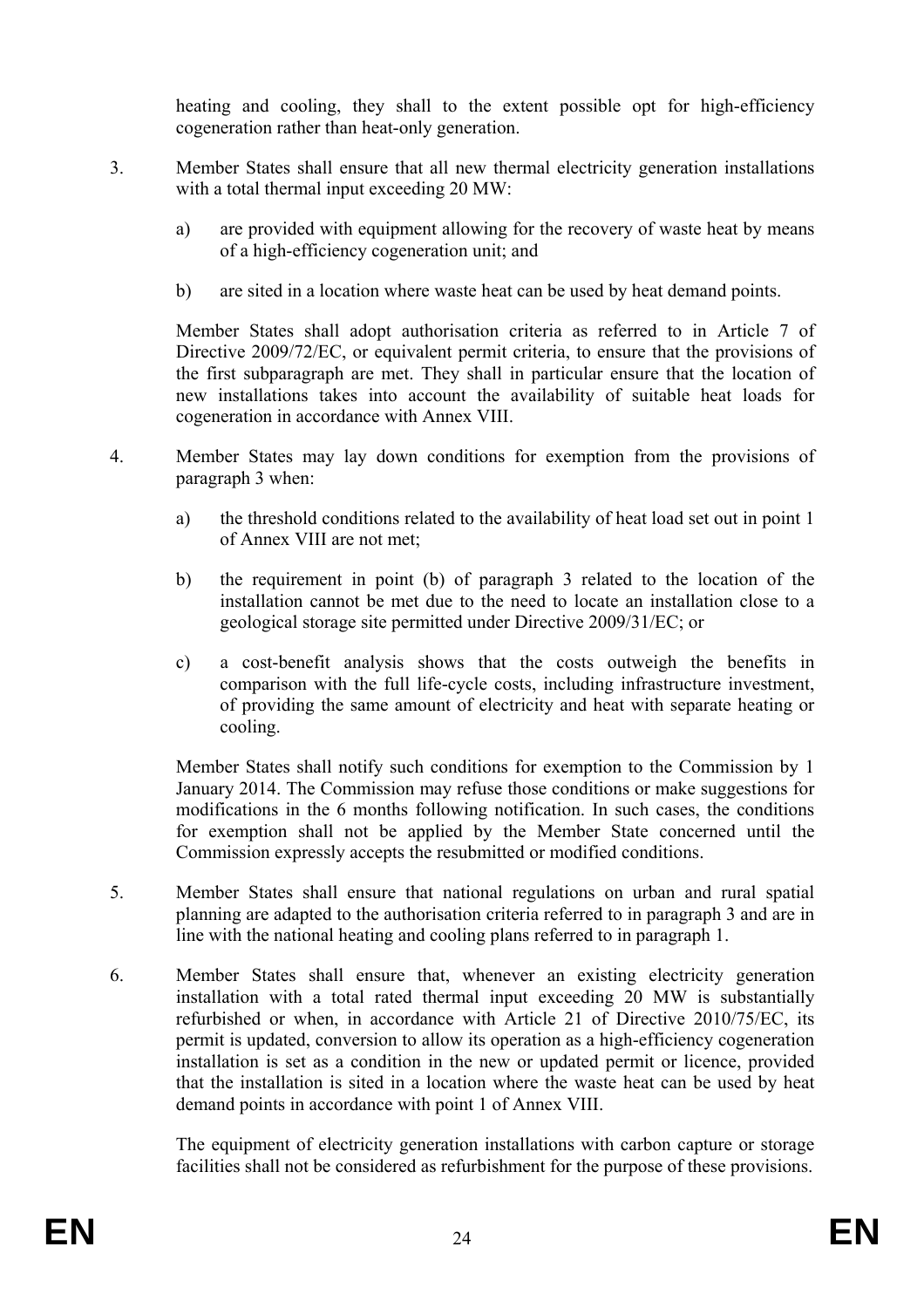heating and cooling, they shall to the extent possible opt for high-efficiency cogeneration rather than heat-only generation.

3. Member States shall ensure that all new thermal electricity generation installations with a total thermal input exceeding 20 MW:

   a) are provided with equipment allowing for the recovery of waste heat by means of a high-efficiency cogeneration unit; and

   b) are sited in a location where waste heat can be used by heat demand points.

   Member States shall adopt authorisation criteria as referred to in Article 7 of Directive 2009/72/EC, or equivalent permit criteria, to ensure that the provisions of the first subparagraph are met. They shall in particular ensure that the location of new installations takes into account the availability of suitable heat loads for cogeneration in accordance with Annex VIII.

4. Member States may lay down conditions for exemption from the provisions of paragraph 3 when:

   a) the threshold conditions related to the availability of heat load set out in point 1 of Annex VIII are not met;

   b) the requirement in point (b) of paragraph 3 related to the location of the installation cannot be met due to the need to locate an installation close to a geological storage site permitted under Directive 2009/31/EC; or

   c) a cost-benefit analysis shows that the costs outweigh the benefits in comparison with the full life-cycle costs, including infrastructure investment, of providing the same amount of electricity and heat with separate heating or cooling.

   Member States shall notify such conditions for exemption to the Commission by 1 January 2014. The Commission may refuse those conditions or make suggestions for modifications in the 6 months following notification. In such cases, the conditions for exemption shall not be applied by the Member State concerned until the Commission expressly accepts the resubmitted or modified conditions.

5. Member States shall ensure that national regulations on urban and rural spatial planning are adapted to the authorisation criteria referred to in paragraph 3 and are in line with the national heating and cooling plans referred to in paragraph 1.

6. Member States shall ensure that, whenever an existing electricity generation installation with a total rated thermal input exceeding 20 MW is substantially refurbished or when, in accordance with Article 21 of Directive 2010/75/EC, its permit is updated, conversion to allow its operation as a high-efficiency cogeneration installation is set as a condition in the new or updated permit or licence, provided that the installation is sited in a location where the waste heat can be used by heat demand points in accordance with point 1 of Annex VIII.

   The equipment of electricity generation installations with carbon capture or storage facilities shall not be considered as refurbishment for the purpose of these provisions.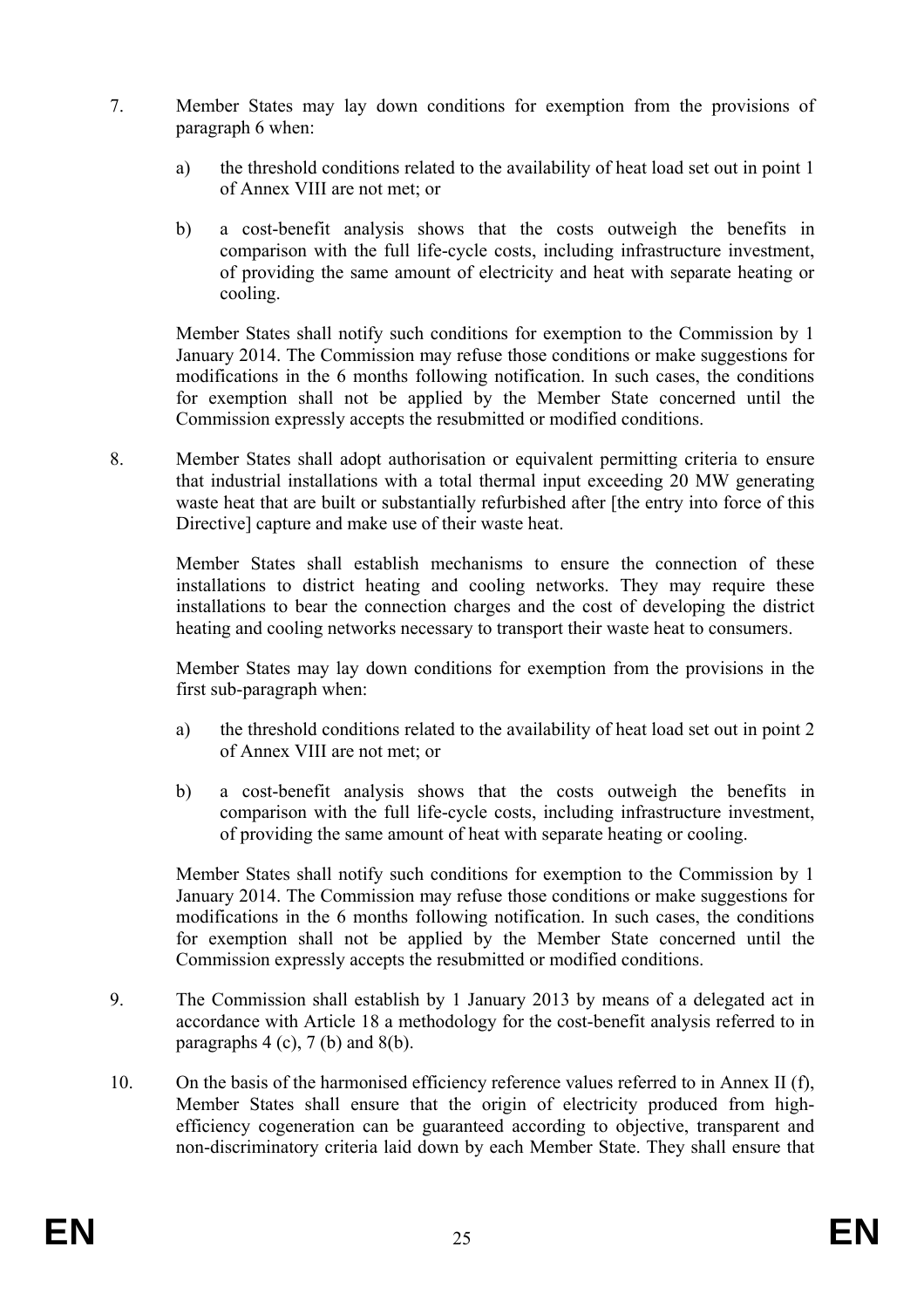7. Member States may lay down conditions for exemption from the provisions of paragraph 6 when:

   a) the threshold conditions related to the availability of heat load set out in point 1 of Annex VIII are not met; or

   b) a cost-benefit analysis shows that the costs outweigh the benefits in comparison with the full life-cycle costs, including infrastructure investment, of providing the same amount of electricity and heat with separate heating or cooling.

   Member States shall notify such conditions for exemption to the Commission by 1 January 2014. The Commission may refuse those conditions or make suggestions for modifications in the 6 months following notification. In such cases, the conditions for exemption shall not be applied by the Member State concerned until the Commission expressly accepts the resubmitted or modified conditions.

8. Member States shall adopt authorisation or equivalent permitting criteria to ensure that industrial installations with a total thermal input exceeding 20 MW generating waste heat that are built or substantially refurbished after [the entry into force of this Directive] capture and make use of their waste heat.

   Member States shall establish mechanisms to ensure the connection of these installations to district heating and cooling networks. They may require these installations to bear the connection charges and the cost of developing the district heating and cooling networks necessary to transport their waste heat to consumers.

   Member States may lay down conditions for exemption from the provisions in the first sub-paragraph when:

   a) the threshold conditions related to the availability of heat load set out in point 2 of Annex VIII are not met; or

   b) a cost-benefit analysis shows that the costs outweigh the benefits in comparison with the full life-cycle costs, including infrastructure investment, of providing the same amount of heat with separate heating or cooling.

   Member States shall notify such conditions for exemption to the Commission by 1 January 2014. The Commission may refuse those conditions or make suggestions for modifications in the 6 months following notification. In such cases, the conditions for exemption shall not be applied by the Member State concerned until the Commission expressly accepts the resubmitted or modified conditions.

9. The Commission shall establish by 1 January 2013 by means of a delegated act in accordance with Article 18 a methodology for the cost-benefit analysis referred to in paragraphs 4 (c), 7 (b) and 8(b).

10. On the basis of the harmonised efficiency reference values referred to in Annex II (f), Member States shall ensure that the origin of electricity produced from high-efficiency cogeneration can be guaranteed according to objective, transparent and non-discriminatory criteria laid down by each Member State. They shall ensure that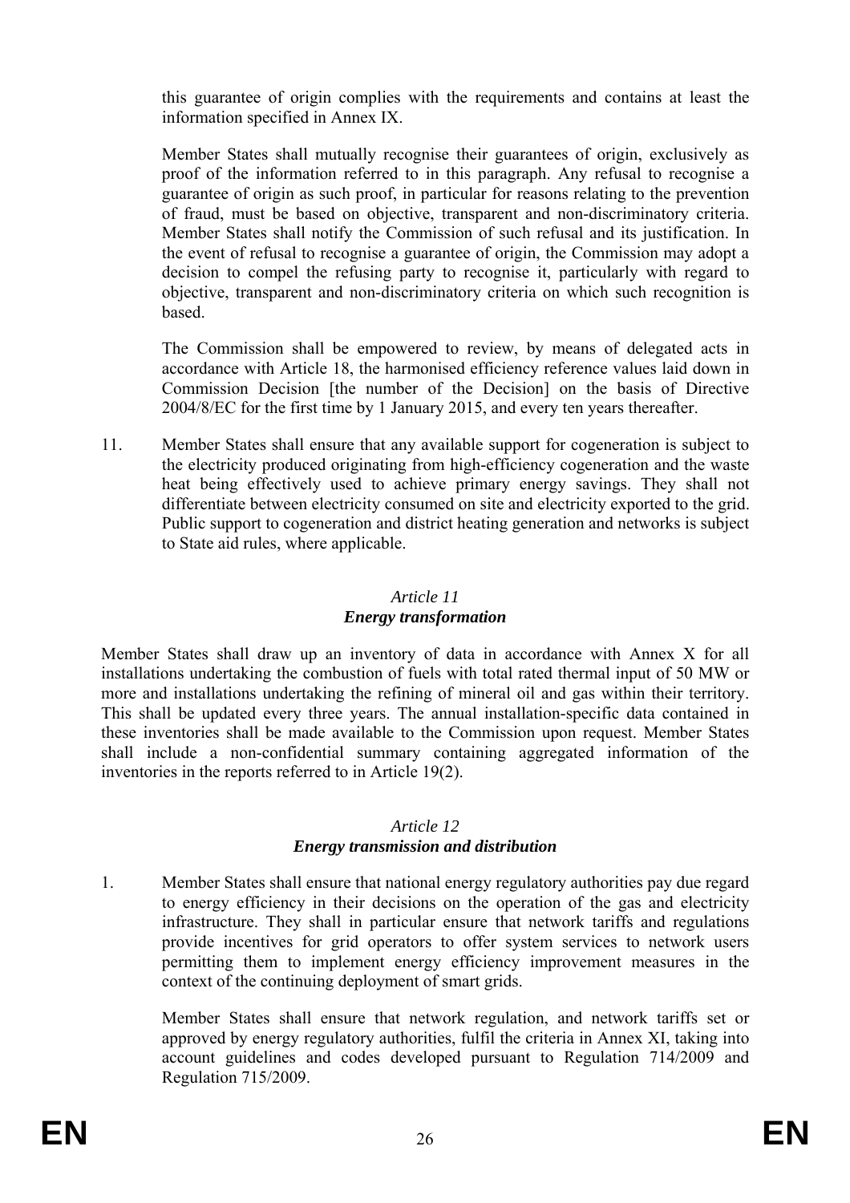this guarantee of origin complies with the requirements and contains at least the information specified in Annex IX.

Member States shall mutually recognise their guarantees of origin, exclusively as proof of the information referred to in this paragraph. Any refusal to recognise a guarantee of origin as such proof, in particular for reasons relating to the prevention of fraud, must be based on objective, transparent and non-discriminatory criteria. Member States shall notify the Commission of such refusal and its justification. In the event of refusal to recognise a guarantee of origin, the Commission may adopt a decision to compel the refusing party to recognise it, particularly with regard to objective, transparent and non-discriminatory criteria on which such recognition is based.

The Commission shall be empowered to review, by means of delegated acts in accordance with Article 18, the harmonised efficiency reference values laid down in Commission Decision [the number of the Decision] on the basis of Directive 2004/8/EC for the first time by 1 January 2015, and every ten years thereafter.

11. Member States shall ensure that any available support for cogeneration is subject to the electricity produced originating from high-efficiency cogeneration and the waste heat being effectively used to achieve primary energy savings. They shall not differentiate between electricity consumed on site and electricity exported to the grid. Public support to cogeneration and district heating generation and networks is subject to State aid rules, where applicable.

### *Article 11*
### ***Energy transformation***

Member States shall draw up an inventory of data in accordance with Annex X for all installations undertaking the combustion of fuels with total rated thermal input of 50 MW or more and installations undertaking the refining of mineral oil and gas within their territory. This shall be updated every three years. The annual installation-specific data contained in these inventories shall be made available to the Commission upon request. Member States shall include a non-confidential summary containing aggregated information of the inventories in the reports referred to in Article 19(2).

### *Article 12*
### ***Energy transmission and distribution***

1. Member States shall ensure that national energy regulatory authorities pay due regard to energy efficiency in their decisions on the operation of the gas and electricity infrastructure. They shall in particular ensure that network tariffs and regulations provide incentives for grid operators to offer system services to network users permitting them to implement energy efficiency improvement measures in the context of the continuing deployment of smart grids.

   Member States shall ensure that network regulation, and network tariffs set or approved by energy regulatory authorities, fulfil the criteria in Annex XI, taking into account guidelines and codes developed pursuant to Regulation 714/2009 and Regulation 715/2009.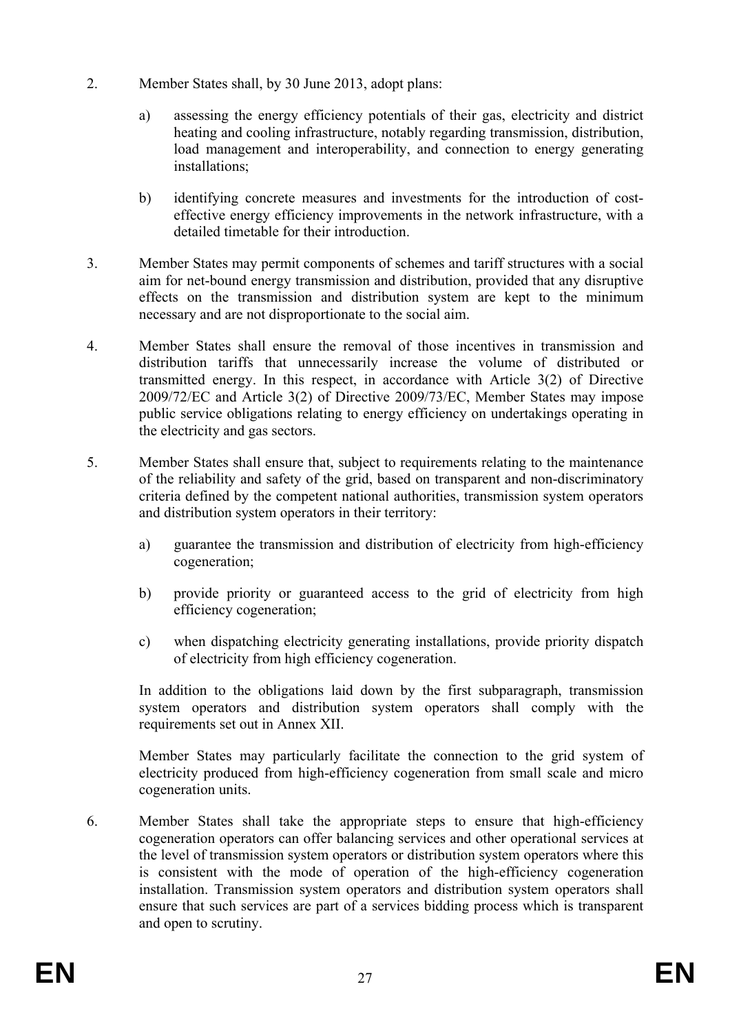2. Member States shall, by 30 June 2013, adopt plans:

   a) assessing the energy efficiency potentials of their gas, electricity and district heating and cooling infrastructure, notably regarding transmission, distribution, load management and interoperability, and connection to energy generating installations;

   b) identifying concrete measures and investments for the introduction of cost-effective energy efficiency improvements in the network infrastructure, with a detailed timetable for their introduction.

3. Member States may permit components of schemes and tariff structures with a social aim for net-bound energy transmission and distribution, provided that any disruptive effects on the transmission and distribution system are kept to the minimum necessary and are not disproportionate to the social aim.

4. Member States shall ensure the removal of those incentives in transmission and distribution tariffs that unnecessarily increase the volume of distributed or transmitted energy. In this respect, in accordance with Article 3(2) of Directive 2009/72/EC and Article 3(2) of Directive 2009/73/EC, Member States may impose public service obligations relating to energy efficiency on undertakings operating in the electricity and gas sectors.

5. Member States shall ensure that, subject to requirements relating to the maintenance of the reliability and safety of the grid, based on transparent and non-discriminatory criteria defined by the competent national authorities, transmission system operators and distribution system operators in their territory:

   a) guarantee the transmission and distribution of electricity from high-efficiency cogeneration;

   b) provide priority or guaranteed access to the grid of electricity from high efficiency cogeneration;

   c) when dispatching electricity generating installations, provide priority dispatch of electricity from high efficiency cogeneration.

   In addition to the obligations laid down by the first subparagraph, transmission system operators and distribution system operators shall comply with the requirements set out in Annex XII.

   Member States may particularly facilitate the connection to the grid system of electricity produced from high-efficiency cogeneration from small scale and micro cogeneration units.

6. Member States shall take the appropriate steps to ensure that high-efficiency cogeneration operators can offer balancing services and other operational services at the level of transmission system operators or distribution system operators where this is consistent with the mode of operation of the high-efficiency cogeneration installation. Transmission system operators and distribution system operators shall ensure that such services are part of a services bidding process which is transparent and open to scrutiny.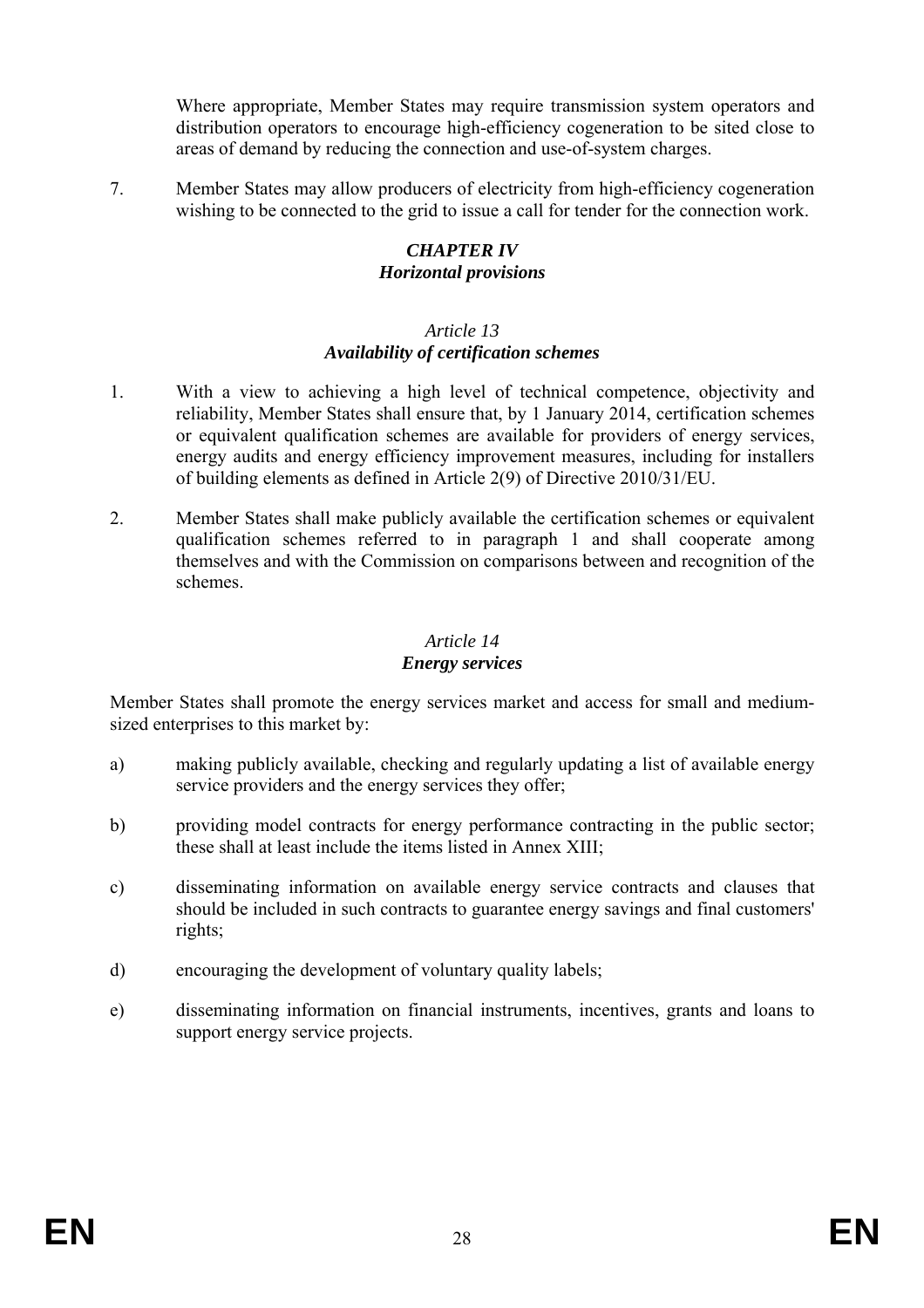Where appropriate, Member States may require transmission system operators and distribution operators to encourage high-efficiency cogeneration to be sited close to areas of demand by reducing the connection and use-of-system charges.

7. Member States may allow producers of electricity from high-efficiency cogeneration wishing to be connected to the grid to issue a call for tender for the connection work.

## *CHAPTER IV*
## *Horizontal provisions*

### *Article 13*
### *Availability of certification schemes*

1. With a view to achieving a high level of technical competence, objectivity and reliability, Member States shall ensure that, by 1 January 2014, certification schemes or equivalent qualification schemes are available for providers of energy services, energy audits and energy efficiency improvement measures, including for installers of building elements as defined in Article 2(9) of Directive 2010/31/EU.

2. Member States shall make publicly available the certification schemes or equivalent qualification schemes referred to in paragraph 1 and shall cooperate among themselves and with the Commission on comparisons between and recognition of the schemes.

### *Article 14*
### *Energy services*

Member States shall promote the energy services market and access for small and medium-sized enterprises to this market by:

a) making publicly available, checking and regularly updating a list of available energy service providers and the energy services they offer;

b) providing model contracts for energy performance contracting in the public sector; these shall at least include the items listed in Annex XIII;

c) disseminating information on available energy service contracts and clauses that should be included in such contracts to guarantee energy savings and final customers' rights;

d) encouraging the development of voluntary quality labels;

e) disseminating information on financial instruments, incentives, grants and loans to support energy service projects.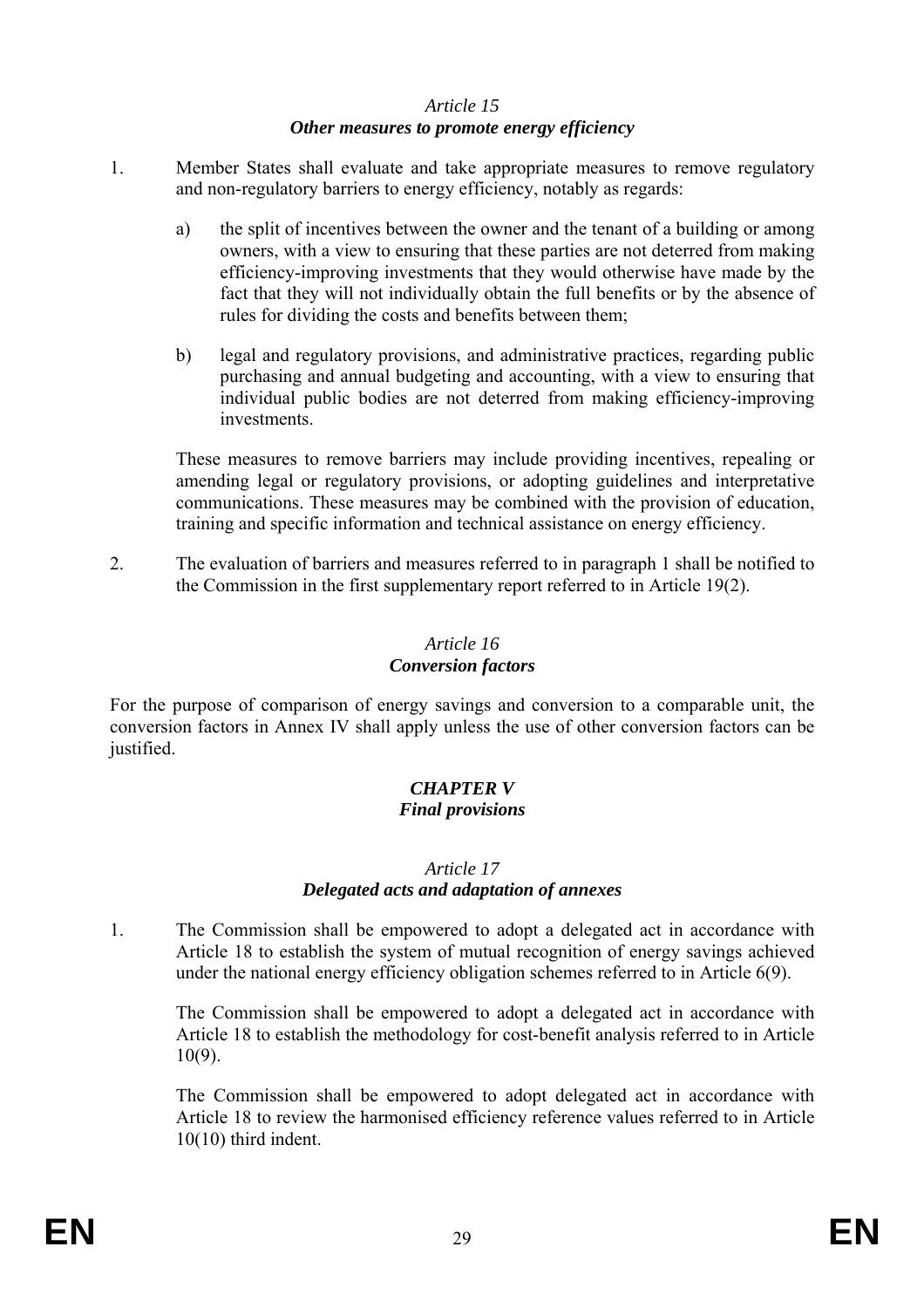### *Article 15*
### ***Other measures to promote energy efficiency***

1. Member States shall evaluate and take appropriate measures to remove regulatory and non-regulatory barriers to energy efficiency, notably as regards:

   a) the split of incentives between the owner and the tenant of a building or among owners, with a view to ensuring that these parties are not deterred from making efficiency-improving investments that they would otherwise have made by the fact that they will not individually obtain the full benefits or by the absence of rules for dividing the costs and benefits between them;

   b) legal and regulatory provisions, and administrative practices, regarding public purchasing and annual budgeting and accounting, with a view to ensuring that individual public bodies are not deterred from making efficiency-improving investments.

   These measures to remove barriers may include providing incentives, repealing or amending legal or regulatory provisions, or adopting guidelines and interpretative communications. These measures may be combined with the provision of education, training and specific information and technical assistance on energy efficiency.

2. The evaluation of barriers and measures referred to in paragraph 1 shall be notified to the Commission in the first supplementary report referred to in Article 19(2).

### *Article 16*
### ***Conversion factors***

For the purpose of comparison of energy savings and conversion to a comparable unit, the conversion factors in Annex IV shall apply unless the use of other conversion factors can be justified.

## ***CHAPTER V***
## ***Final provisions***

### *Article 17*
### ***Delegated acts and adaptation of annexes***

1. The Commission shall be empowered to adopt a delegated act in accordance with Article 18 to establish the system of mutual recognition of energy savings achieved under the national energy efficiency obligation schemes referred to in Article 6(9).

   The Commission shall be empowered to adopt a delegated act in accordance with Article 18 to establish the methodology for cost-benefit analysis referred to in Article 10(9).

   The Commission shall be empowered to adopt delegated act in accordance with Article 18 to review the harmonised efficiency reference values referred to in Article 10(10) third indent.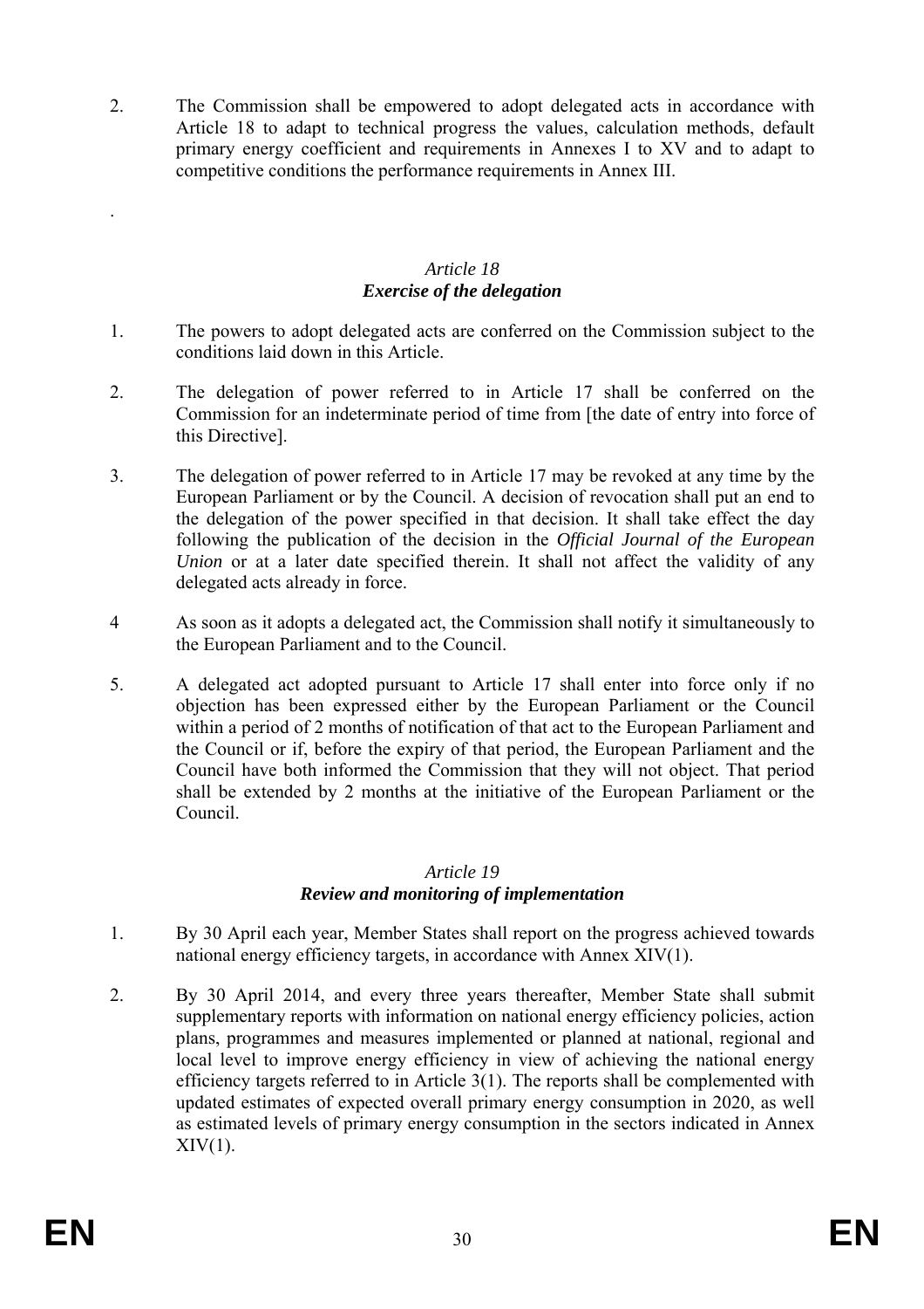2. The Commission shall be empowered to adopt delegated acts in accordance with Article 18 to adapt to technical progress the values, calculation methods, default primary energy coefficient and requirements in Annexes I to XV and to adapt to competitive conditions the performance requirements in Annex III.

.

### *Article 18*
### ***Exercise of the delegation***

1. The powers to adopt delegated acts are conferred on the Commission subject to the conditions laid down in this Article.

2. The delegation of power referred to in Article 17 shall be conferred on the Commission for an indeterminate period of time from [the date of entry into force of this Directive].

3. The delegation of power referred to in Article 17 may be revoked at any time by the European Parliament or by the Council. A decision of revocation shall put an end to the delegation of the power specified in that decision. It shall take effect the day following the publication of the decision in the *Official Journal of the European Union* or at a later date specified therein. It shall not affect the validity of any delegated acts already in force.

4 As soon as it adopts a delegated act, the Commission shall notify it simultaneously to the European Parliament and to the Council.

5. A delegated act adopted pursuant to Article 17 shall enter into force only if no objection has been expressed either by the European Parliament or the Council within a period of 2 months of notification of that act to the European Parliament and the Council or if, before the expiry of that period, the European Parliament and the Council have both informed the Commission that they will not object. That period shall be extended by 2 months at the initiative of the European Parliament or the Council.

### *Article 19*
### ***Review and monitoring of implementation***

1. By 30 April each year, Member States shall report on the progress achieved towards national energy efficiency targets, in accordance with Annex XIV(1).

2. By 30 April 2014, and every three years thereafter, Member State shall submit supplementary reports with information on national energy efficiency policies, action plans, programmes and measures implemented or planned at national, regional and local level to improve energy efficiency in view of achieving the national energy efficiency targets referred to in Article 3(1). The reports shall be complemented with updated estimates of expected overall primary energy consumption in 2020, as well as estimated levels of primary energy consumption in the sectors indicated in Annex XIV(1).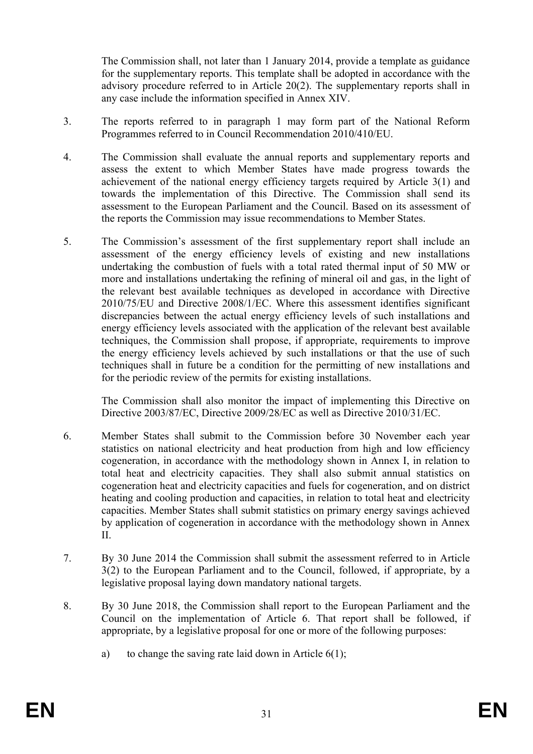The Commission shall, not later than 1 January 2014, provide a template as guidance for the supplementary reports. This template shall be adopted in accordance with the advisory procedure referred to in Article 20(2). The supplementary reports shall in any case include the information specified in Annex XIV.

3. The reports referred to in paragraph 1 may form part of the National Reform Programmes referred to in Council Recommendation 2010/410/EU.

4. The Commission shall evaluate the annual reports and supplementary reports and assess the extent to which Member States have made progress towards the achievement of the national energy efficiency targets required by Article 3(1) and towards the implementation of this Directive. The Commission shall send its assessment to the European Parliament and the Council. Based on its assessment of the reports the Commission may issue recommendations to Member States.

5. The Commission's assessment of the first supplementary report shall include an assessment of the energy efficiency levels of existing and new installations undertaking the combustion of fuels with a total rated thermal input of 50 MW or more and installations undertaking the refining of mineral oil and gas, in the light of the relevant best available techniques as developed in accordance with Directive 2010/75/EU and Directive 2008/1/EC. Where this assessment identifies significant discrepancies between the actual energy efficiency levels of such installations and energy efficiency levels associated with the application of the relevant best available techniques, the Commission shall propose, if appropriate, requirements to improve the energy efficiency levels achieved by such installations or that the use of such techniques shall in future be a condition for the permitting of new installations and for the periodic review of the permits for existing installations.

   The Commission shall also monitor the impact of implementing this Directive on Directive 2003/87/EC, Directive 2009/28/EC as well as Directive 2010/31/EC.

6. Member States shall submit to the Commission before 30 November each year statistics on national electricity and heat production from high and low efficiency cogeneration, in accordance with the methodology shown in Annex I, in relation to total heat and electricity capacities. They shall also submit annual statistics on cogeneration heat and electricity capacities and fuels for cogeneration, and on district heating and cooling production and capacities, in relation to total heat and electricity capacities. Member States shall submit statistics on primary energy savings achieved by application of cogeneration in accordance with the methodology shown in Annex II.

7. By 30 June 2014 the Commission shall submit the assessment referred to in Article 3(2) to the European Parliament and to the Council, followed, if appropriate, by a legislative proposal laying down mandatory national targets.

8. By 30 June 2018, the Commission shall report to the European Parliament and the Council on the implementation of Article 6. That report shall be followed, if appropriate, by a legislative proposal for one or more of the following purposes:

   a) to change the saving rate laid down in Article 6(1);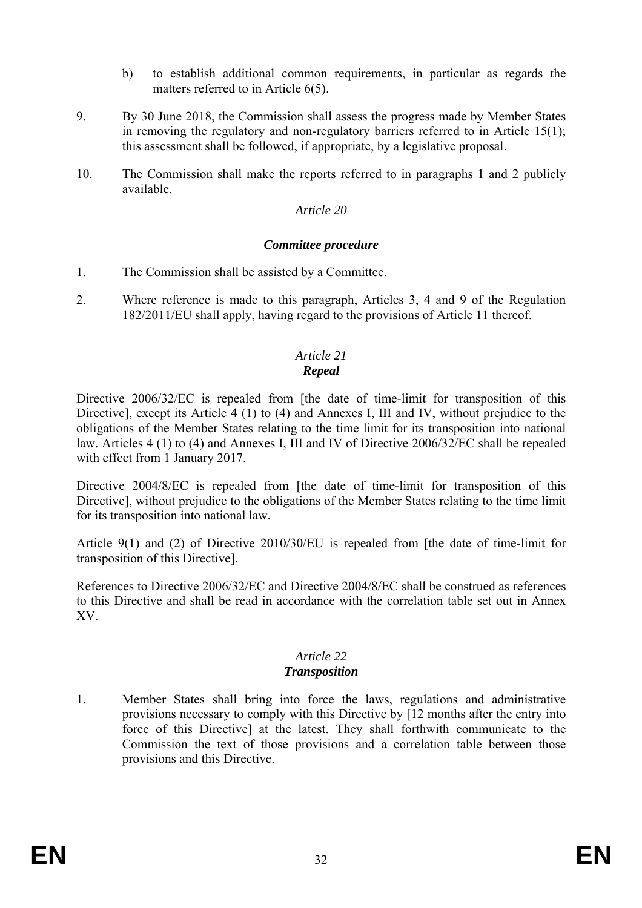b) to establish additional common requirements, in particular as regards the matters referred to in Article 6(5).

9. By 30 June 2018, the Commission shall assess the progress made by Member States in removing the regulatory and non-regulatory barriers referred to in Article 15(1); this assessment shall be followed, if appropriate, by a legislative proposal.

10. The Commission shall make the reports referred to in paragraphs 1 and 2 publicly available.

*Article 20*

***Committee procedure***

1. The Commission shall be assisted by a Committee.

2. Where reference is made to this paragraph, Articles 3, 4 and 9 of the Regulation 182/2011/EU shall apply, having regard to the provisions of Article 11 thereof.

*Article 21*

***Repeal***

Directive 2006/32/EC is repealed from [the date of time-limit for transposition of this Directive], except its Article 4 (1) to (4) and Annexes I, III and IV, without prejudice to the obligations of the Member States relating to the time limit for its transposition into national law. Articles 4 (1) to (4) and Annexes I, III and IV of Directive 2006/32/EC shall be repealed with effect from 1 January 2017.

Directive 2004/8/EC is repealed from [the date of time-limit for transposition of this Directive], without prejudice to the obligations of the Member States relating to the time limit for its transposition into national law.

Article 9(1) and (2) of Directive 2010/30/EU is repealed from [the date of time-limit for transposition of this Directive].

References to Directive 2006/32/EC and Directive 2004/8/EC shall be construed as references to this Directive and shall be read in accordance with the correlation table set out in Annex XV.

*Article 22*

***Transposition***

1. Member States shall bring into force the laws, regulations and administrative provisions necessary to comply with this Directive by [12 months after the entry into force of this Directive] at the latest. They shall forthwith communicate to the Commission the text of those provisions and a correlation table between those provisions and this Directive.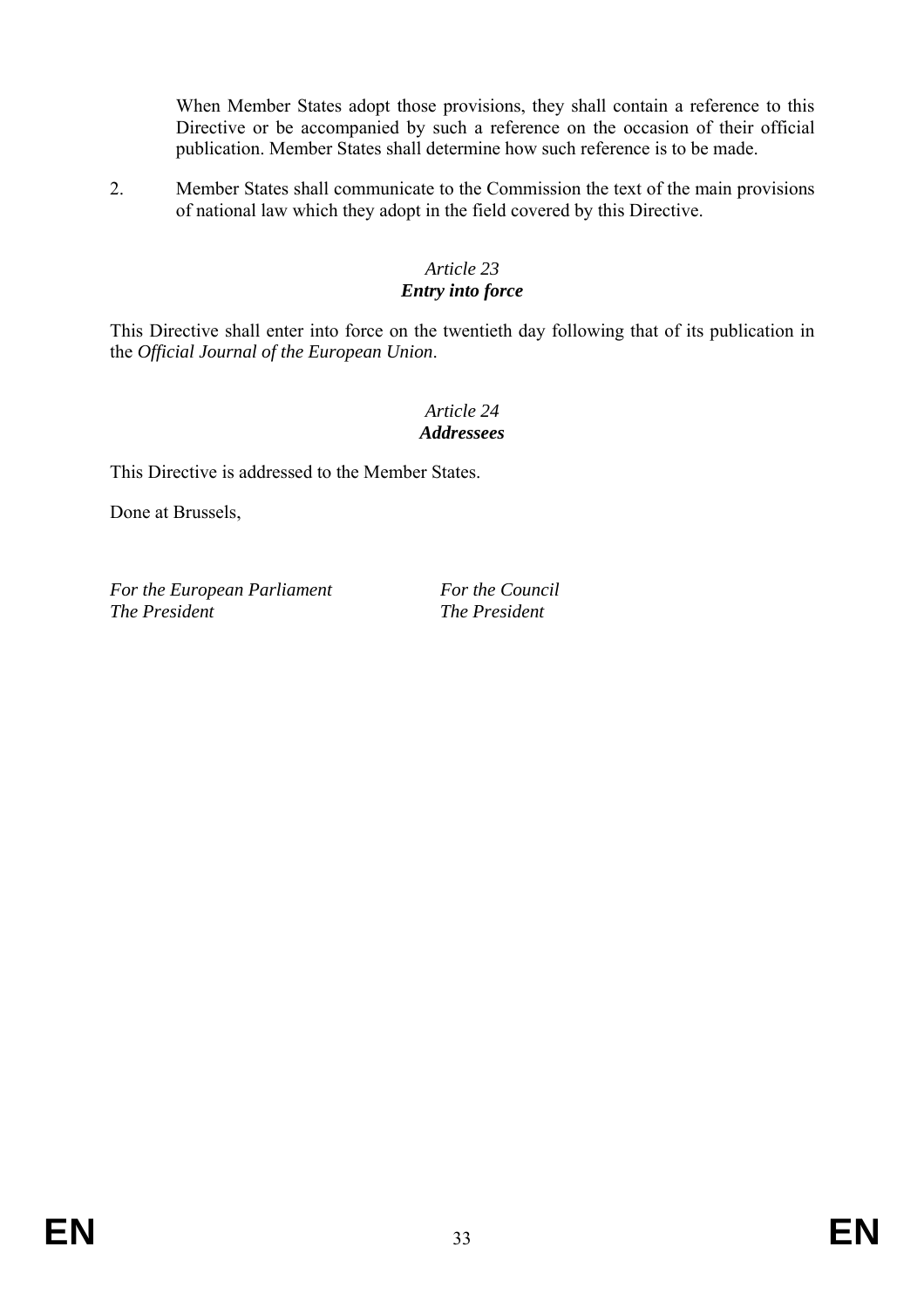When Member States adopt those provisions, they shall contain a reference to this Directive or be accompanied by such a reference on the occasion of their official publication. Member States shall determine how such reference is to be made.

2. Member States shall communicate to the Commission the text of the main provisions of national law which they adopt in the field covered by this Directive.

*Article 23*
***Entry into force***

This Directive shall enter into force on the twentieth day following that of its publication in the *Official Journal of the European Union*.

*Article 24*
***Addressees***

This Directive is addressed to the Member States.

Done at Brussels,

*For the European Parliament*
*The President*

*For the Council*
*The President*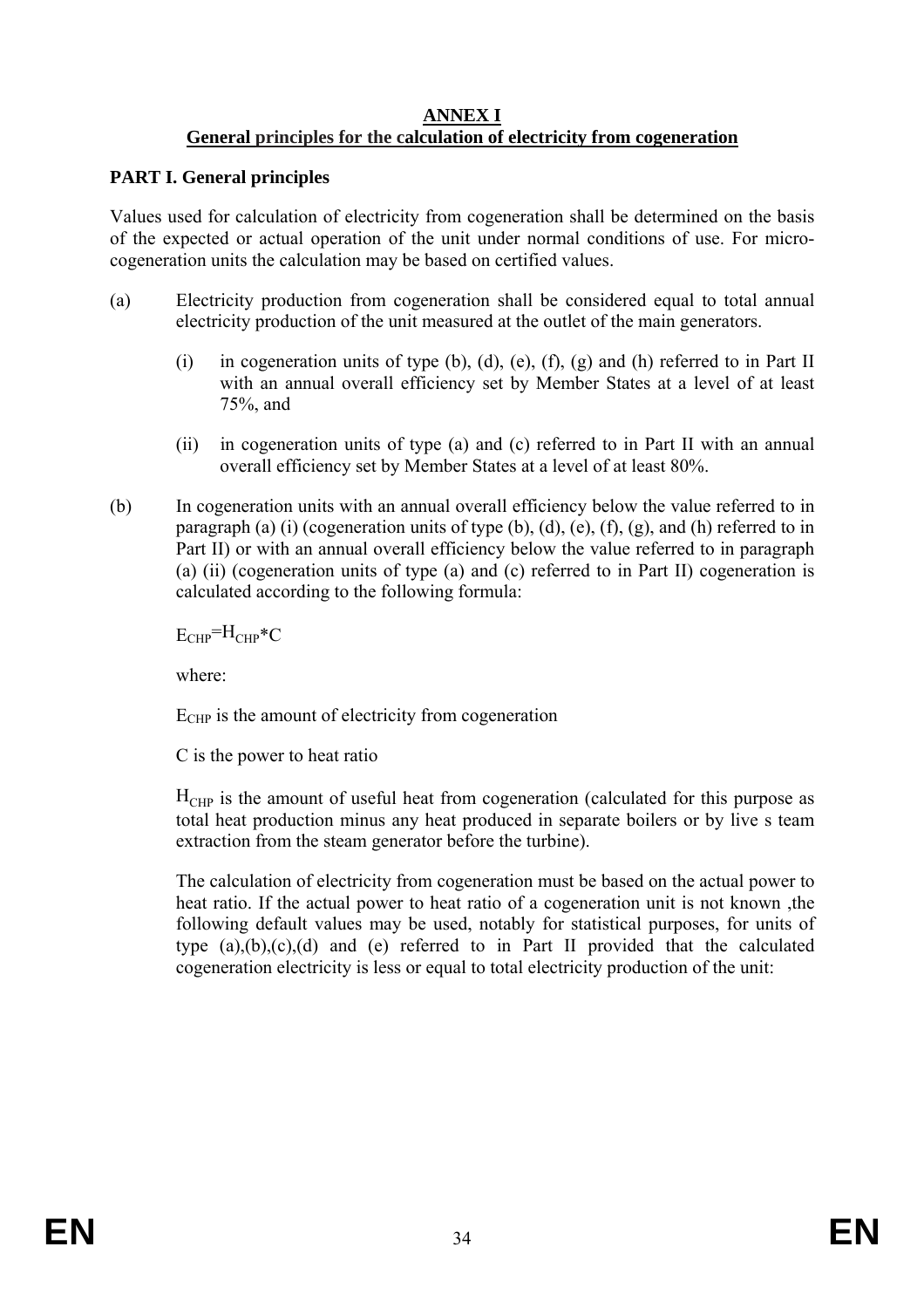## ANNEX I
## General principles for the calculation of electricity from cogeneration

### PART I. General principles

Values used for calculation of electricity from cogeneration shall be determined on the basis of the expected or actual operation of the unit under normal conditions of use. For micro-cogeneration units the calculation may be based on certified values.

(a) Electricity production from cogeneration shall be considered equal to total annual electricity production of the unit measured at the outlet of the main generators.

   (i) in cogeneration units of type (b), (d), (e), (f), (g) and (h) referred to in Part II with an annual overall efficiency set by Member States at a level of at least 75%, and

   (ii) in cogeneration units of type (a) and (c) referred to in Part II with an annual overall efficiency set by Member States at a level of at least 80%.

(b) In cogeneration units with an annual overall efficiency below the value referred to in paragraph (a) (i) (cogeneration units of type (b), (d), (e), (f), (g), and (h) referred to in Part II) or with an annual overall efficiency below the value referred to in paragraph (a) (ii) (cogeneration units of type (a) and (c) referred to in Part II) cogeneration is calculated according to the following formula:

$E_{CHP}=H_{CHP}*C$

where:

$E_{CHP}$ is the amount of electricity from cogeneration

C is the power to heat ratio

$H_{CHP}$ is the amount of useful heat from cogeneration (calculated for this purpose as total heat production minus any heat produced in separate boilers or by live s team extraction from the steam generator before the turbine).

The calculation of electricity from cogeneration must be based on the actual power to heat ratio. If the actual power to heat ratio of a cogeneration unit is not known ,the following default values may be used, notably for statistical purposes, for units of type (a),(b),(c),(d) and (e) referred to in Part II provided that the calculated cogeneration electricity is less or equal to total electricity production of the unit: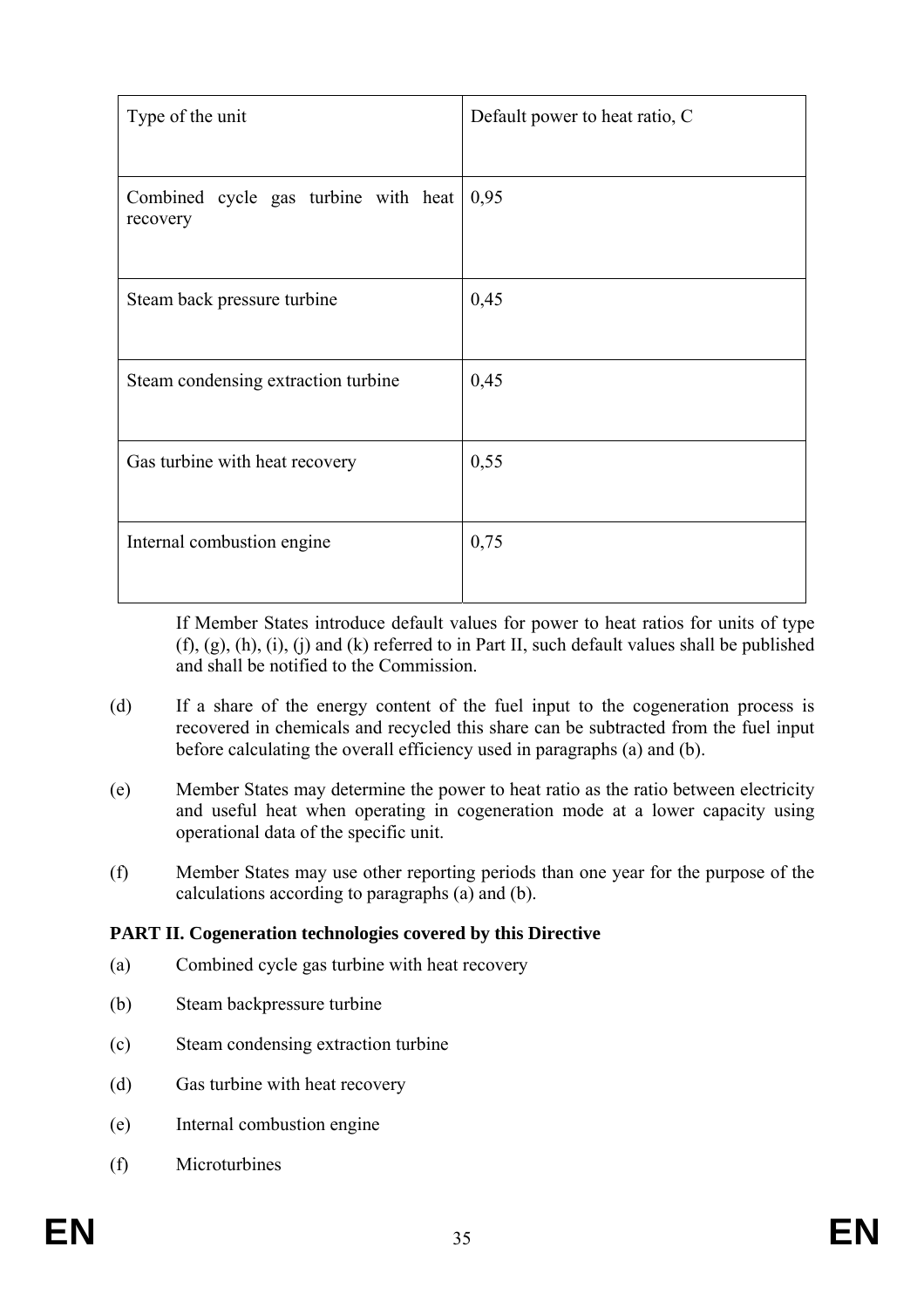| Type of the unit | Default power to heat ratio, C |
| --- | --- |
| Combined cycle gas turbine with heat recovery | 0,95 |
| Steam back pressure turbine | 0,45 |
| Steam condensing extraction turbine | 0,45 |
| Gas turbine with heat recovery | 0,55 |
| Internal combustion engine | 0,75 |

If Member States introduce default values for power to heat ratios for units of type (f), (g), (h), (i), (j) and (k) referred to in Part II, such default values shall be published and shall be notified to the Commission.

(d) If a share of the energy content of the fuel input to the cogeneration process is recovered in chemicals and recycled this share can be subtracted from the fuel input before calculating the overall efficiency used in paragraphs (a) and (b).

(e) Member States may determine the power to heat ratio as the ratio between electricity and useful heat when operating in cogeneration mode at a lower capacity using operational data of the specific unit.

(f) Member States may use other reporting periods than one year for the purpose of the calculations according to paragraphs (a) and (b).

**PART II. Cogeneration technologies covered by this Directive**

(a) Combined cycle gas turbine with heat recovery

(b) Steam backpressure turbine

(c) Steam condensing extraction turbine

(d) Gas turbine with heat recovery

(e) Internal combustion engine

(f) Microturbines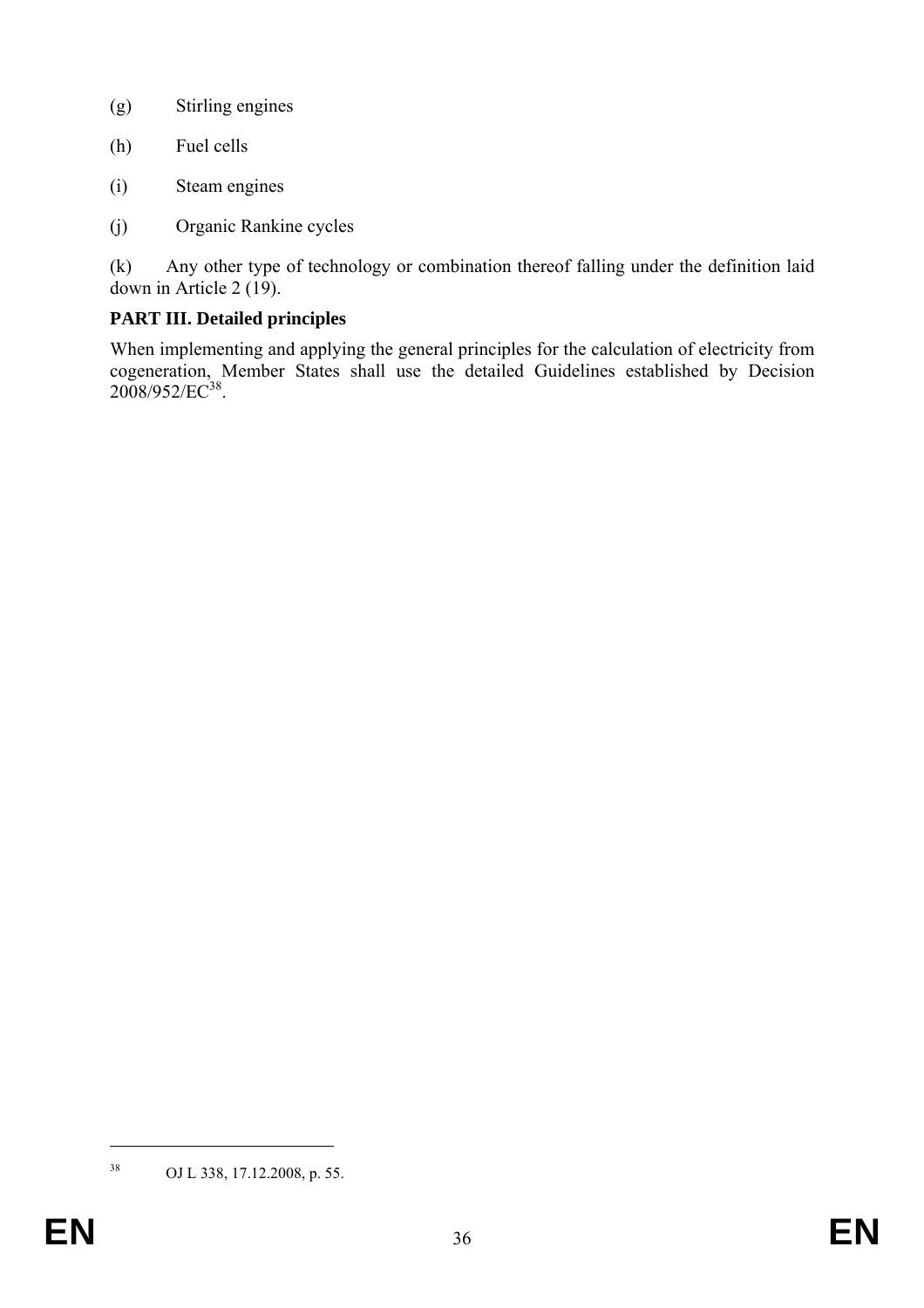(g) Stirling engines

(h) Fuel cells

(i) Steam engines

(j) Organic Rankine cycles

(k) Any other type of technology or combination thereof falling under the definition laid down in Article 2 (19).

**PART III. Detailed principles**

When implementing and applying the general principles for the calculation of electricity from cogeneration, Member States shall use the detailed Guidelines established by Decision 2008/952/EC[38].

[38] OJ L 338, 17.12.2008, p. 55.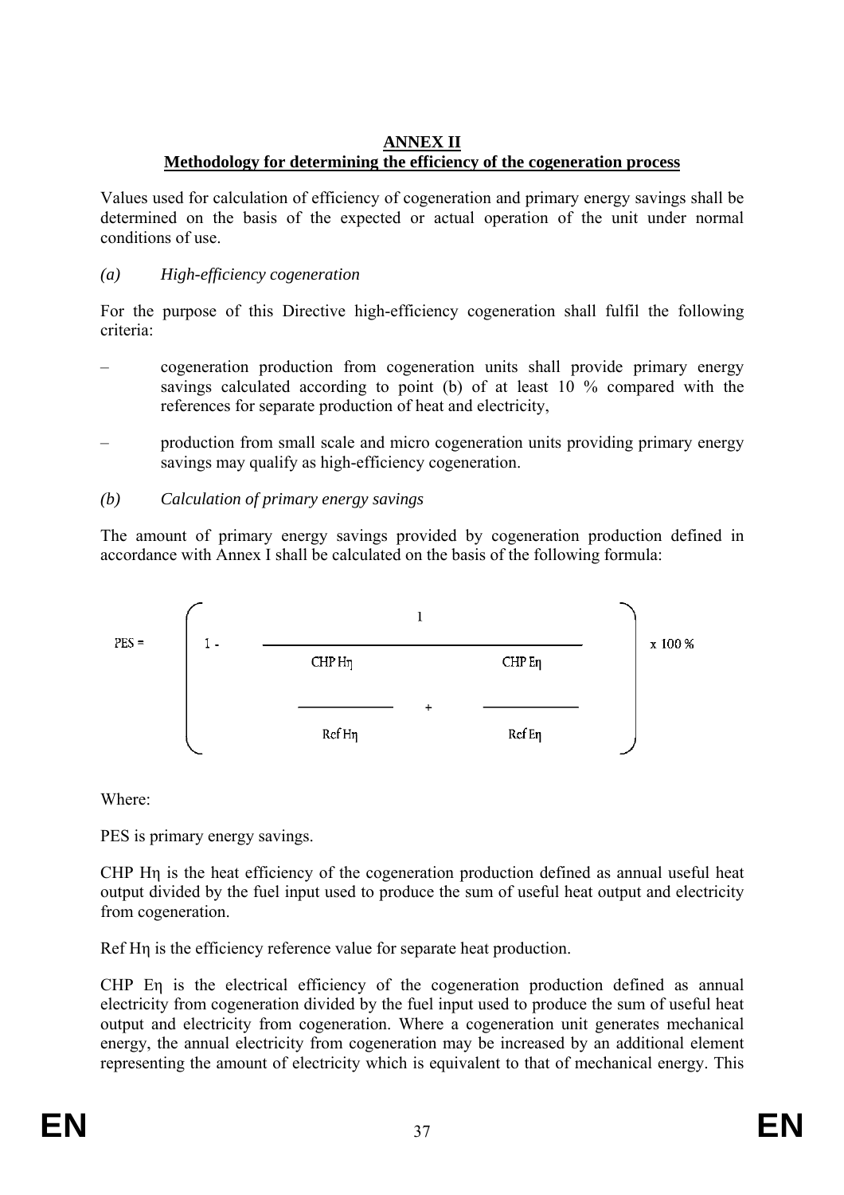## ANNEX II

## Methodology for determining the efficiency of the cogeneration process

Values used for calculation of efficiency of cogeneration and primary energy savings shall be determined on the basis of the expected or actual operation of the unit under normal conditions of use.

*(a) High-efficiency cogeneration*

For the purpose of this Directive high-efficiency cogeneration shall fulfil the following criteria:

– cogeneration production from cogeneration units shall provide primary energy savings calculated according to point (b) of at least 10 % compared with the references for separate production of heat and electricity,

– production from small scale and micro cogeneration units providing primary energy savings may qualify as high-efficiency cogeneration.

*(b) Calculation of primary energy savings*

The amount of primary energy savings provided by cogeneration production defined in accordance with Annex I shall be calculated on the basis of the following formula:

$$PES = \left( 1 - \frac{1}{\frac{CHP\,H\eta}{Ref\,H\eta} + \frac{CHP\,E\eta}{Ref\,E\eta}} \right) \times 100\,\%$$

Where:

PES is primary energy savings.

CHP Hη is the heat efficiency of the cogeneration production defined as annual useful heat output divided by the fuel input used to produce the sum of useful heat output and electricity from cogeneration.

Ref Hη is the efficiency reference value for separate heat production.

CHP Eη is the electrical efficiency of the cogeneration production defined as annual electricity from cogeneration divided by the fuel input used to produce the sum of useful heat output and electricity from cogeneration. Where a cogeneration unit generates mechanical energy, the annual electricity from cogeneration may be increased by an additional element representing the amount of electricity which is equivalent to that of mechanical energy. This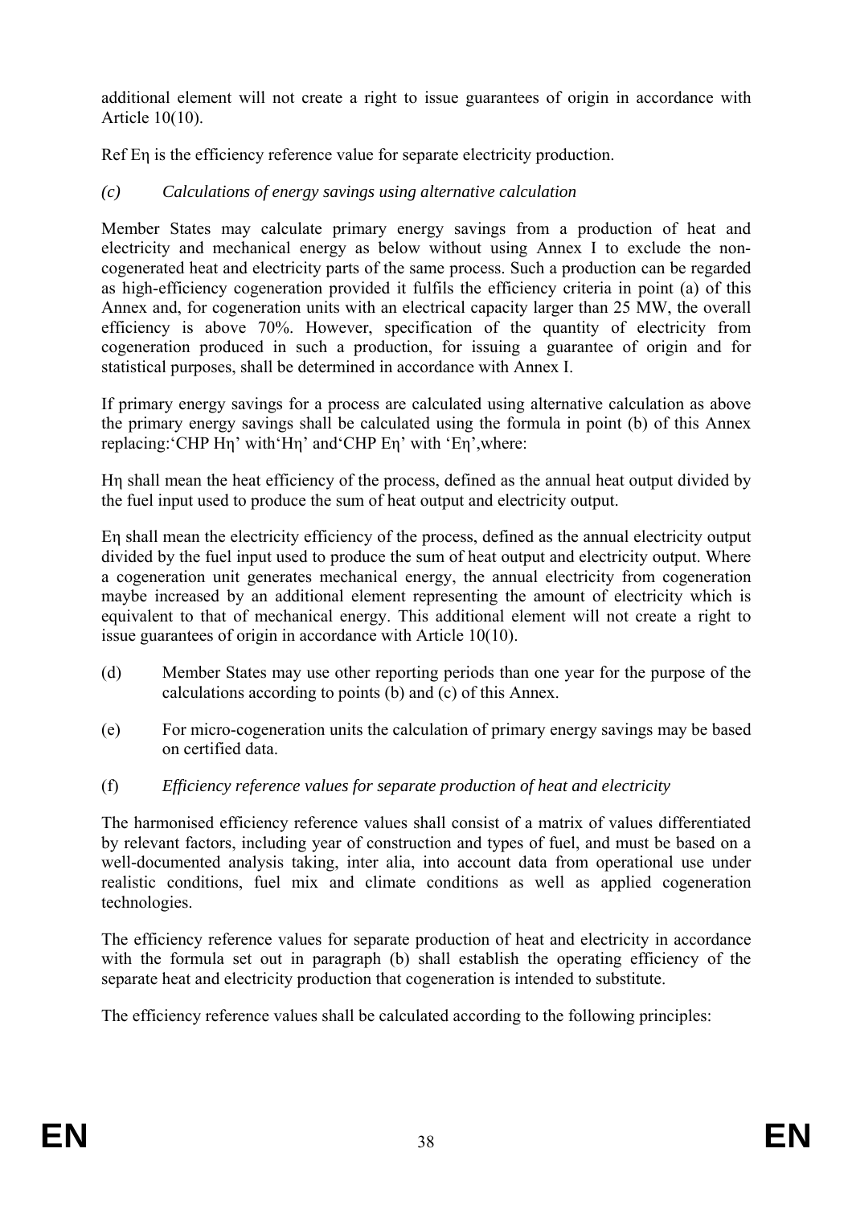additional element will not create a right to issue guarantees of origin in accordance with Article 10(10).

Ref Eη is the efficiency reference value for separate electricity production.

*(c) Calculations of energy savings using alternative calculation*

Member States may calculate primary energy savings from a production of heat and electricity and mechanical energy as below without using Annex I to exclude the non-cogenerated heat and electricity parts of the same process. Such a production can be regarded as high-efficiency cogeneration provided it fulfils the efficiency criteria in point (a) of this Annex and, for cogeneration units with an electrical capacity larger than 25 MW, the overall efficiency is above 70%. However, specification of the quantity of electricity from cogeneration produced in such a production, for issuing a guarantee of origin and for statistical purposes, shall be determined in accordance with Annex I.

If primary energy savings for a process are calculated using alternative calculation as above the primary energy savings shall be calculated using the formula in point (b) of this Annex replacing:'CHP Hη' with'Hη' and'CHP Eη' with 'Eη',where:

Hη shall mean the heat efficiency of the process, defined as the annual heat output divided by the fuel input used to produce the sum of heat output and electricity output.

Eη shall mean the electricity efficiency of the process, defined as the annual electricity output divided by the fuel input used to produce the sum of heat output and electricity output. Where a cogeneration unit generates mechanical energy, the annual electricity from cogeneration maybe increased by an additional element representing the amount of electricity which is equivalent to that of mechanical energy. This additional element will not create a right to issue guarantees of origin in accordance with Article 10(10).

(d) Member States may use other reporting periods than one year for the purpose of the calculations according to points (b) and (c) of this Annex.

(e) For micro-cogeneration units the calculation of primary energy savings may be based on certified data.

(f) *Efficiency reference values for separate production of heat and electricity*

The harmonised efficiency reference values shall consist of a matrix of values differentiated by relevant factors, including year of construction and types of fuel, and must be based on a well-documented analysis taking, inter alia, into account data from operational use under realistic conditions, fuel mix and climate conditions as well as applied cogeneration technologies.

The efficiency reference values for separate production of heat and electricity in accordance with the formula set out in paragraph (b) shall establish the operating efficiency of the separate heat and electricity production that cogeneration is intended to substitute.

The efficiency reference values shall be calculated according to the following principles: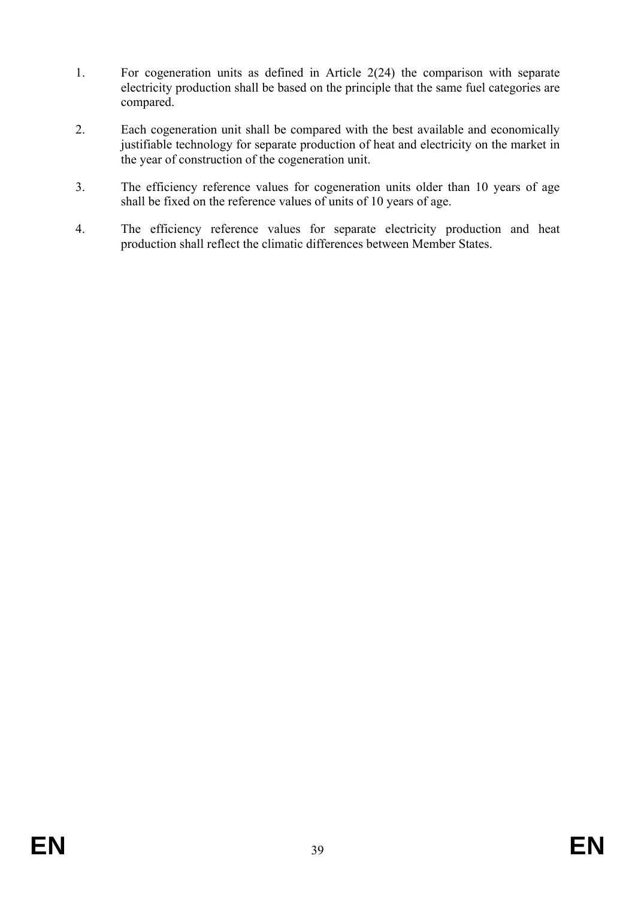1. For cogeneration units as defined in Article 2(24) the comparison with separate electricity production shall be based on the principle that the same fuel categories are compared.

2. Each cogeneration unit shall be compared with the best available and economically justifiable technology for separate production of heat and electricity on the market in the year of construction of the cogeneration unit.

3. The efficiency reference values for cogeneration units older than 10 years of age shall be fixed on the reference values of units of 10 years of age.

4. The efficiency reference values for separate electricity production and heat production shall reflect the climatic differences between Member States.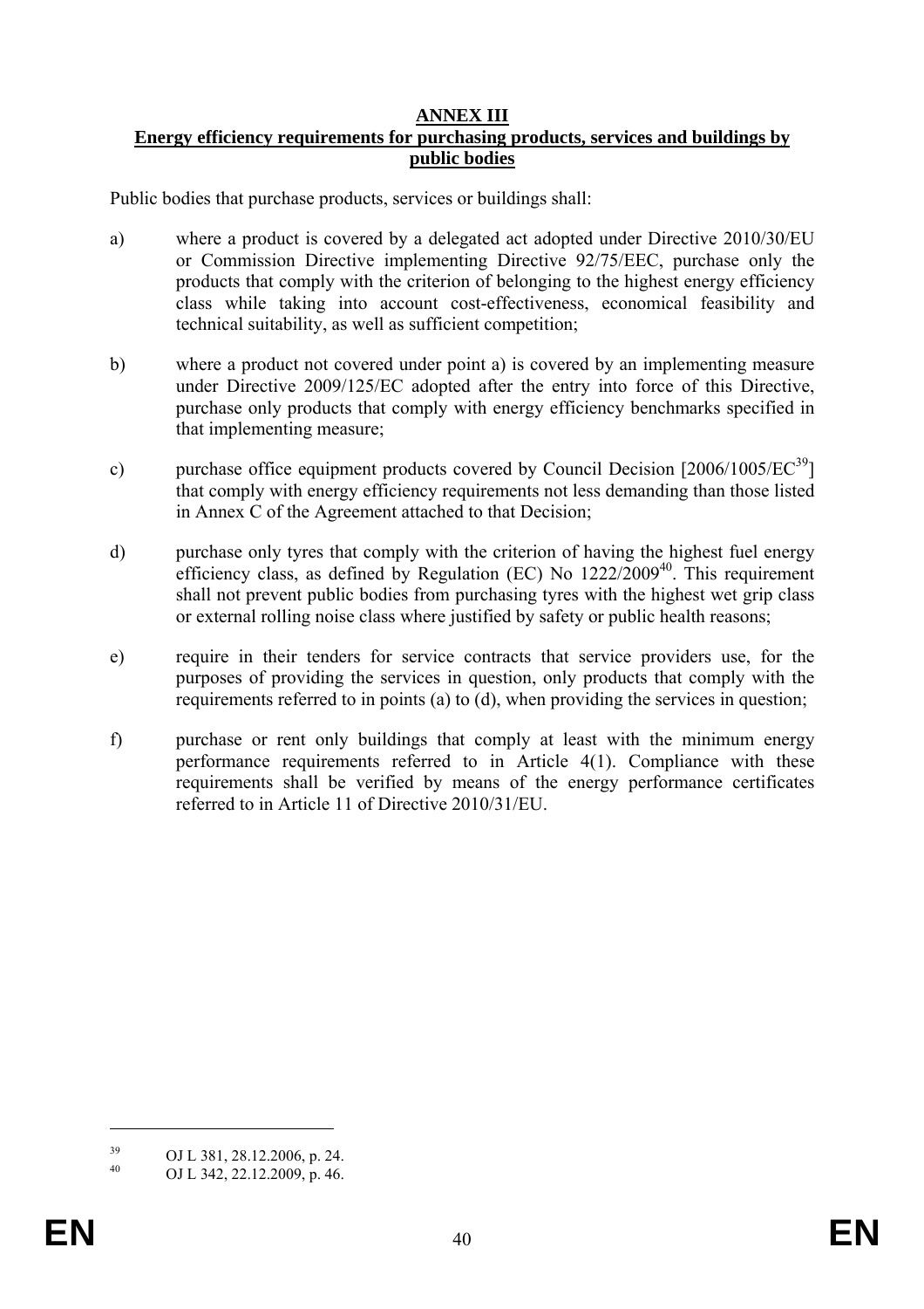## ANNEX III
## Energy efficiency requirements for purchasing products, services and buildings by public bodies

Public bodies that purchase products, services or buildings shall:

a) where a product is covered by a delegated act adopted under Directive 2010/30/EU or Commission Directive implementing Directive 92/75/EEC, purchase only the products that comply with the criterion of belonging to the highest energy efficiency class while taking into account cost-effectiveness, economical feasibility and technical suitability, as well as sufficient competition;

b) where a product not covered under point a) is covered by an implementing measure under Directive 2009/125/EC adopted after the entry into force of this Directive, purchase only products that comply with energy efficiency benchmarks specified in that implementing measure;

c) purchase office equipment products covered by Council Decision [2006/1005/EC[39]] that comply with energy efficiency requirements not less demanding than those listed in Annex C of the Agreement attached to that Decision;

d) purchase only tyres that comply with the criterion of having the highest fuel energy efficiency class, as defined by Regulation (EC) No 1222/2009[40]. This requirement shall not prevent public bodies from purchasing tyres with the highest wet grip class or external rolling noise class where justified by safety or public health reasons;

e) require in their tenders for service contracts that service providers use, for the purposes of providing the services in question, only products that comply with the requirements referred to in points (a) to (d), when providing the services in question;

f) purchase or rent only buildings that comply at least with the minimum energy performance requirements referred to in Article 4(1). Compliance with these requirements shall be verified by means of the energy performance certificates referred to in Article 11 of Directive 2010/31/EU.

---

[39] OJ L 381, 28.12.2006, p. 24.

[40] OJ L 342, 22.12.2009, p. 46.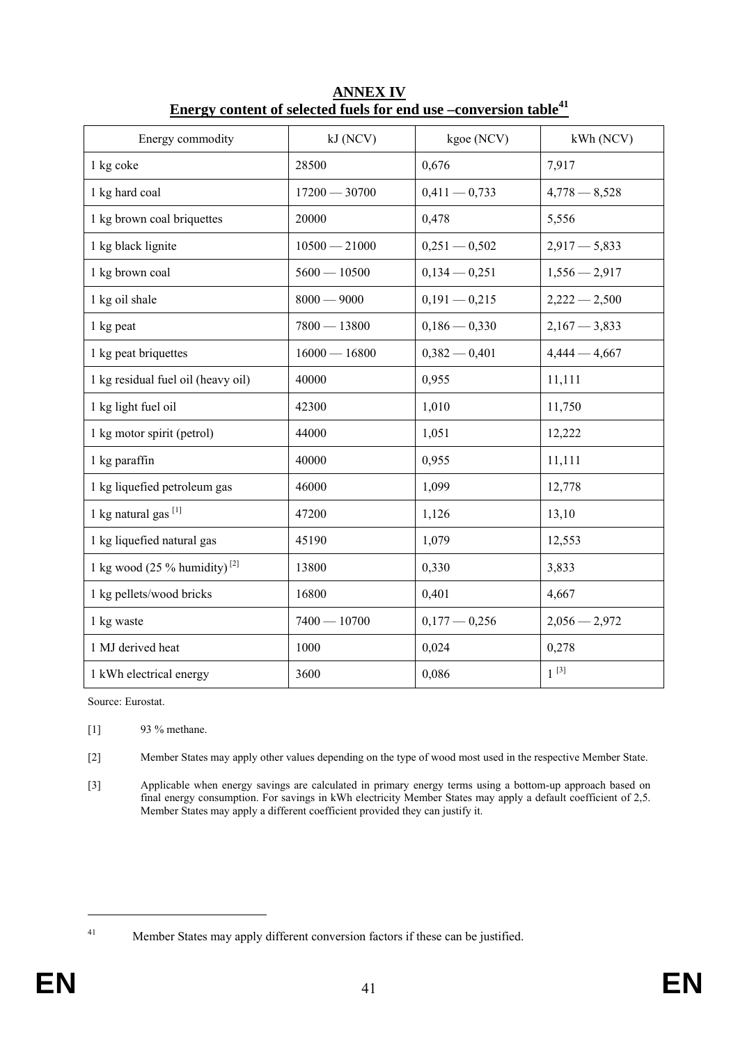# ANNEX IV

## Energy content of selected fuels for end use –conversion table[41]

| Energy commodity | kJ (NCV) | kgoe (NCV) | kWh (NCV) |
|---|---|---|---|
| 1 kg coke | 28500 | 0,676 | 7,917 |
| 1 kg hard coal | 17200 — 30700 | 0,411 — 0,733 | 4,778 — 8,528 |
| 1 kg brown coal briquettes | 20000 | 0,478 | 5,556 |
| 1 kg black lignite | 10500 — 21000 | 0,251 — 0,502 | 2,917 — 5,833 |
| 1 kg brown coal | 5600 — 10500 | 0,134 — 0,251 | 1,556 — 2,917 |
| 1 kg oil shale | 8000 — 9000 | 0,191 — 0,215 | 2,222 — 2,500 |
| 1 kg peat | 7800 — 13800 | 0,186 — 0,330 | 2,167 — 3,833 |
| 1 kg peat briquettes | 16000 — 16800 | 0,382 — 0,401 | 4,444 — 4,667 |
| 1 kg residual fuel oil (heavy oil) | 40000 | 0,955 | 11,111 |
| 1 kg light fuel oil | 42300 | 1,010 | 11,750 |
| 1 kg motor spirit (petrol) | 44000 | 1,051 | 12,222 |
| 1 kg paraffin | 40000 | 0,955 | 11,111 |
| 1 kg liquefied petroleum gas | 46000 | 1,099 | 12,778 |
| 1 kg natural gas [1] | 47200 | 1,126 | 13,10 |
| 1 kg liquefied natural gas | 45190 | 1,079 | 12,553 |
| 1 kg wood (25 % humidity) [2] | 13800 | 0,330 | 3,833 |
| 1 kg pellets/wood bricks | 16800 | 0,401 | 4,667 |
| 1 kg waste | 7400 — 10700 | 0,177 — 0,256 | 2,056 — 2,972 |
| 1 MJ derived heat | 1000 | 0,024 | 0,278 |
| 1 kWh electrical energy | 3600 | 0,086 | 1 [3] |

Source: Eurostat.

[1] 93 % methane.

[2] Member States may apply other values depending on the type of wood most used in the respective Member State.

[3] Applicable when energy savings are calculated in primary energy terms using a bottom-up approach based on final energy consumption. For savings in kWh electricity Member States may apply a default coefficient of 2,5. Member States may apply a different coefficient provided they can justify it.

---

[41] Member States may apply different conversion factors if these can be justified.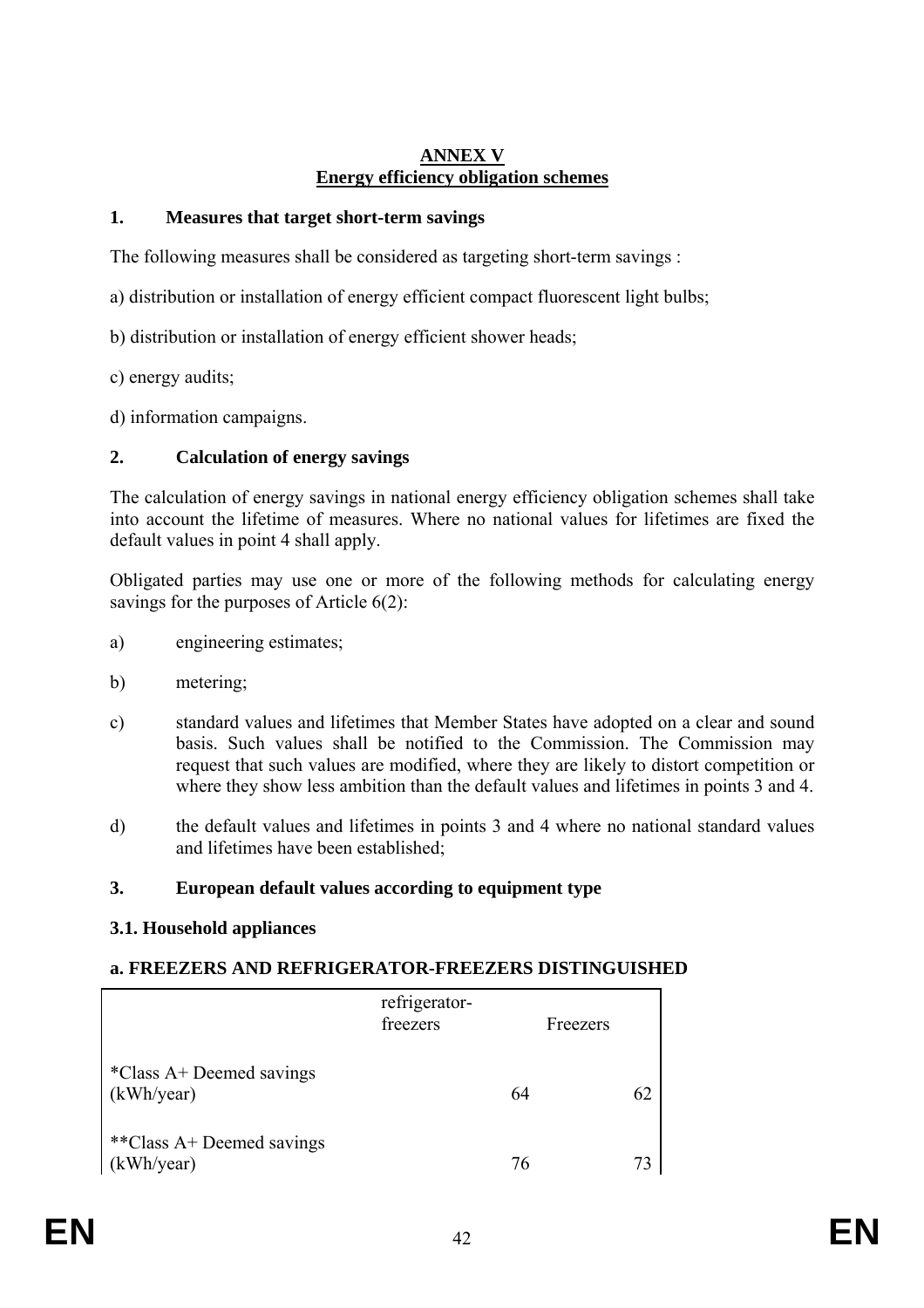# ANNEX V
## Energy efficiency obligation schemes

### 1. Measures that target short-term savings

The following measures shall be considered as targeting short-term savings :

a) distribution or installation of energy efficient compact fluorescent light bulbs;

b) distribution or installation of energy efficient shower heads;

c) energy audits;

d) information campaigns.

### 2. Calculation of energy savings

The calculation of energy savings in national energy efficiency obligation schemes shall take into account the lifetime of measures. Where no national values for lifetimes are fixed the default values in point 4 shall apply.

Obligated parties may use one or more of the following methods for calculating energy savings for the purposes of Article 6(2):

a) engineering estimates;

b) metering;

c) standard values and lifetimes that Member States have adopted on a clear and sound basis. Such values shall be notified to the Commission. The Commission may request that such values are modified, where they are likely to distort competition or where they show less ambition than the default values and lifetimes in points 3 and 4.

d) the default values and lifetimes in points 3 and 4 where no national standard values and lifetimes have been established;

### 3. European default values according to equipment type

#### 3.1. Household appliances

#### a. FREEZERS AND REFRIGERATOR-FREEZERS DISTINGUISHED

| | refrigerator-freezers | Freezers |
|---|---|---|
| *Class A+ Deemed savings (kWh/year) | 64 | 62 |
| **Class A+ Deemed savings (kWh/year) | 76 | 73 |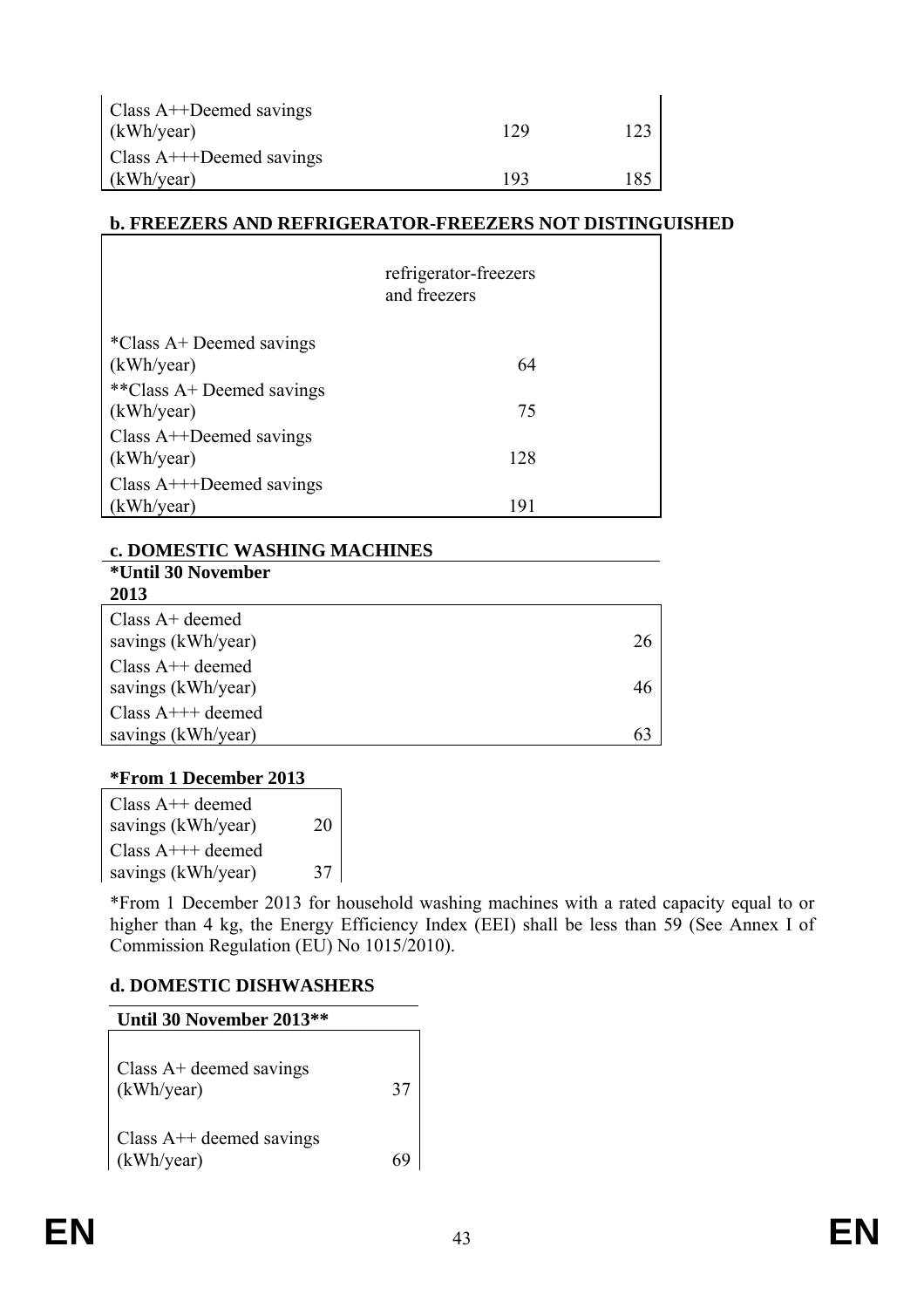| | | |
|---|---|---|
| Class A++Deemed savings (kWh/year) | 129 | 123 |
| Class A+++Deemed savings (kWh/year) | 193 | 185 |

**b. FREEZERS AND REFRIGERATOR-FREEZERS NOT DISTINGUISHED**

| | refrigerator-freezers and freezers |
|---|---|
| *Class A+ Deemed savings (kWh/year) | 64 |
| **Class A+ Deemed savings (kWh/year) | 75 |
| Class A++Deemed savings (kWh/year) | 128 |
| Class A+++Deemed savings (kWh/year) | 191 |

**c. DOMESTIC WASHING MACHINES**

***Until 30 November 2013**

| | |
|---|---|
| Class A+ deemed savings (kWh/year) | 26 |
| Class A++ deemed savings (kWh/year) | 46 |
| Class A+++ deemed savings (kWh/year) | 63 |

***From 1 December 2013**

| | |
|---|---|
| Class A++ deemed savings (kWh/year) | 20 |
| Class A+++ deemed savings (kWh/year) | 37 |

*From 1 December 2013 for household washing machines with a rated capacity equal to or higher than 4 kg, the Energy Efficiency Index (EEI) shall be less than 59 (See Annex I of Commission Regulation (EU) No 1015/2010).

**d. DOMESTIC DISHWASHERS**

**Until 30 November 2013****

| | |
|---|---|
| Class A+ deemed savings (kWh/year) | 37 |
| Class A++ deemed savings (kWh/year) | 69 |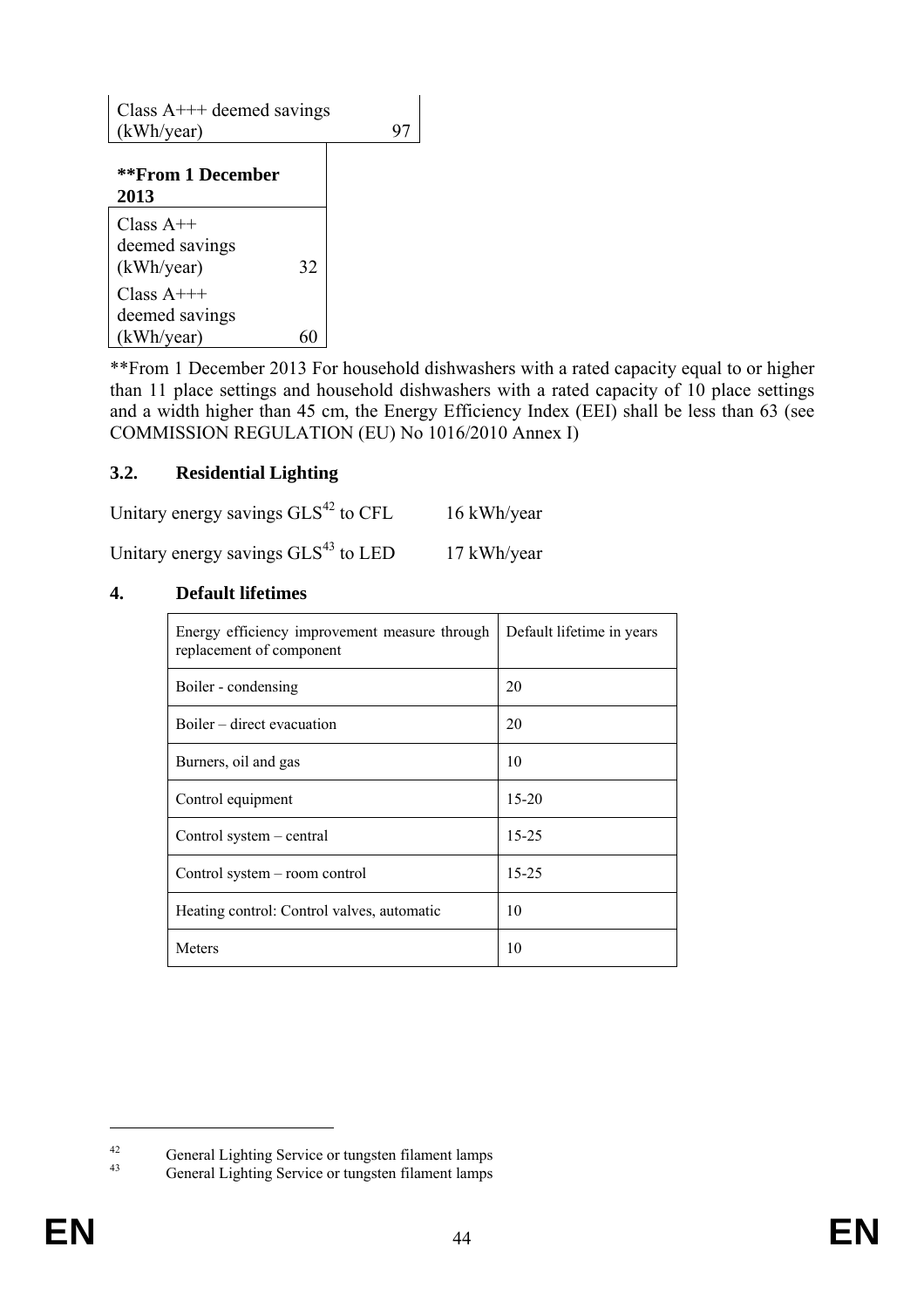| Class A+++ deemed savings (kWh/year) | 97 |
|---|---|

| **\*\*From 1 December 2013** | |
|---|---|
| Class A++ deemed savings (kWh/year) | 32 |
| Class A+++ deemed savings (kWh/year) | 60 |

**From 1 December 2013 For household dishwashers with a rated capacity equal to or higher than 11 place settings and household dishwashers with a rated capacity of 10 place settings and a width higher than 45 cm, the Energy Efficiency Index (EEI) shall be less than 63 (see COMMISSION REGULATION (EU) No 1016/2010 Annex I)

### 3.2. Residential Lighting

Unitary energy savings GLS[42] to CFL 16 kWh/year

Unitary energy savings GLS[43] to LED 17 kWh/year

## 4. Default lifetimes

| Energy efficiency improvement measure through replacement of component | Default lifetime in years |
|---|---|
| Boiler - condensing | 20 |
| Boiler – direct evacuation | 20 |
| Burners, oil and gas | 10 |
| Control equipment | 15-20 |
| Control system – central | 15-25 |
| Control system – room control | 15-25 |
| Heating control: Control valves, automatic | 10 |
| Meters | 10 |

[42] General Lighting Service or tungsten filament lamps

[43] General Lighting Service or tungsten filament lamps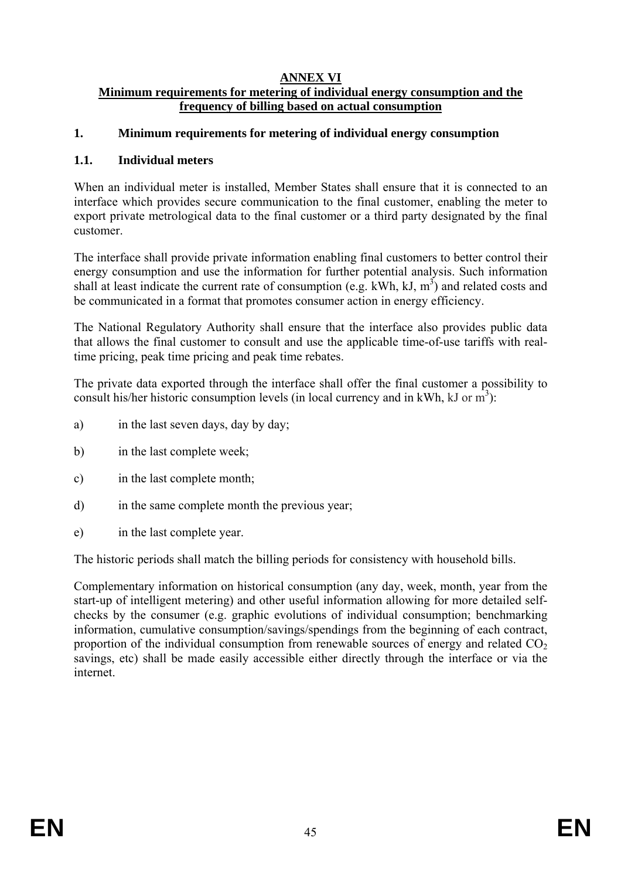# ANNEX VI

## Minimum requirements for metering of individual energy consumption and the frequency of billing based on actual consumption

### 1. Minimum requirements for metering of individual energy consumption

#### 1.1. Individual meters

When an individual meter is installed, Member States shall ensure that it is connected to an interface which provides secure communication to the final customer, enabling the meter to export private metrological data to the final customer or a third party designated by the final customer.

The interface shall provide private information enabling final customers to better control their energy consumption and use the information for further potential analysis. Such information shall at least indicate the current rate of consumption (e.g. kWh, kJ, $m^3$) and related costs and be communicated in a format that promotes consumer action in energy efficiency.

The National Regulatory Authority shall ensure that the interface also provides public data that allows the final customer to consult and use the applicable time-of-use tariffs with real-time pricing, peak time pricing and peak time rebates.

The private data exported through the interface shall offer the final customer a possibility to consult his/her historic consumption levels (in local currency and in kWh, kJ or $m^3$):

a) in the last seven days, day by day;

b) in the last complete week;

c) in the last complete month;

d) in the same complete month the previous year;

e) in the last complete year.

The historic periods shall match the billing periods for consistency with household bills.

Complementary information on historical consumption (any day, week, month, year from the start-up of intelligent metering) and other useful information allowing for more detailed self-checks by the consumer (e.g. graphic evolutions of individual consumption; benchmarking information, cumulative consumption/savings/spendings from the beginning of each contract, proportion of the individual consumption from renewable sources of energy and related $CO_2$ savings, etc) shall be made easily accessible either directly through the interface or via the internet.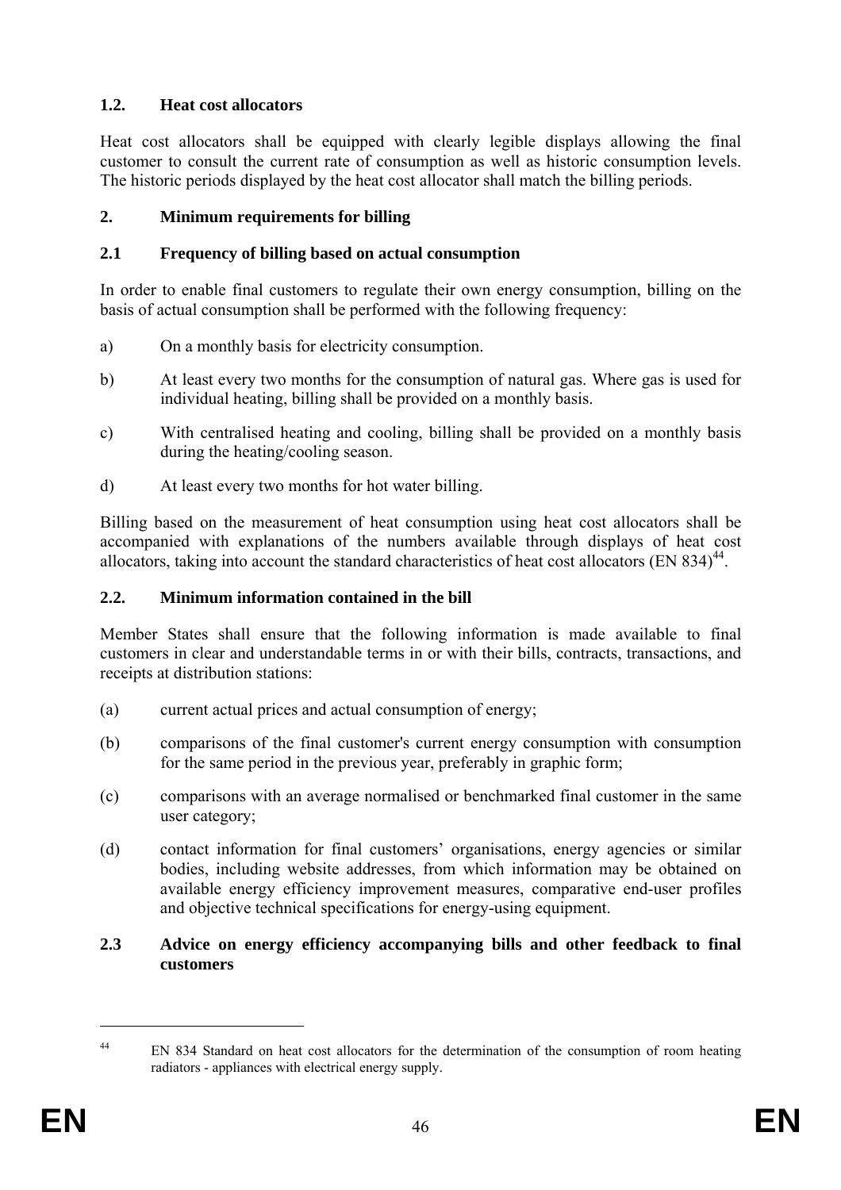### 1.2. Heat cost allocators

Heat cost allocators shall be equipped with clearly legible displays allowing the final customer to consult the current rate of consumption as well as historic consumption levels. The historic periods displayed by the heat cost allocator shall match the billing periods.

## 2. Minimum requirements for billing

### 2.1 Frequency of billing based on actual consumption

In order to enable final customers to regulate their own energy consumption, billing on the basis of actual consumption shall be performed with the following frequency:

a) On a monthly basis for electricity consumption.

b) At least every two months for the consumption of natural gas. Where gas is used for individual heating, billing shall be provided on a monthly basis.

c) With centralised heating and cooling, billing shall be provided on a monthly basis during the heating/cooling season.

d) At least every two months for hot water billing.

Billing based on the measurement of heat consumption using heat cost allocators shall be accompanied with explanations of the numbers available through displays of heat cost allocators, taking into account the standard characteristics of heat cost allocators (EN 834)[44].

### 2.2. Minimum information contained in the bill

Member States shall ensure that the following information is made available to final customers in clear and understandable terms in or with their bills, contracts, transactions, and receipts at distribution stations:

(a) current actual prices and actual consumption of energy;

(b) comparisons of the final customer's current energy consumption with consumption for the same period in the previous year, preferably in graphic form;

(c) comparisons with an average normalised or benchmarked final customer in the same user category;

(d) contact information for final customers' organisations, energy agencies or similar bodies, including website addresses, from which information may be obtained on available energy efficiency improvement measures, comparative end-user profiles and objective technical specifications for energy-using equipment.

### 2.3 Advice on energy efficiency accompanying bills and other feedback to final customers

---

[44] EN 834 Standard on heat cost allocators for the determination of the consumption of room heating radiators - appliances with electrical energy supply.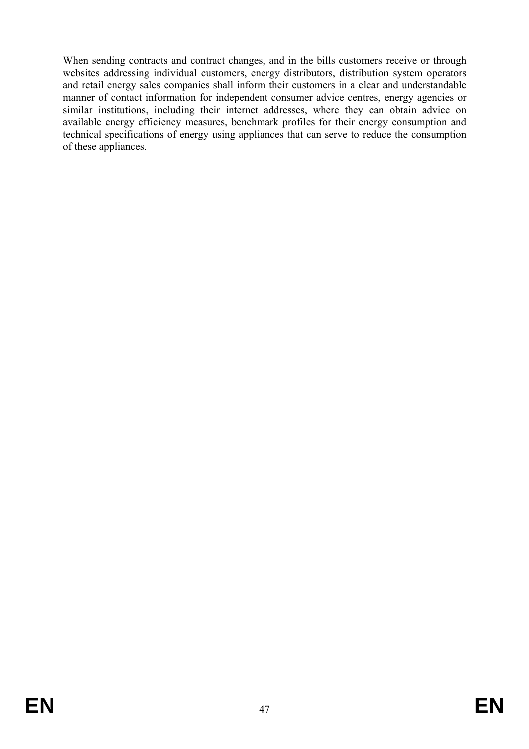When sending contracts and contract changes, and in the bills customers receive or through websites addressing individual customers, energy distributors, distribution system operators and retail energy sales companies shall inform their customers in a clear and understandable manner of contact information for independent consumer advice centres, energy agencies or similar institutions, including their internet addresses, where they can obtain advice on available energy efficiency measures, benchmark profiles for their energy consumption and technical specifications of energy using appliances that can serve to reduce the consumption of these appliances.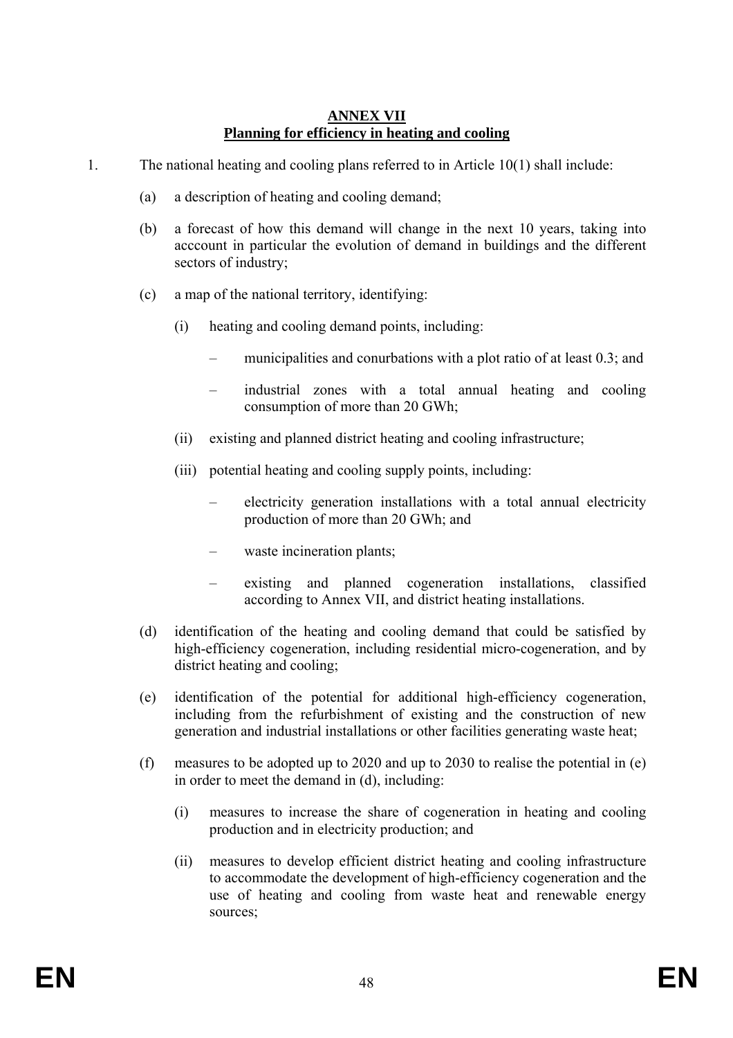**ANNEX VII**

**Planning for efficiency in heating and cooling**

1. The national heating and cooling plans referred to in Article 10(1) shall include:

   (a) a description of heating and cooling demand;

   (b) a forecast of how this demand will change in the next 10 years, taking into acccount in particular the evolution of demand in buildings and the different sectors of industry;

   (c) a map of the national territory, identifying:

      (i) heating and cooling demand points, including:

         – municipalities and conurbations with a plot ratio of at least 0.3; and

         – industrial zones with a total annual heating and cooling consumption of more than 20 GWh;

      (ii) existing and planned district heating and cooling infrastructure;

      (iii) potential heating and cooling supply points, including:

         – electricity generation installations with a total annual electricity production of more than 20 GWh; and

         – waste incineration plants;

         – existing and planned cogeneration installations, classified according to Annex VII, and district heating installations.

   (d) identification of the heating and cooling demand that could be satisfied by high-efficiency cogeneration, including residential micro-cogeneration, and by district heating and cooling;

   (e) identification of the potential for additional high-efficiency cogeneration, including from the refurbishment of existing and the construction of new generation and industrial installations or other facilities generating waste heat;

   (f) measures to be adopted up to 2020 and up to 2030 to realise the potential in (e) in order to meet the demand in (d), including:

      (i) measures to increase the share of cogeneration in heating and cooling production and in electricity production; and

      (ii) measures to develop efficient district heating and cooling infrastructure to accommodate the development of high-efficiency cogeneration and the use of heating and cooling from waste heat and renewable energy sources;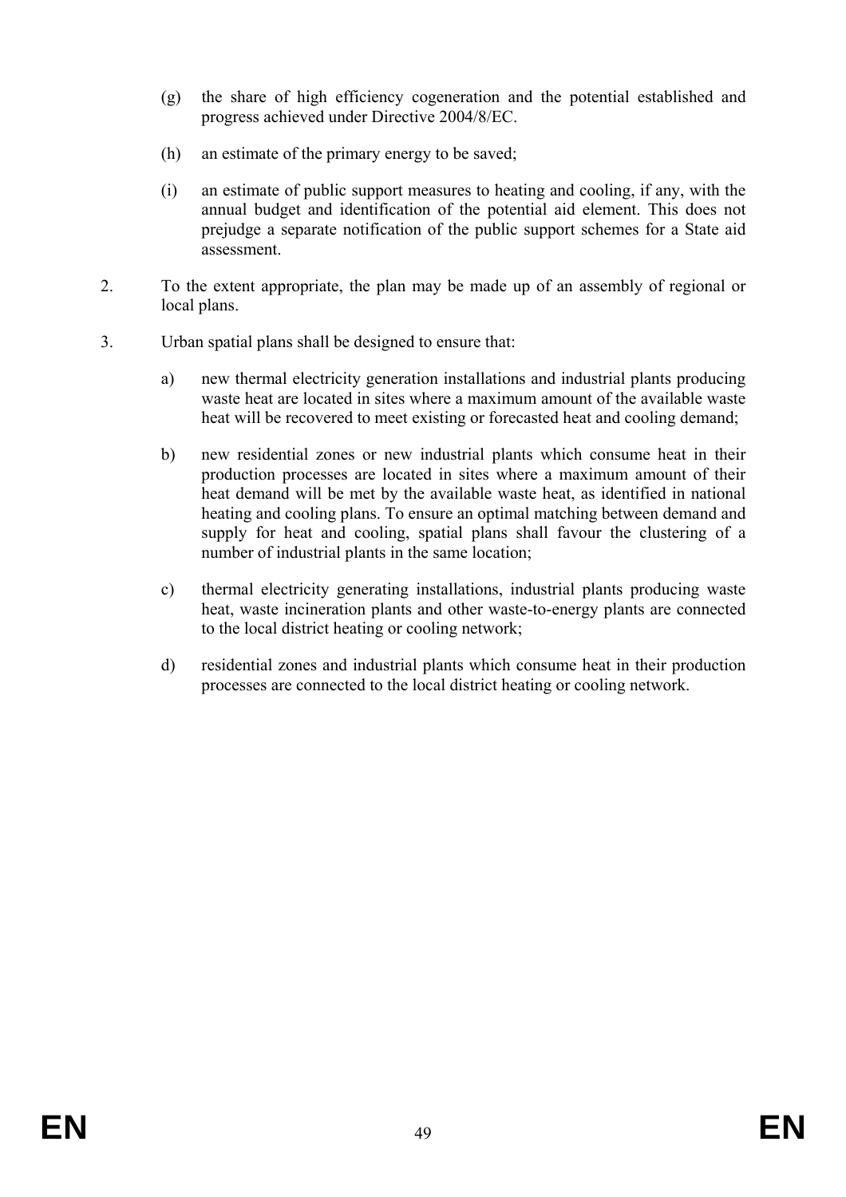(g) the share of high efficiency cogeneration and the potential established and progress achieved under Directive 2004/8/EC.

(h) an estimate of the primary energy to be saved;

(i) an estimate of public support measures to heating and cooling, if any, with the annual budget and identification of the potential aid element. This does not prejudge a separate notification of the public support schemes for a State aid assessment.

2. To the extent appropriate, the plan may be made up of an assembly of regional or local plans.

3. Urban spatial plans shall be designed to ensure that:

a) new thermal electricity generation installations and industrial plants producing waste heat are located in sites where a maximum amount of the available waste heat will be recovered to meet existing or forecasted heat and cooling demand;

b) new residential zones or new industrial plants which consume heat in their production processes are located in sites where a maximum amount of their heat demand will be met by the available waste heat, as identified in national heating and cooling plans. To ensure an optimal matching between demand and supply for heat and cooling, spatial plans shall favour the clustering of a number of industrial plants in the same location;

c) thermal electricity generating installations, industrial plants producing waste heat, waste incineration plants and other waste-to-energy plants are connected to the local district heating or cooling network;

d) residential zones and industrial plants which consume heat in their production processes are connected to the local district heating or cooling network.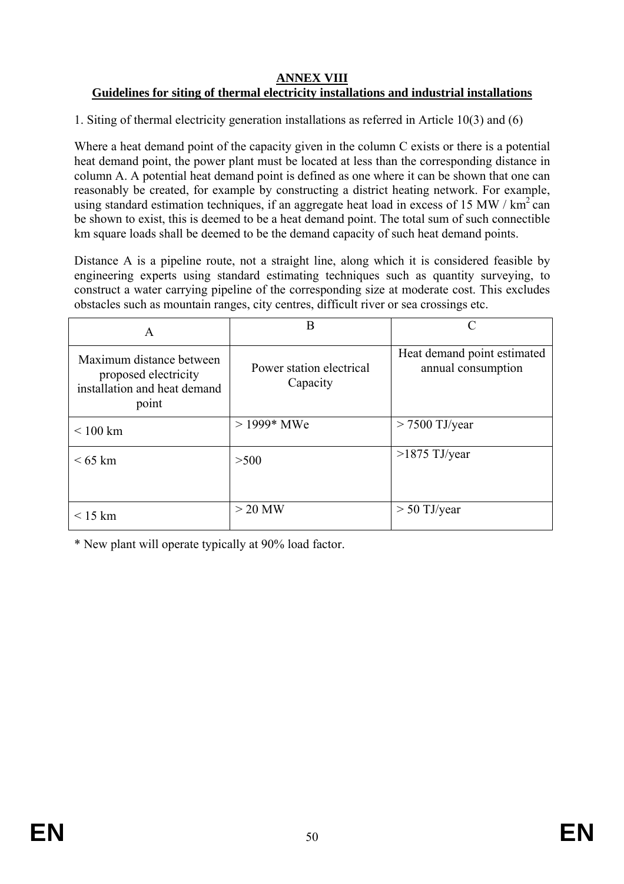**ANNEX VIII**

**Guidelines for siting of thermal electricity installations and industrial installations**

1. Siting of thermal electricity generation installations as referred in Article 10(3) and (6)

Where a heat demand point of the capacity given in the column C exists or there is a potential heat demand point, the power plant must be located at less than the corresponding distance in column A. A potential heat demand point is defined as one where it can be shown that one can reasonably be created, for example by constructing a district heating network. For example, using standard estimation techniques, if an aggregate heat load in excess of 15 MW / $km^2$ can be shown to exist, this is deemed to be a heat demand point. The total sum of such connectible km square loads shall be deemed to be the demand capacity of such heat demand points.

Distance A is a pipeline route, not a straight line, along which it is considered feasible by engineering experts using standard estimating techniques such as quantity surveying, to construct a water carrying pipeline of the corresponding size at moderate cost. This excludes obstacles such as mountain ranges, city centres, difficult river or sea crossings etc.

| A | B | C |
|---|---|---|
| Maximum distance between proposed electricity installation and heat demand point | Power station electrical Capacity | Heat demand point estimated annual consumption |
| < 100 km | > 1999* MWe | > 7500 TJ/year |
| < 65 km | >500 | >1875 TJ/year |
| < 15 km | > 20 MW | > 50 TJ/year |

* New plant will operate typically at 90% load factor.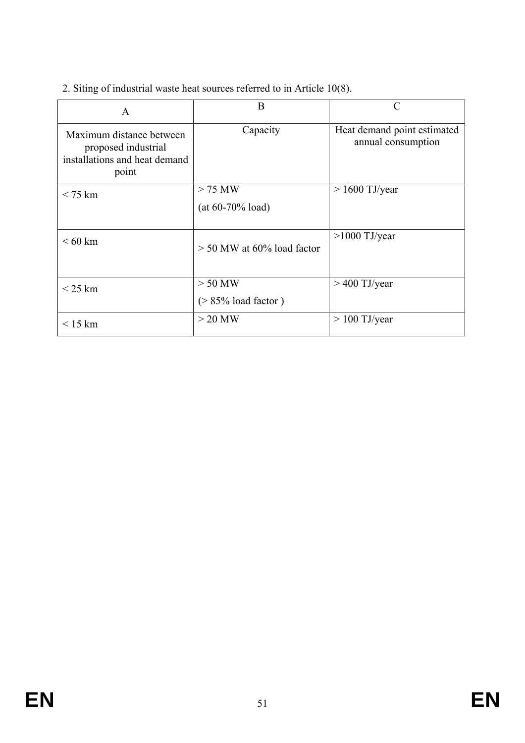2. Siting of industrial waste heat sources referred to in Article 10(8).

| A | B | C |
|---|---|---|
| Maximum distance between proposed industrial installations and heat demand point | Capacity | Heat demand point estimated annual consumption |
| < 75 km | > 75 MW (at 60-70% load) | > 1600 TJ/year |
| < 60 km | > 50 MW at 60% load factor | >1000 TJ/year |
| < 25 km | > 50 MW (> 85% load factor ) | > 400 TJ/year |
| < 15 km | > 20 MW | > 100 TJ/year |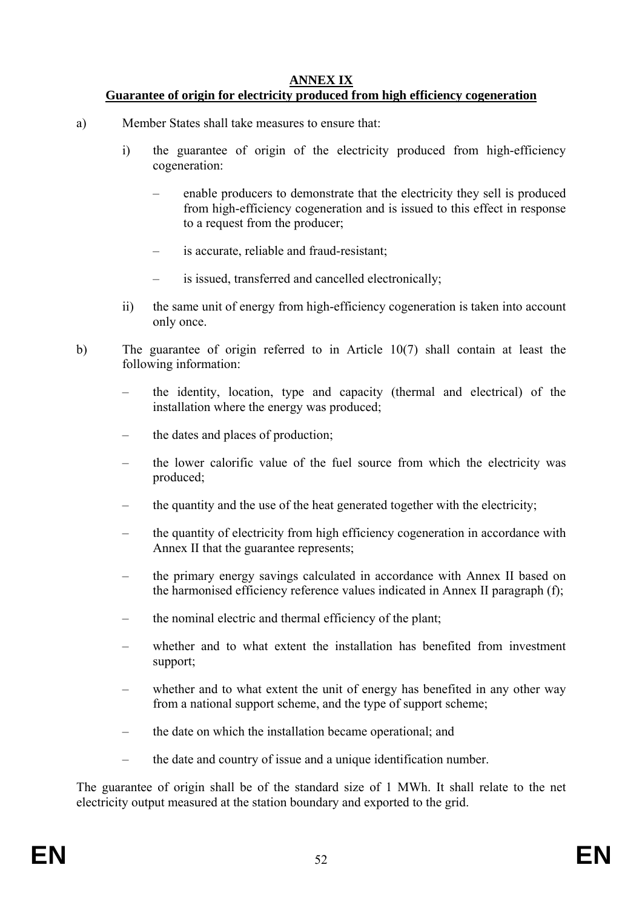**ANNEX IX**

**Guarantee of origin for electricity produced from high efficiency cogeneration**

a) Member States shall take measures to ensure that:

   i) the guarantee of origin of the electricity produced from high-efficiency cogeneration:

      – enable producers to demonstrate that the electricity they sell is produced from high-efficiency cogeneration and is issued to this effect in response to a request from the producer;

      – is accurate, reliable and fraud-resistant;

      – is issued, transferred and cancelled electronically;

   ii) the same unit of energy from high-efficiency cogeneration is taken into account only once.

b) The guarantee of origin referred to in Article 10(7) shall contain at least the following information:

   – the identity, location, type and capacity (thermal and electrical) of the installation where the energy was produced;

   – the dates and places of production;

   – the lower calorific value of the fuel source from which the electricity was produced;

   – the quantity and the use of the heat generated together with the electricity;

   – the quantity of electricity from high efficiency cogeneration in accordance with Annex II that the guarantee represents;

   – the primary energy savings calculated in accordance with Annex II based on the harmonised efficiency reference values indicated in Annex II paragraph (f);

   – the nominal electric and thermal efficiency of the plant;

   – whether and to what extent the installation has benefited from investment support;

   – whether and to what extent the unit of energy has benefited in any other way from a national support scheme, and the type of support scheme;

   – the date on which the installation became operational; and

   – the date and country of issue and a unique identification number.

The guarantee of origin shall be of the standard size of 1 MWh. It shall relate to the net electricity output measured at the station boundary and exported to the grid.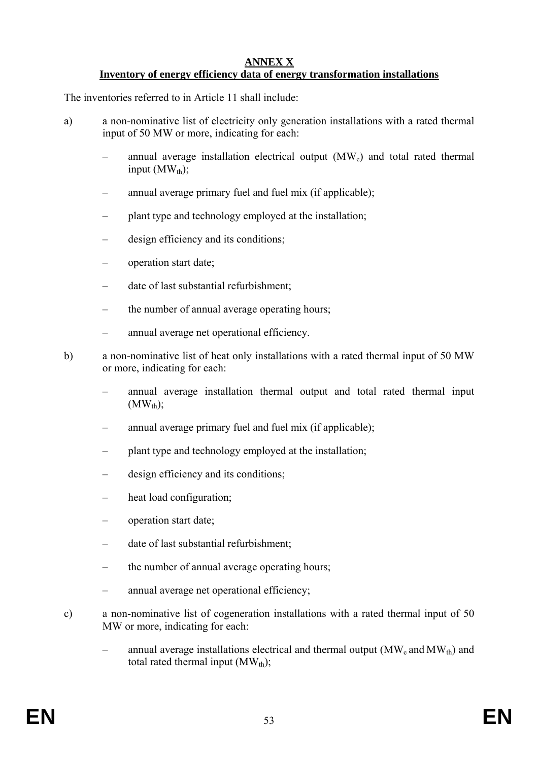**ANNEX X**

**Inventory of energy efficiency data of energy transformation installations**

The inventories referred to in Article 11 shall include:

a) a non-nominative list of electricity only generation installations with a rated thermal input of 50 MW or more, indicating for each:

– annual average installation electrical output ($MW_e$) and total rated thermal input ($MW_{th}$);

– annual average primary fuel and fuel mix (if applicable);

– plant type and technology employed at the installation;

– design efficiency and its conditions;

– operation start date;

– date of last substantial refurbishment;

– the number of annual average operating hours;

– annual average net operational efficiency.

b) a non-nominative list of heat only installations with a rated thermal input of 50 MW or more, indicating for each:

– annual average installation thermal output and total rated thermal input ($MW_{th}$);

– annual average primary fuel and fuel mix (if applicable);

– plant type and technology employed at the installation;

– design efficiency and its conditions;

– heat load configuration;

– operation start date;

– date of last substantial refurbishment;

– the number of annual average operating hours;

– annual average net operational efficiency;

c) a non-nominative list of cogeneration installations with a rated thermal input of 50 MW or more, indicating for each:

– annual average installations electrical and thermal output ($MW_e$ and $MW_{th}$) and total rated thermal input ($MW_{th}$);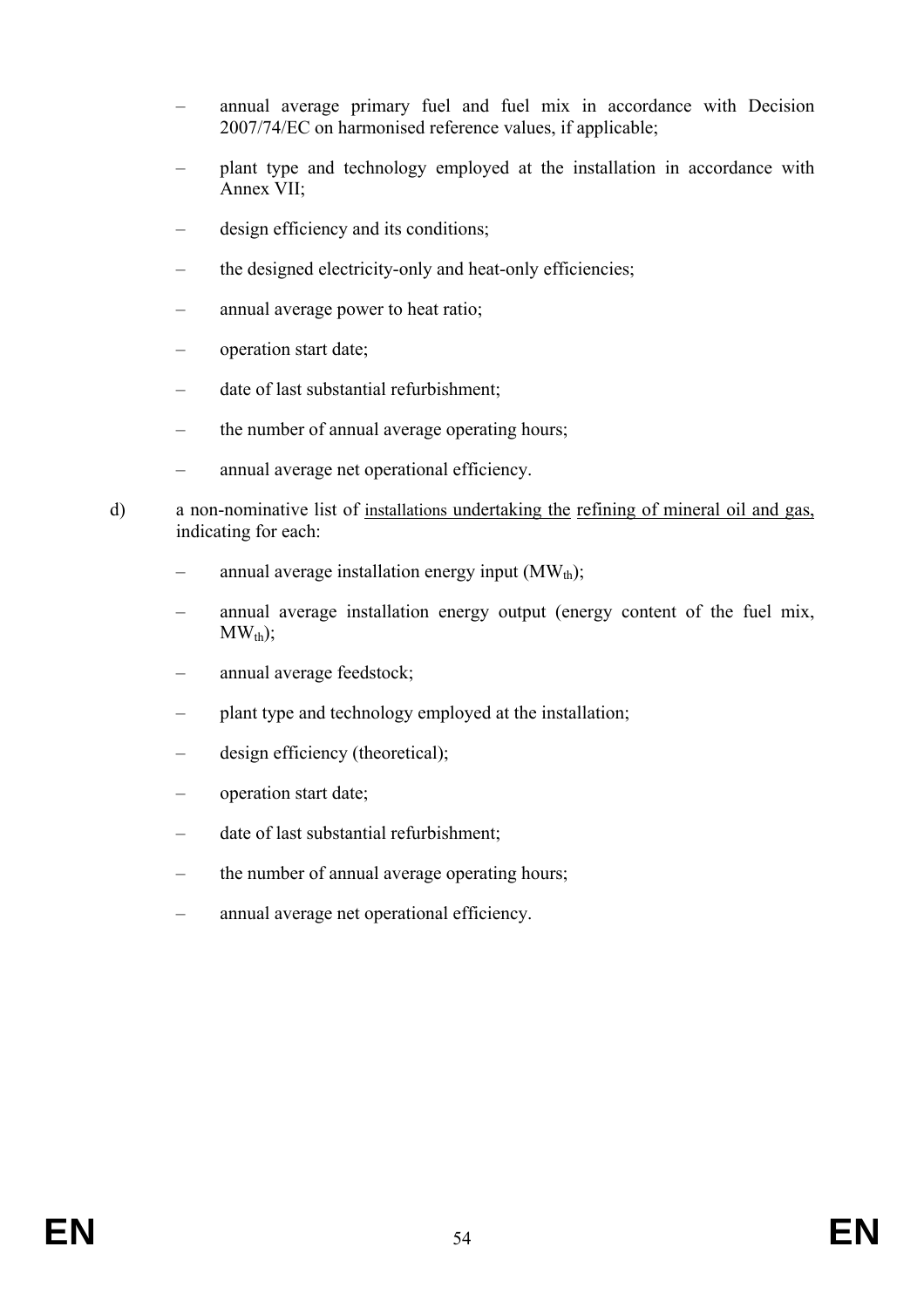- annual average primary fuel and fuel mix in accordance with Decision 2007/74/EC on harmonised reference values, if applicable;
- plant type and technology employed at the installation in accordance with Annex VII;
- design efficiency and its conditions;
- the designed electricity-only and heat-only efficiencies;
- annual average power to heat ratio;
- operation start date;
- date of last substantial refurbishment;
- the number of annual average operating hours;
- annual average net operational efficiency.

d) a non-nominative list of installations undertaking the refining of mineral oil and gas, indicating for each:

- annual average installation energy input ($MW_{th}$);
- annual average installation energy output (energy content of the fuel mix, $MW_{th}$);
- annual average feedstock;
- plant type and technology employed at the installation;
- design efficiency (theoretical);
- operation start date;
- date of last substantial refurbishment;
- the number of annual average operating hours;
- annual average net operational efficiency.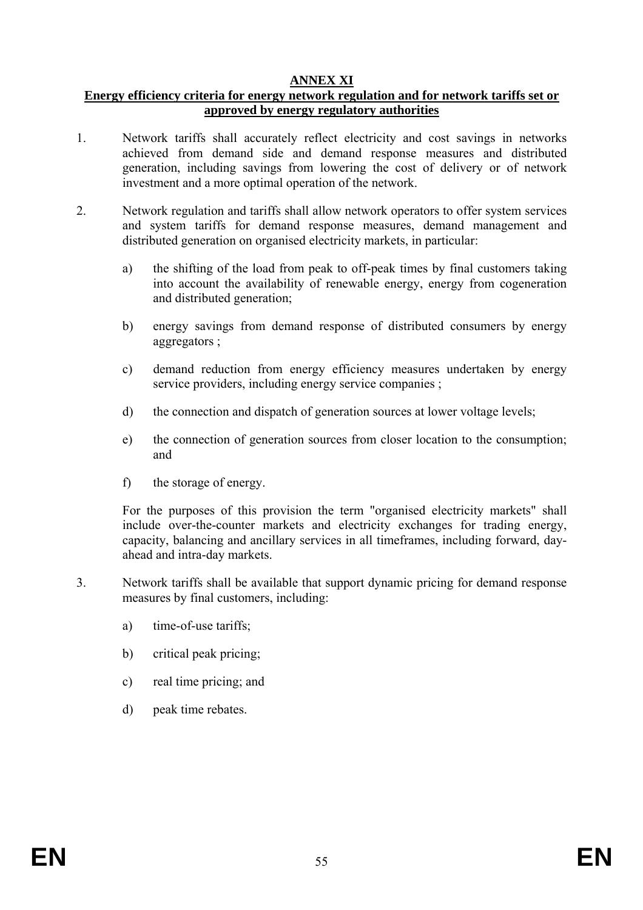## ANNEX XI

### Energy efficiency criteria for energy network regulation and for network tariffs set or approved by energy regulatory authorities

1. Network tariffs shall accurately reflect electricity and cost savings in networks achieved from demand side and demand response measures and distributed generation, including savings from lowering the cost of delivery or of network investment and a more optimal operation of the network.

2. Network regulation and tariffs shall allow network operators to offer system services and system tariffs for demand response measures, demand management and distributed generation on organised electricity markets, in particular:

   a) the shifting of the load from peak to off-peak times by final customers taking into account the availability of renewable energy, energy from cogeneration and distributed generation;

   b) energy savings from demand response of distributed consumers by energy aggregators ;

   c) demand reduction from energy efficiency measures undertaken by energy service providers, including energy service companies ;

   d) the connection and dispatch of generation sources at lower voltage levels;

   e) the connection of generation sources from closer location to the consumption; and

   f) the storage of energy.

   For the purposes of this provision the term "organised electricity markets" shall include over-the-counter markets and electricity exchanges for trading energy, capacity, balancing and ancillary services in all timeframes, including forward, day-ahead and intra-day markets.

3. Network tariffs shall be available that support dynamic pricing for demand response measures by final customers, including:

   a) time-of-use tariffs;

   b) critical peak pricing;

   c) real time pricing; and

   d) peak time rebates.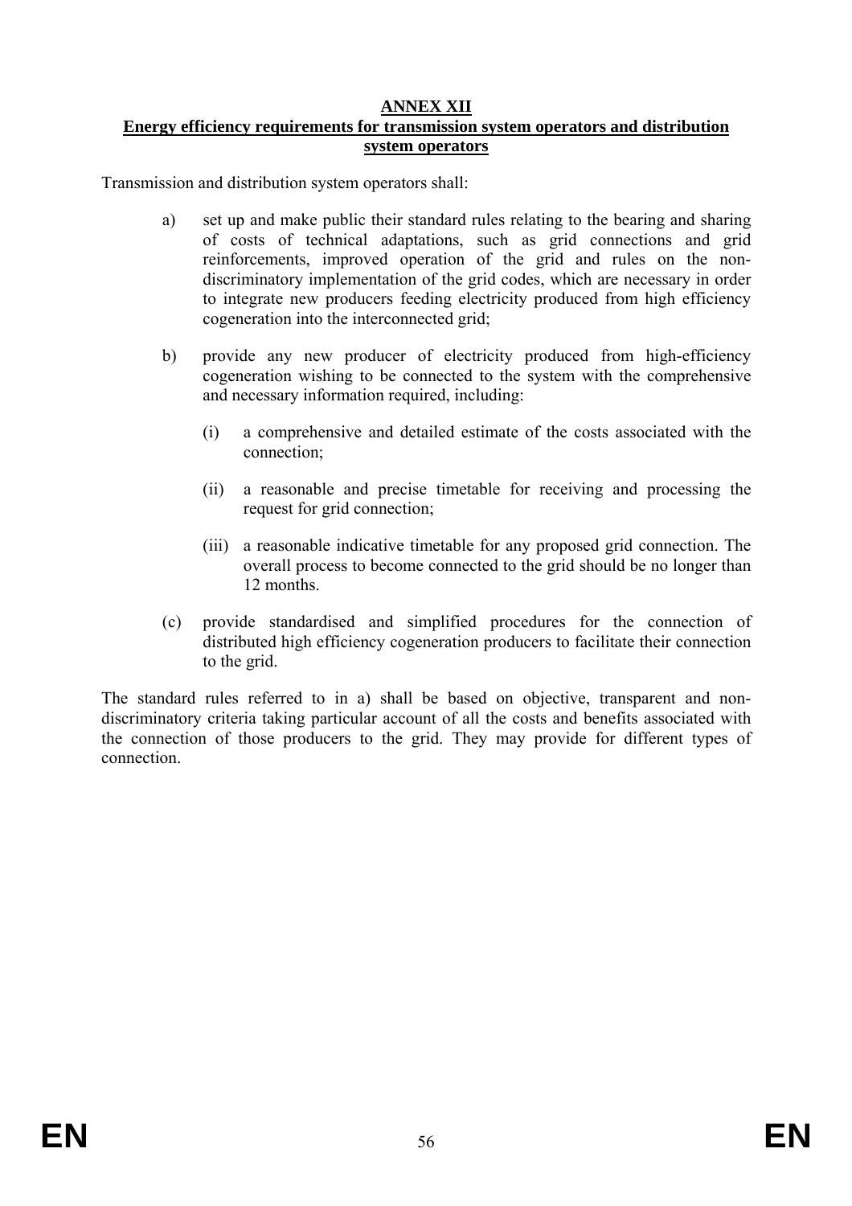## ANNEX XII

## Energy efficiency requirements for transmission system operators and distribution system operators

Transmission and distribution system operators shall:

a) set up and make public their standard rules relating to the bearing and sharing of costs of technical adaptations, such as grid connections and grid reinforcements, improved operation of the grid and rules on the non-discriminatory implementation of the grid codes, which are necessary in order to integrate new producers feeding electricity produced from high efficiency cogeneration into the interconnected grid;

b) provide any new producer of electricity produced from high-efficiency cogeneration wishing to be connected to the system with the comprehensive and necessary information required, including:

   (i) a comprehensive and detailed estimate of the costs associated with the connection;

   (ii) a reasonable and precise timetable for receiving and processing the request for grid connection;

   (iii) a reasonable indicative timetable for any proposed grid connection. The overall process to become connected to the grid should be no longer than 12 months.

(c) provide standardised and simplified procedures for the connection of distributed high efficiency cogeneration producers to facilitate their connection to the grid.

The standard rules referred to in a) shall be based on objective, transparent and non-discriminatory criteria taking particular account of all the costs and benefits associated with the connection of those producers to the grid. They may provide for different types of connection.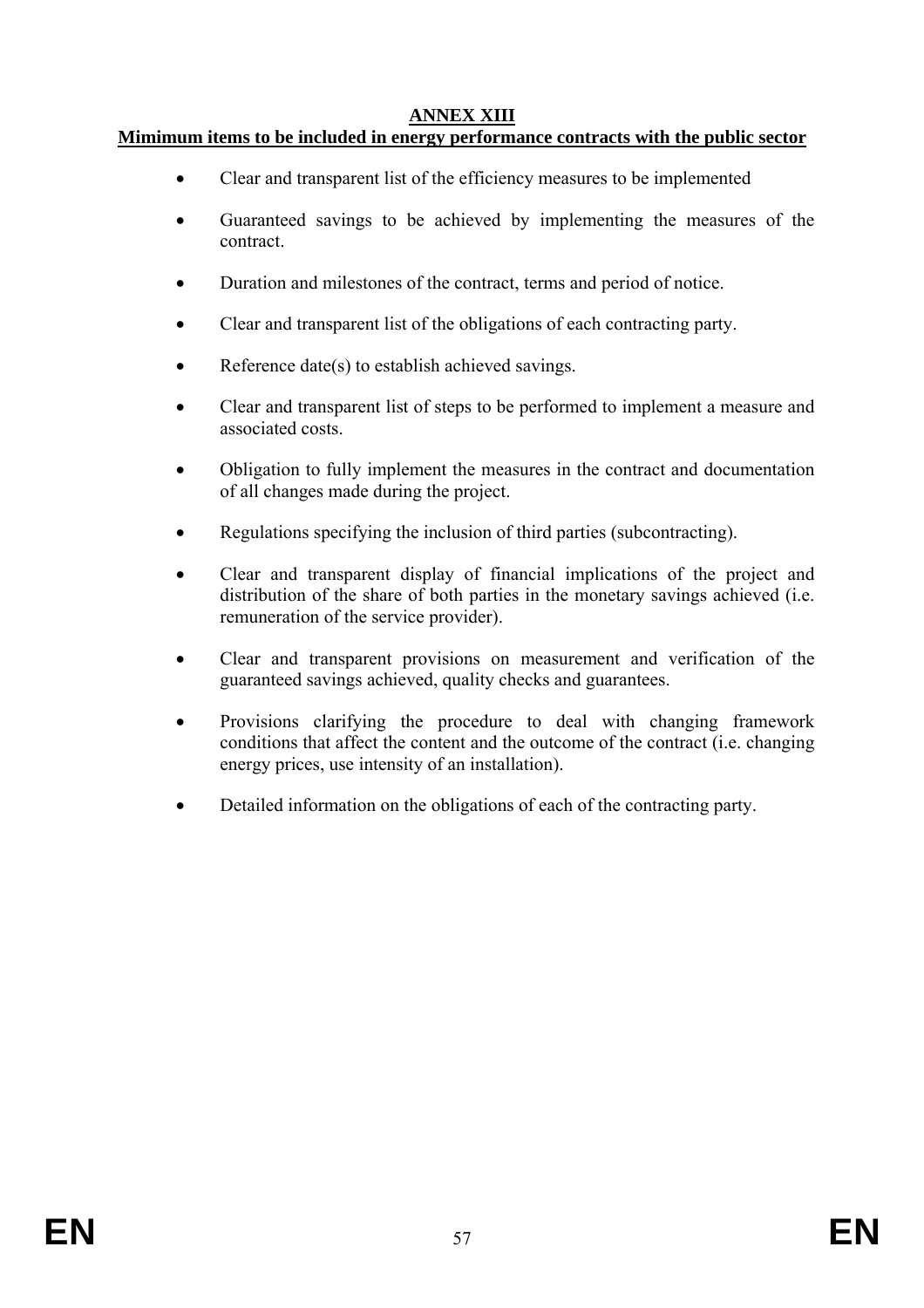# ANNEX XIII

## Mimimum items to be included in energy performance contracts with the public sector

- Clear and transparent list of the efficiency measures to be implemented
- Guaranteed savings to be achieved by implementing the measures of the contract.
- Duration and milestones of the contract, terms and period of notice.
- Clear and transparent list of the obligations of each contracting party.
- Reference date(s) to establish achieved savings.
- Clear and transparent list of steps to be performed to implement a measure and associated costs.
- Obligation to fully implement the measures in the contract and documentation of all changes made during the project.
- Regulations specifying the inclusion of third parties (subcontracting).
- Clear and transparent display of financial implications of the project and distribution of the share of both parties in the monetary savings achieved (i.e. remuneration of the service provider).
- Clear and transparent provisions on measurement and verification of the guaranteed savings achieved, quality checks and guarantees.
- Provisions clarifying the procedure to deal with changing framework conditions that affect the content and the outcome of the contract (i.e. changing energy prices, use intensity of an installation).
- Detailed information on the obligations of each of the contracting party.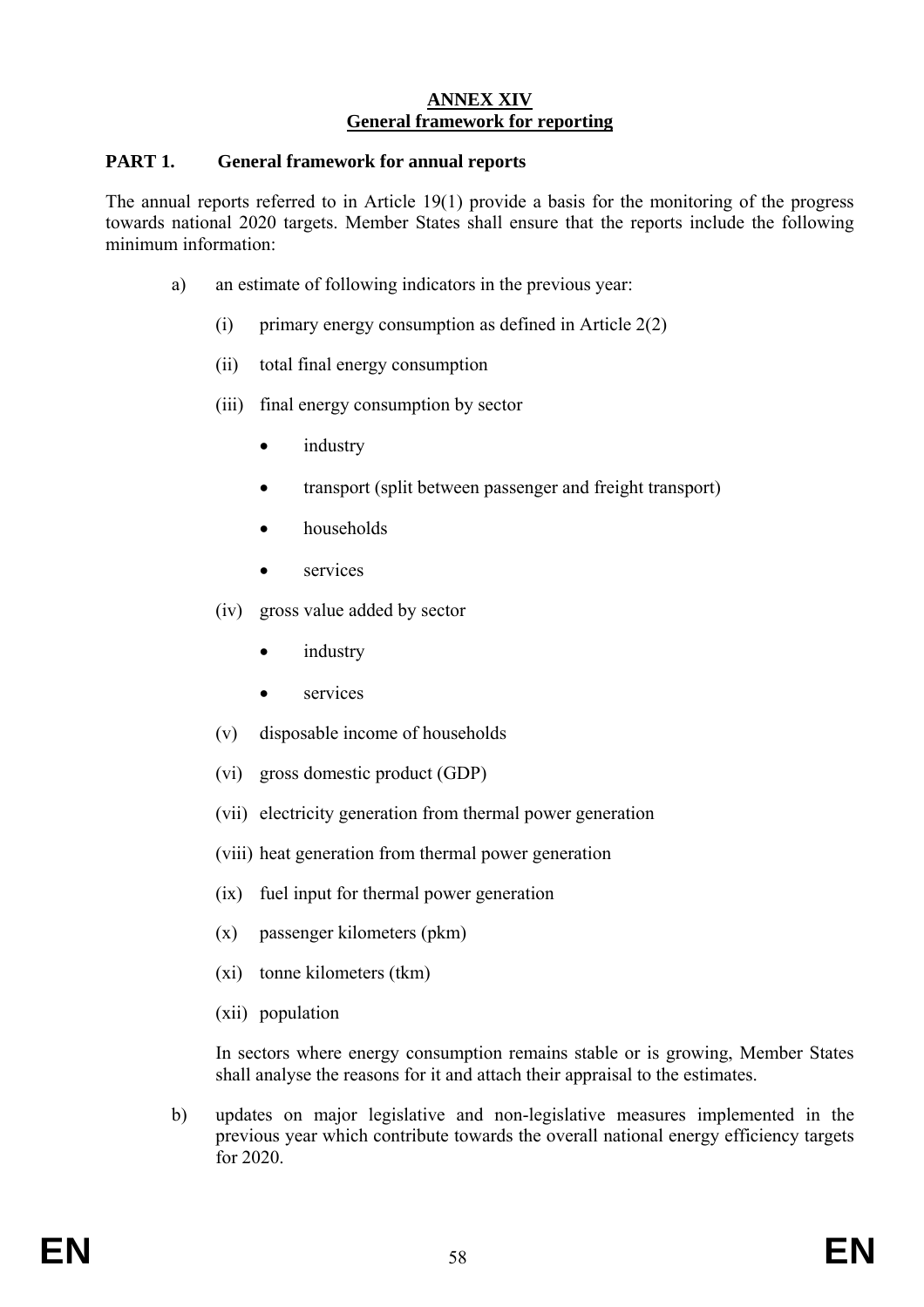# ANNEX XIV
# General framework for reporting

## PART 1. General framework for annual reports

The annual reports referred to in Article 19(1) provide a basis for the monitoring of the progress towards national 2020 targets. Member States shall ensure that the reports include the following minimum information:

a) an estimate of following indicators in the previous year:

   (i) primary energy consumption as defined in Article 2(2)

   (ii) total final energy consumption

   (iii) final energy consumption by sector

   - industry
   - transport (split between passenger and freight transport)
   - households
   - services

   (iv) gross value added by sector

   - industry
   - services

   (v) disposable income of households

   (vi) gross domestic product (GDP)

   (vii) electricity generation from thermal power generation

   (viii) heat generation from thermal power generation

   (ix) fuel input for thermal power generation

   (x) passenger kilometers (pkm)

   (xi) tonne kilometers (tkm)

   (xii) population

   In sectors where energy consumption remains stable or is growing, Member States shall analyse the reasons for it and attach their appraisal to the estimates.

b) updates on major legislative and non-legislative measures implemented in the previous year which contribute towards the overall national energy efficiency targets for 2020.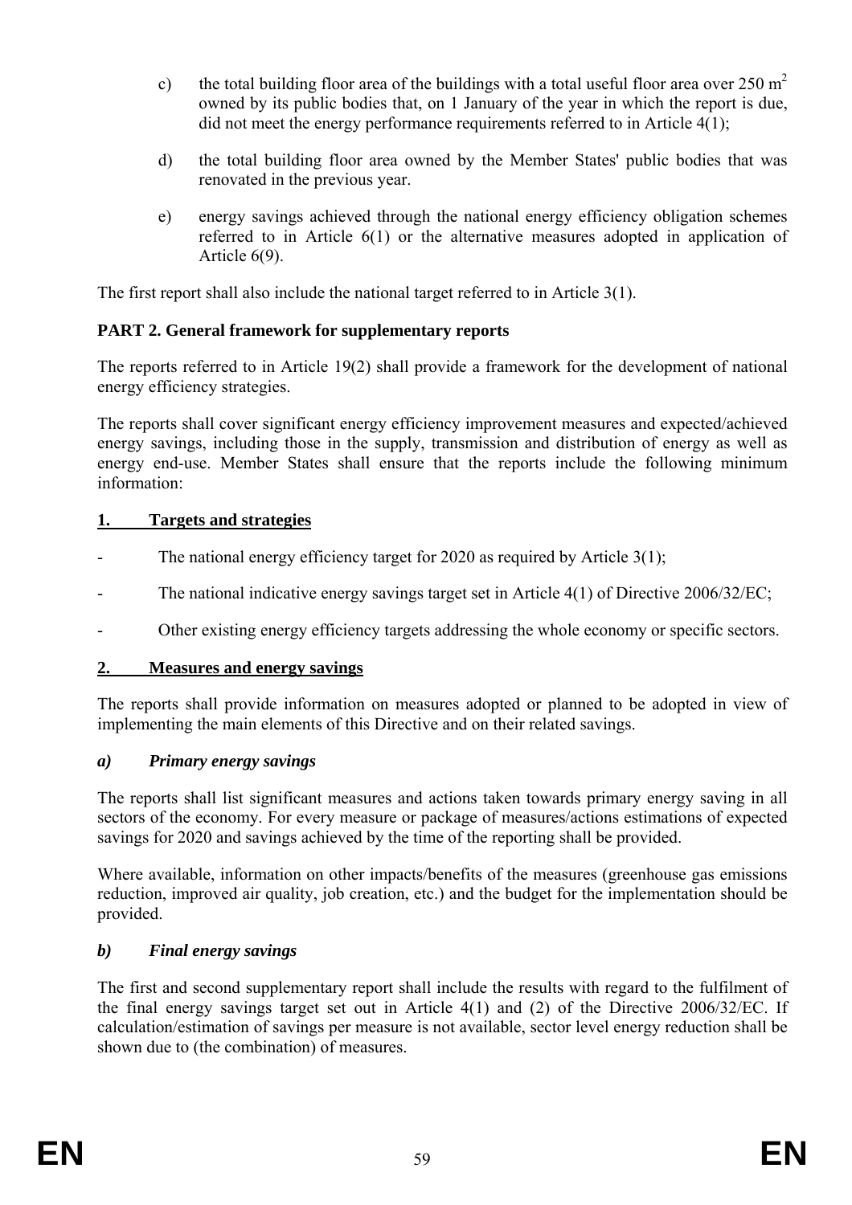c) the total building floor area of the buildings with a total useful floor area over 250 $m^2$ owned by its public bodies that, on 1 January of the year in which the report is due, did not meet the energy performance requirements referred to in Article 4(1);

d) the total building floor area owned by the Member States' public bodies that was renovated in the previous year.

e) energy savings achieved through the national energy efficiency obligation schemes referred to in Article 6(1) or the alternative measures adopted in application of Article 6(9).

The first report shall also include the national target referred to in Article 3(1).

**PART 2. General framework for supplementary reports**

The reports referred to in Article 19(2) shall provide a framework for the development of national energy efficiency strategies.

The reports shall cover significant energy efficiency improvement measures and expected/achieved energy savings, including those in the supply, transmission and distribution of energy as well as energy end-use. Member States shall ensure that the reports include the following minimum information:

**1. Targets and strategies**

- The national energy efficiency target for 2020 as required by Article 3(1);
- The national indicative energy savings target set in Article 4(1) of Directive 2006/32/EC;
- Other existing energy efficiency targets addressing the whole economy or specific sectors.

**2. Measures and energy savings**

The reports shall provide information on measures adopted or planned to be adopted in view of implementing the main elements of this Directive and on their related savings.

***a) Primary energy savings***

The reports shall list significant measures and actions taken towards primary energy saving in all sectors of the economy. For every measure or package of measures/actions estimations of expected savings for 2020 and savings achieved by the time of the reporting shall be provided.

Where available, information on other impacts/benefits of the measures (greenhouse gas emissions reduction, improved air quality, job creation, etc.) and the budget for the implementation should be provided.

***b) Final energy savings***

The first and second supplementary report shall include the results with regard to the fulfilment of the final energy savings target set out in Article 4(1) and (2) of the Directive 2006/32/EC. If calculation/estimation of savings per measure is not available, sector level energy reduction shall be shown due to (the combination) of measures.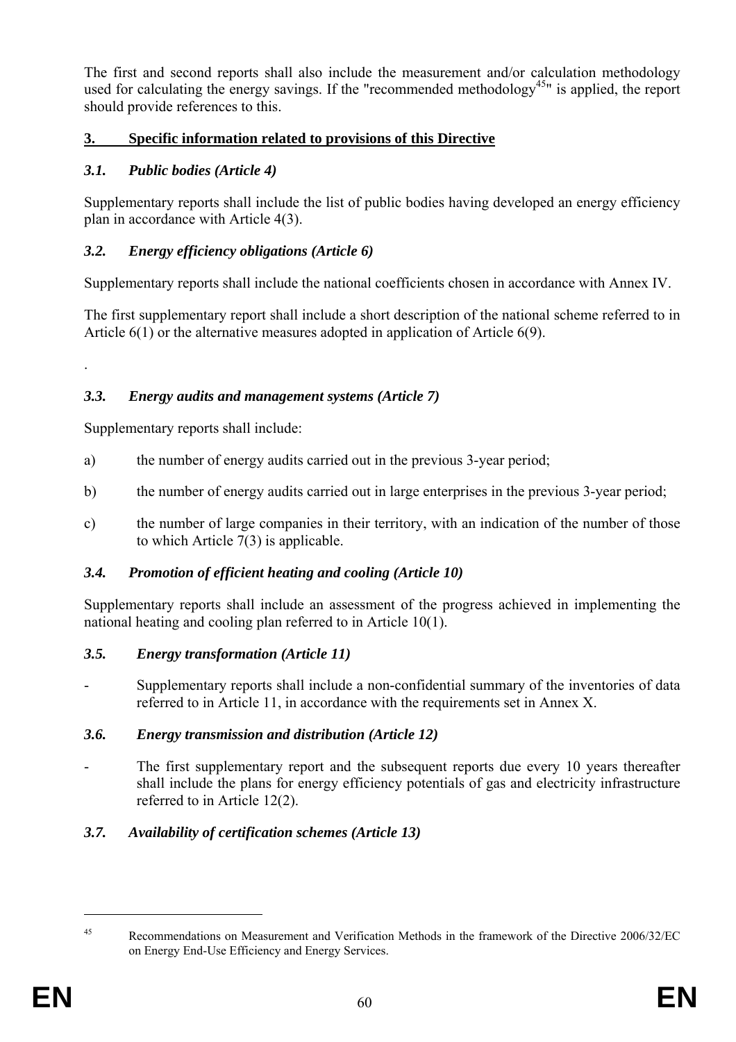The first and second reports shall also include the measurement and/or calculation methodology used for calculating the energy savings. If the "recommended methodology[45]" is applied, the report should provide references to this.

## 3. Specific information related to provisions of this Directive

### *3.1. Public bodies (Article 4)*

Supplementary reports shall include the list of public bodies having developed an energy efficiency plan in accordance with Article 4(3).

### *3.2. Energy efficiency obligations (Article 6)*

Supplementary reports shall include the national coefficients chosen in accordance with Annex IV.

The first supplementary report shall include a short description of the national scheme referred to in Article 6(1) or the alternative measures adopted in application of Article 6(9).

.

### *3.3. Energy audits and management systems (Article 7)*

Supplementary reports shall include:

a) the number of energy audits carried out in the previous 3-year period;

b) the number of energy audits carried out in large enterprises in the previous 3-year period;

c) the number of large companies in their territory, with an indication of the number of those to which Article 7(3) is applicable.

### *3.4. Promotion of efficient heating and cooling (Article 10)*

Supplementary reports shall include an assessment of the progress achieved in implementing the national heating and cooling plan referred to in Article 10(1).

### *3.5. Energy transformation (Article 11)*

- Supplementary reports shall include a non-confidential summary of the inventories of data referred to in Article 11, in accordance with the requirements set in Annex X.

### *3.6. Energy transmission and distribution (Article 12)*

- The first supplementary report and the subsequent reports due every 10 years thereafter shall include the plans for energy efficiency potentials of gas and electricity infrastructure referred to in Article 12(2).

### *3.7. Availability of certification schemes (Article 13)*

---

[45] Recommendations on Measurement and Verification Methods in the framework of the Directive 2006/32/EC on Energy End-Use Efficiency and Energy Services.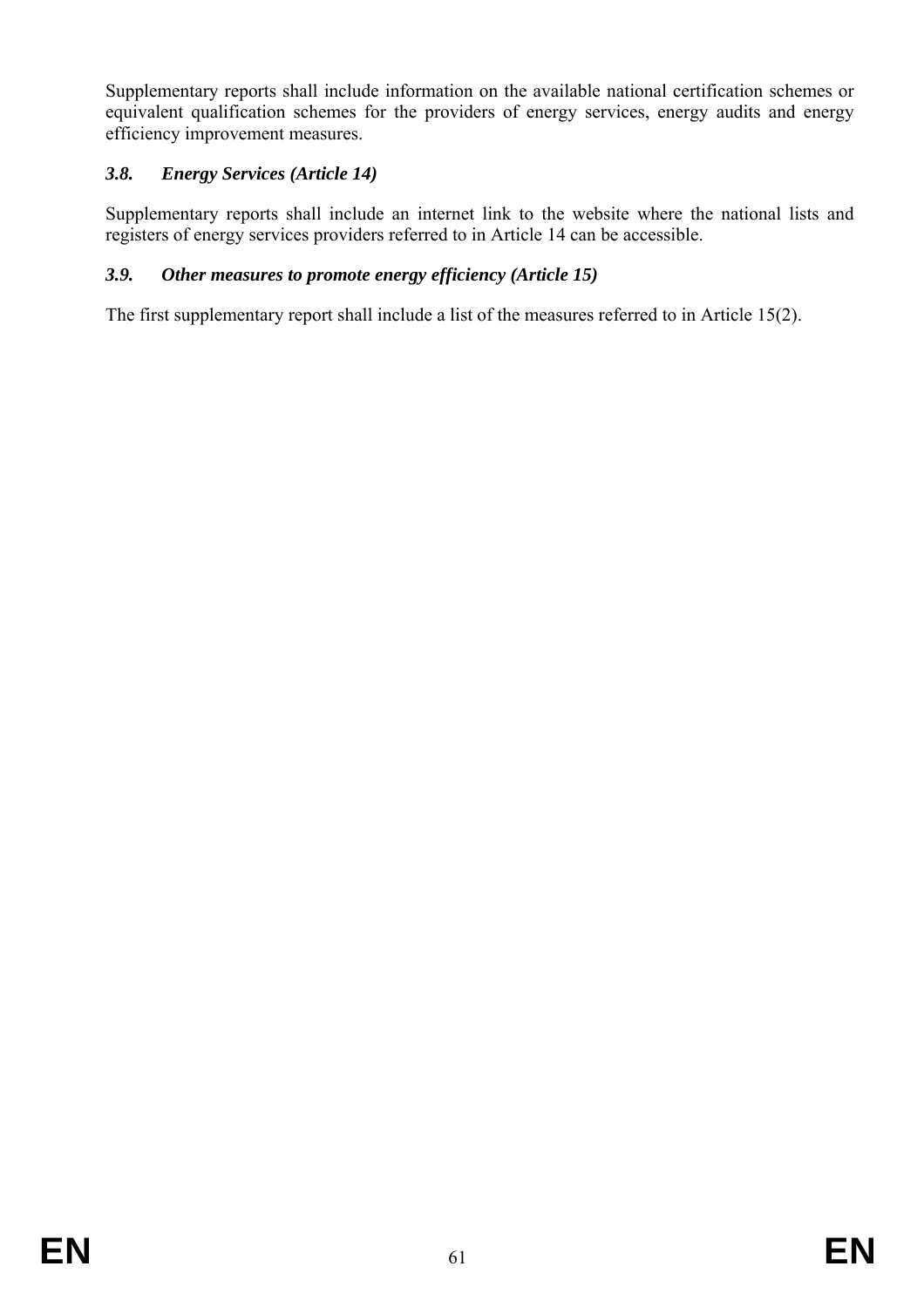Supplementary reports shall include information on the available national certification schemes or equivalent qualification schemes for the providers of energy services, energy audits and energy efficiency improvement measures.

### *3.8. Energy Services (Article 14)*

Supplementary reports shall include an internet link to the website where the national lists and registers of energy services providers referred to in Article 14 can be accessible.

### *3.9. Other measures to promote energy efficiency (Article 15)*

The first supplementary report shall include a list of the measures referred to in Article 15(2).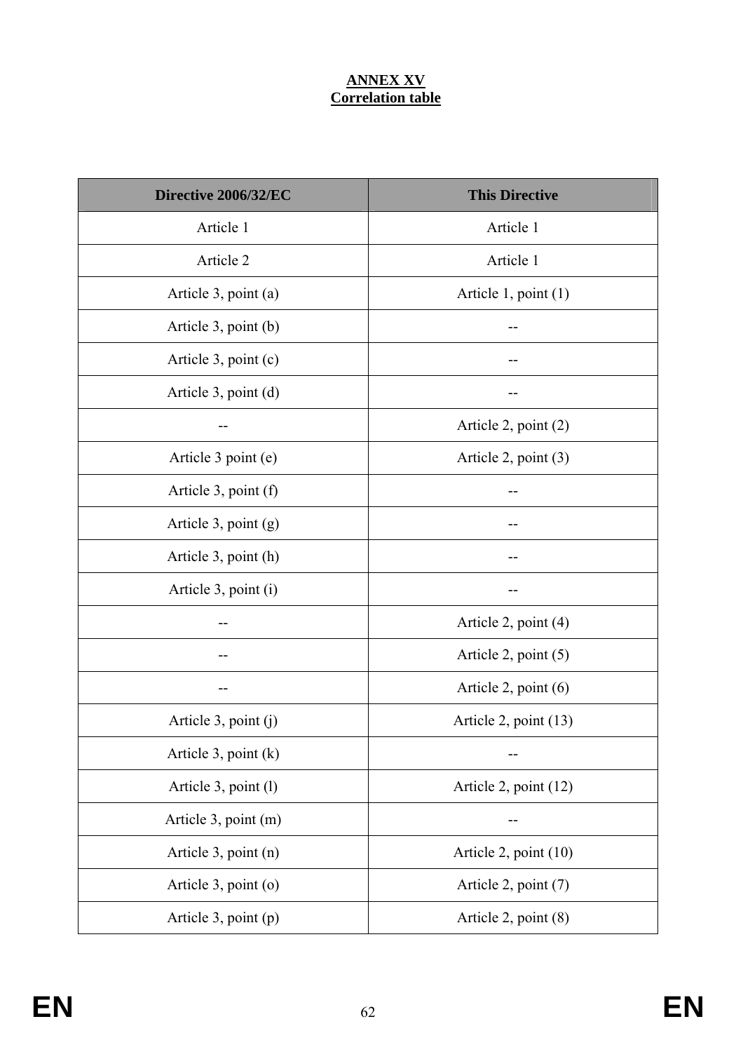**ANNEX XV**
**Correlation table**

| Directive 2006/32/EC | This Directive |
|---|---|
| Article 1 | Article 1 |
| Article 2 | Article 1 |
| Article 3, point (a) | Article 1, point (1) |
| Article 3, point (b) | -- |
| Article 3, point (c) | -- |
| Article 3, point (d) | -- |
| -- | Article 2, point (2) |
| Article 3 point (e) | Article 2, point (3) |
| Article 3, point (f) | -- |
| Article 3, point (g) | -- |
| Article 3, point (h) | -- |
| Article 3, point (i) | -- |
| -- | Article 2, point (4) |
| -- | Article 2, point (5) |
| -- | Article 2, point (6) |
| Article 3, point (j) | Article 2, point (13) |
| Article 3, point (k) | -- |
| Article 3, point (l) | Article 2, point (12) |
| Article 3, point (m) | -- |
| Article 3, point (n) | Article 2, point (10) |
| Article 3, point (o) | Article 2, point (7) |
| Article 3, point (p) | Article 2, point (8) |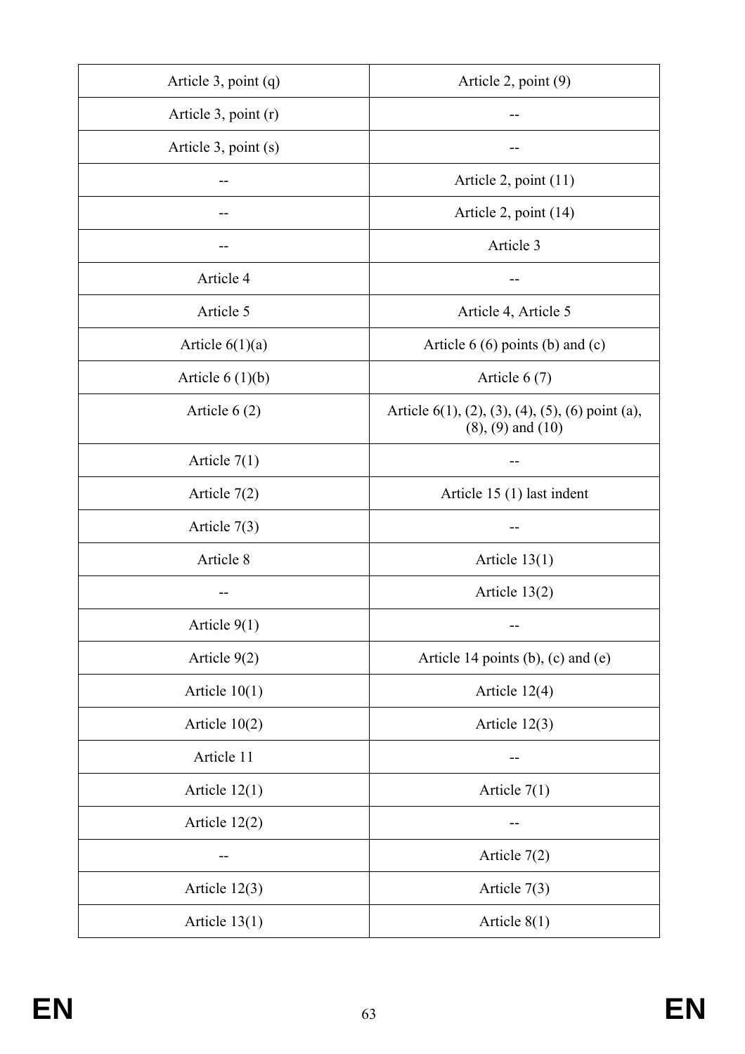| Article 3, point (q) | Article 2, point (9) |
|---|---|
| Article 3, point (r) | -- |
| Article 3, point (s) | -- |
| -- | Article 2, point (11) |
| -- | Article 2, point (14) |
| -- | Article 3 |
| Article 4 | -- |
| Article 5 | Article 4, Article 5 |
| Article 6(1)(a) | Article 6 (6) points (b) and (c) |
| Article 6 (1)(b) | Article 6 (7) |
| Article 6 (2) | Article 6(1), (2), (3), (4), (5), (6) point (a), (8), (9) and (10) |
| Article 7(1) | -- |
| Article 7(2) | Article 15 (1) last indent |
| Article 7(3) | -- |
| Article 8 | Article 13(1) |
| -- | Article 13(2) |
| Article 9(1) | -- |
| Article 9(2) | Article 14 points (b), (c) and (e) |
| Article 10(1) | Article 12(4) |
| Article 10(2) | Article 12(3) |
| Article 11 | -- |
| Article 12(1) | Article 7(1) |
| Article 12(2) | -- |
| -- | Article 7(2) |
| Article 12(3) | Article 7(3) |
| Article 13(1) | Article 8(1) |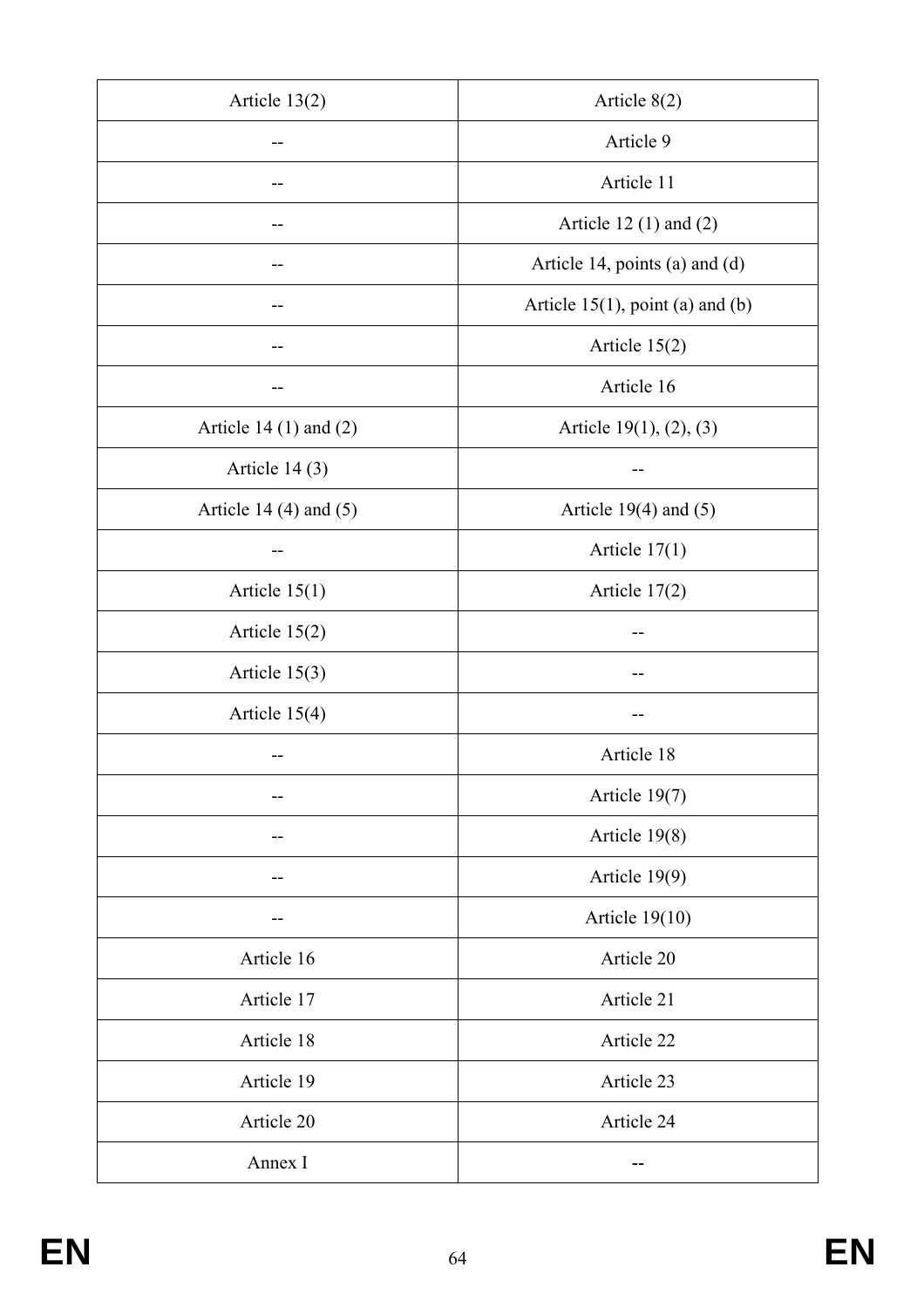| Article 13(2) | Article 8(2) |
| --- | --- |
| -- | Article 9 |
| -- | Article 11 |
| -- | Article 12 (1) and (2) |
| -- | Article 14, points (a) and (d) |
| -- | Article 15(1), point (a) and (b) |
| -- | Article 15(2) |
| -- | Article 16 |
| Article 14 (1) and (2) | Article 19(1), (2), (3) |
| Article 14 (3) | -- |
| Article 14 (4) and (5) | Article 19(4) and (5) |
| -- | Article 17(1) |
| Article 15(1) | Article 17(2) |
| Article 15(2) | -- |
| Article 15(3) | -- |
| Article 15(4) | -- |
| -- | Article 18 |
| -- | Article 19(7) |
| -- | Article 19(8) |
| -- | Article 19(9) |
| -- | Article 19(10) |
| Article 16 | Article 20 |
| Article 17 | Article 21 |
| Article 18 | Article 22 |
| Article 19 | Article 23 |
| Article 20 | Article 24 |
| Annex I | -- |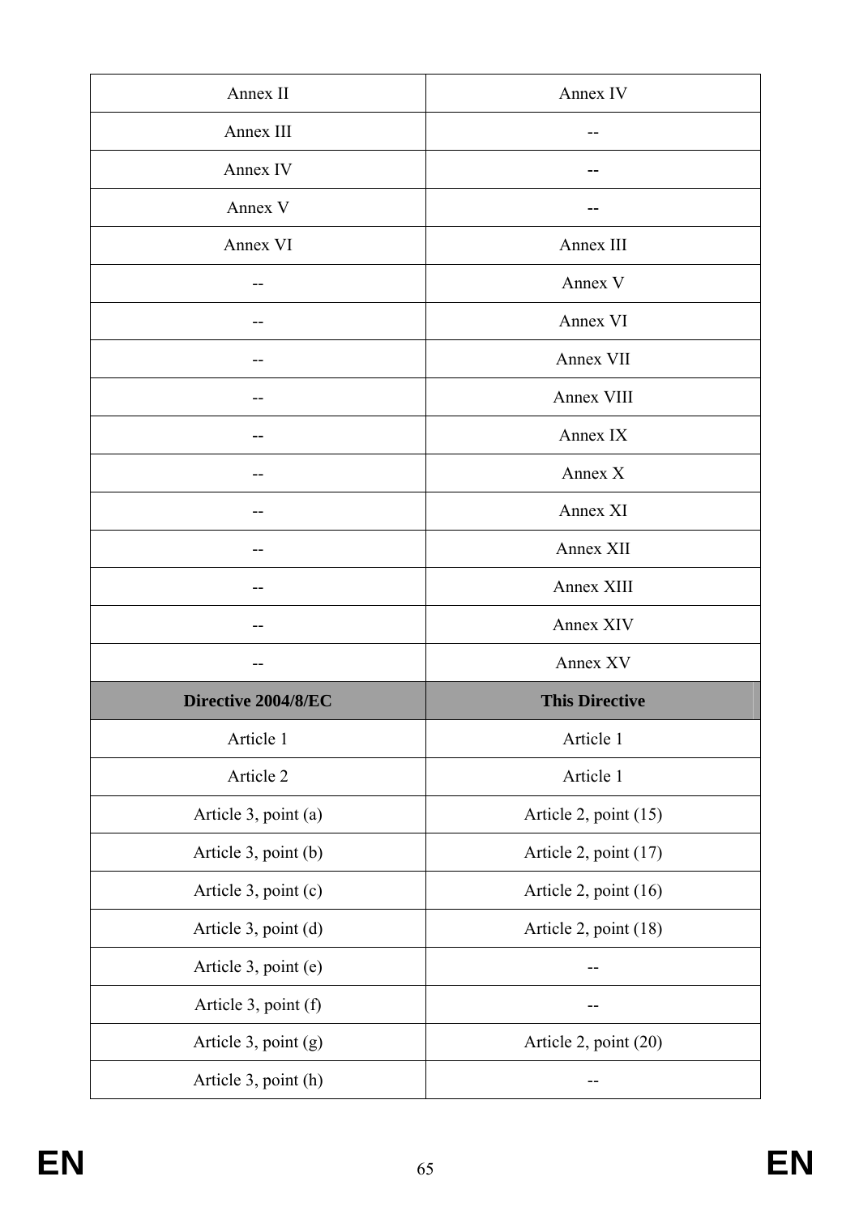| Annex II | Annex IV |
|---|---|
| Annex III | -- |
| Annex IV | -- |
| Annex V | -- |
| Annex VI | Annex III |
| -- | Annex V |
| -- | Annex VI |
| -- | Annex VII |
| -- | Annex VIII |
| -- | Annex IX |
| -- | Annex X |
| -- | Annex XI |
| -- | Annex XII |
| -- | Annex XIII |
| -- | Annex XIV |
| -- | Annex XV |
| **Directive 2004/8/EC** | **This Directive** |
| Article 1 | Article 1 |
| Article 2 | Article 1 |
| Article 3, point (a) | Article 2, point (15) |
| Article 3, point (b) | Article 2, point (17) |
| Article 3, point (c) | Article 2, point (16) |
| Article 3, point (d) | Article 2, point (18) |
| Article 3, point (e) | -- |
| Article 3, point (f) | -- |
| Article 3, point (g) | Article 2, point (20) |
| Article 3, point (h) | -- |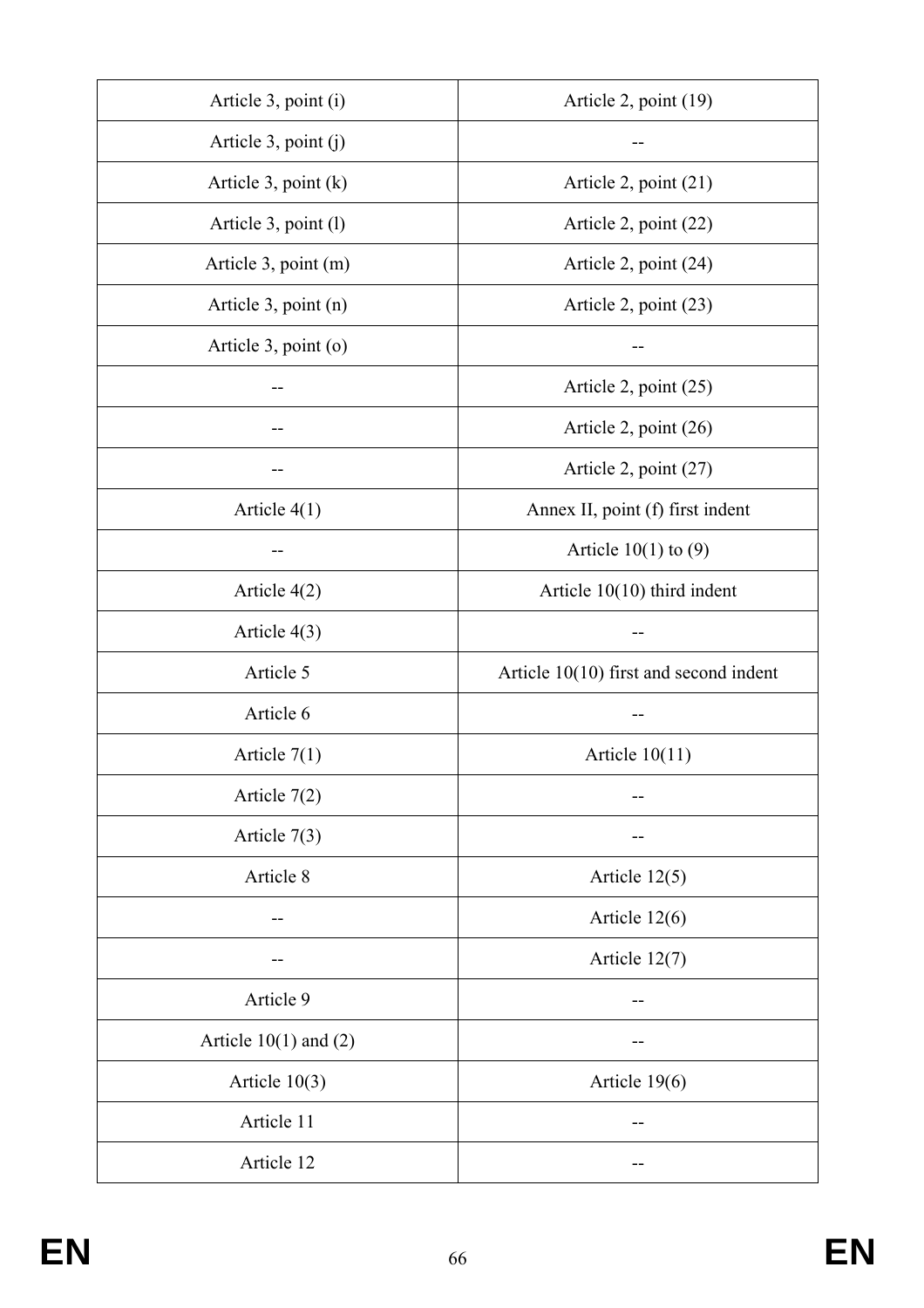| | |
|---|---|
| Article 3, point (i) | Article 2, point (19) |
| Article 3, point (j) | -- |
| Article 3, point (k) | Article 2, point (21) |
| Article 3, point (l) | Article 2, point (22) |
| Article 3, point (m) | Article 2, point (24) |
| Article 3, point (n) | Article 2, point (23) |
| Article 3, point (o) | -- |
| -- | Article 2, point (25) |
| -- | Article 2, point (26) |
| -- | Article 2, point (27) |
| Article 4(1) | Annex II, point (f) first indent |
| -- | Article 10(1) to (9) |
| Article 4(2) | Article 10(10) third indent |
| Article 4(3) | -- |
| Article 5 | Article 10(10) first and second indent |
| Article 6 | -- |
| Article 7(1) | Article 10(11) |
| Article 7(2) | -- |
| Article 7(3) | -- |
| Article 8 | Article 12(5) |
| -- | Article 12(6) |
| -- | Article 12(7) |
| Article 9 | -- |
| Article 10(1) and (2) | -- |
| Article 10(3) | Article 19(6) |
| Article 11 | -- |
| Article 12 | -- |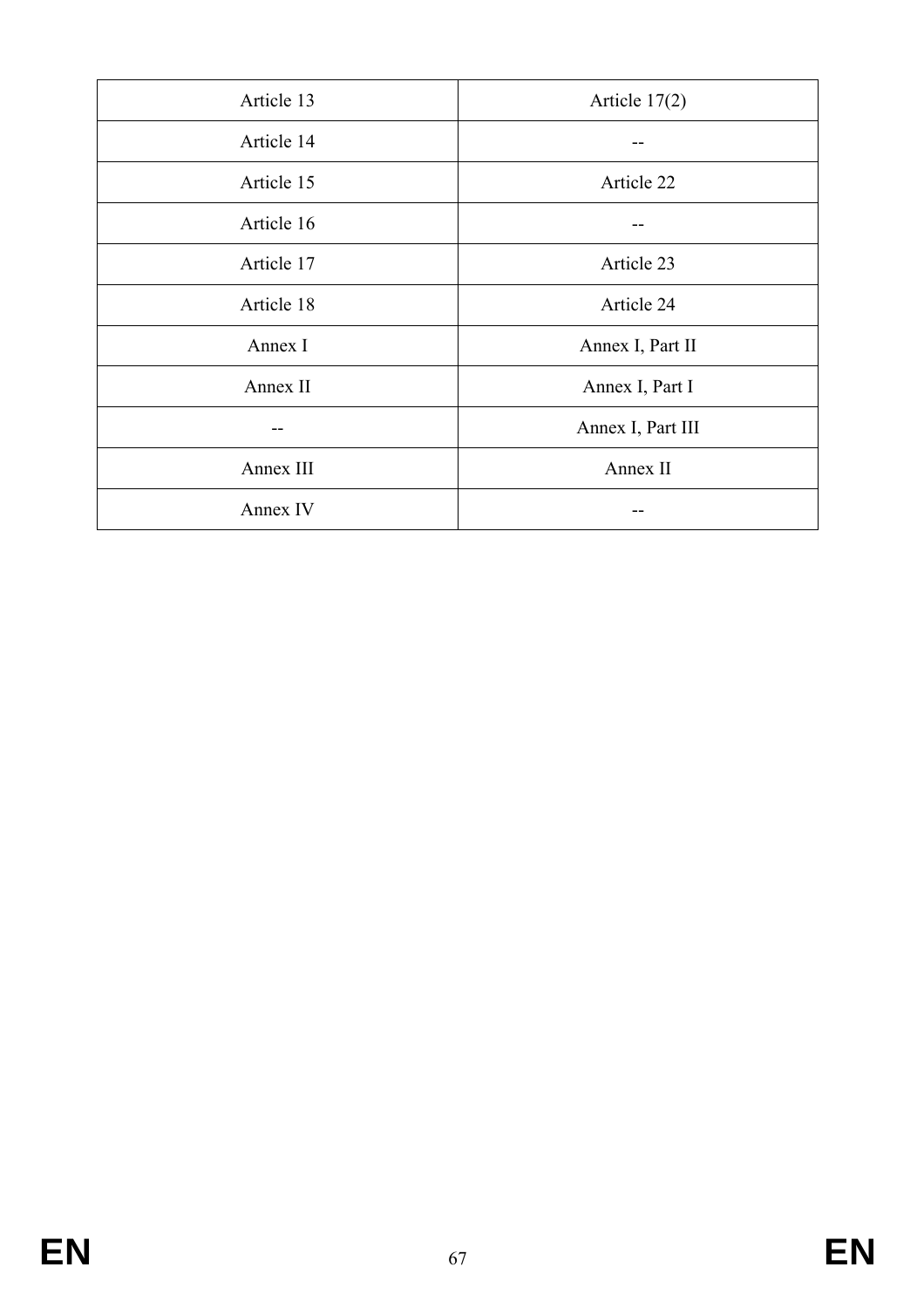| | |
|---|---|
| Article 13 | Article 17(2) |
| Article 14 | -- |
| Article 15 | Article 22 |
| Article 16 | -- |
| Article 17 | Article 23 |
| Article 18 | Article 24 |
| Annex I | Annex I, Part II |
| Annex II | Annex I, Part I |
| -- | Annex I, Part III |
| Annex III | Annex II |
| Annex IV | -- |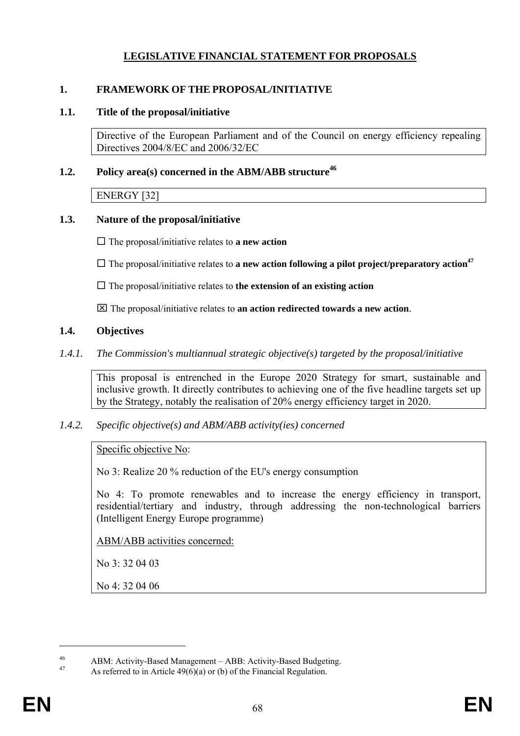**LEGISLATIVE FINANCIAL STATEMENT FOR PROPOSALS**

# 1. FRAMEWORK OF THE PROPOSAL/INITIATIVE

## 1.1. Title of the proposal/initiative

Directive of the European Parliament and of the Council on energy efficiency repealing Directives 2004/8/EC and 2006/32/EC

## 1.2. Policy area(s) concerned in the ABM/ABB structure[46]

ENERGY [32]

## 1.3. Nature of the proposal/initiative

☐ The proposal/initiative relates to **a new action**

☐ The proposal/initiative relates to **a new action following a pilot project/preparatory action**[47]

☐ The proposal/initiative relates to **the extension of an existing action**

☒ The proposal/initiative relates to **an action redirected towards a new action**.

## 1.4. Objectives

### *1.4.1. The Commission's multiannual strategic objective(s) targeted by the proposal/initiative*

This proposal is entrenched in the Europe 2020 Strategy for smart, sustainable and inclusive growth. It directly contributes to achieving one of the five headline targets set up by the Strategy, notably the realisation of 20% energy efficiency target in 2020.

### *1.4.2. Specific objective(s) and ABM/ABB activity(ies) concerned*

Specific objective No:

No 3: Realize 20 % reduction of the EU's energy consumption

No 4: To promote renewables and to increase the energy efficiency in transport, residential/tertiary and industry, through addressing the non-technological barriers (Intelligent Energy Europe programme)

ABM/ABB activities concerned:

No 3: 32 04 03

No 4: 32 04 06

---

[46] ABM: Activity-Based Management – ABB: Activity-Based Budgeting.

[47] As referred to in Article 49(6)(a) or (b) of the Financial Regulation.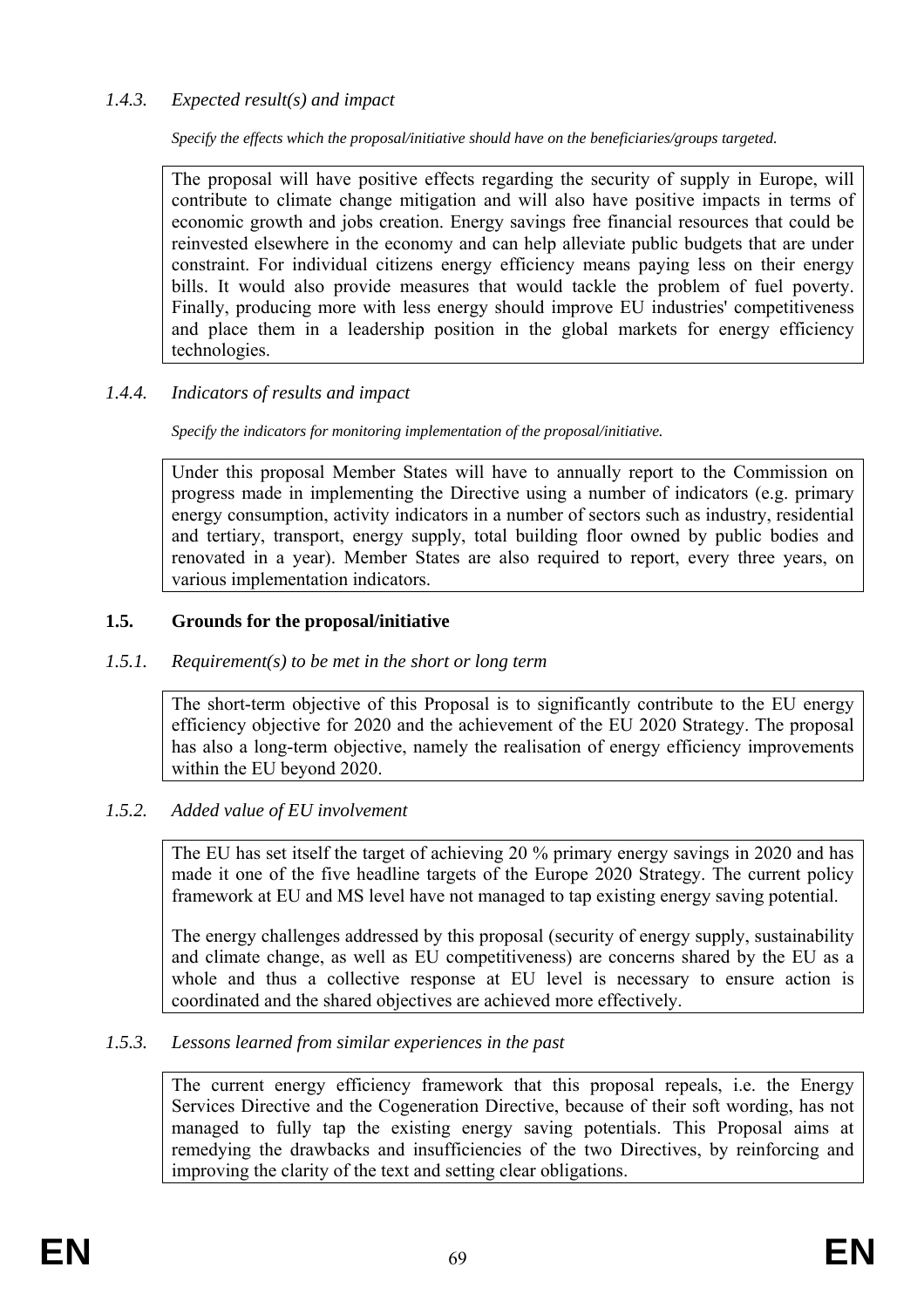#### *1.4.3. Expected result(s) and impact*

*Specify the effects which the proposal/initiative should have on the beneficiaries/groups targeted.*

The proposal will have positive effects regarding the security of supply in Europe, will contribute to climate change mitigation and will also have positive impacts in terms of economic growth and jobs creation. Energy savings free financial resources that could be reinvested elsewhere in the economy and can help alleviate public budgets that are under constraint. For individual citizens energy efficiency means paying less on their energy bills. It would also provide measures that would tackle the problem of fuel poverty. Finally, producing more with less energy should improve EU industries' competitiveness and place them in a leadership position in the global markets for energy efficiency technologies.

#### *1.4.4. Indicators of results and impact*

*Specify the indicators for monitoring implementation of the proposal/initiative.*

Under this proposal Member States will have to annually report to the Commission on progress made in implementing the Directive using a number of indicators (e.g. primary energy consumption, activity indicators in a number of sectors such as industry, residential and tertiary, transport, energy supply, total building floor owned by public bodies and renovated in a year). Member States are also required to report, every three years, on various implementation indicators.

### 1.5. Grounds for the proposal/initiative

#### *1.5.1. Requirement(s) to be met in the short or long term*

The short-term objective of this Proposal is to significantly contribute to the EU energy efficiency objective for 2020 and the achievement of the EU 2020 Strategy. The proposal has also a long-term objective, namely the realisation of energy efficiency improvements within the EU beyond 2020.

#### *1.5.2. Added value of EU involvement*

The EU has set itself the target of achieving 20 % primary energy savings in 2020 and has made it one of the five headline targets of the Europe 2020 Strategy. The current policy framework at EU and MS level have not managed to tap existing energy saving potential.

The energy challenges addressed by this proposal (security of energy supply, sustainability and climate change, as well as EU competitiveness) are concerns shared by the EU as a whole and thus a collective response at EU level is necessary to ensure action is coordinated and the shared objectives are achieved more effectively.

#### *1.5.3. Lessons learned from similar experiences in the past*

The current energy efficiency framework that this proposal repeals, i.e. the Energy Services Directive and the Cogeneration Directive, because of their soft wording, has not managed to fully tap the existing energy saving potentials. This Proposal aims at remedying the drawbacks and insufficiencies of the two Directives, by reinforcing and improving the clarity of the text and setting clear obligations.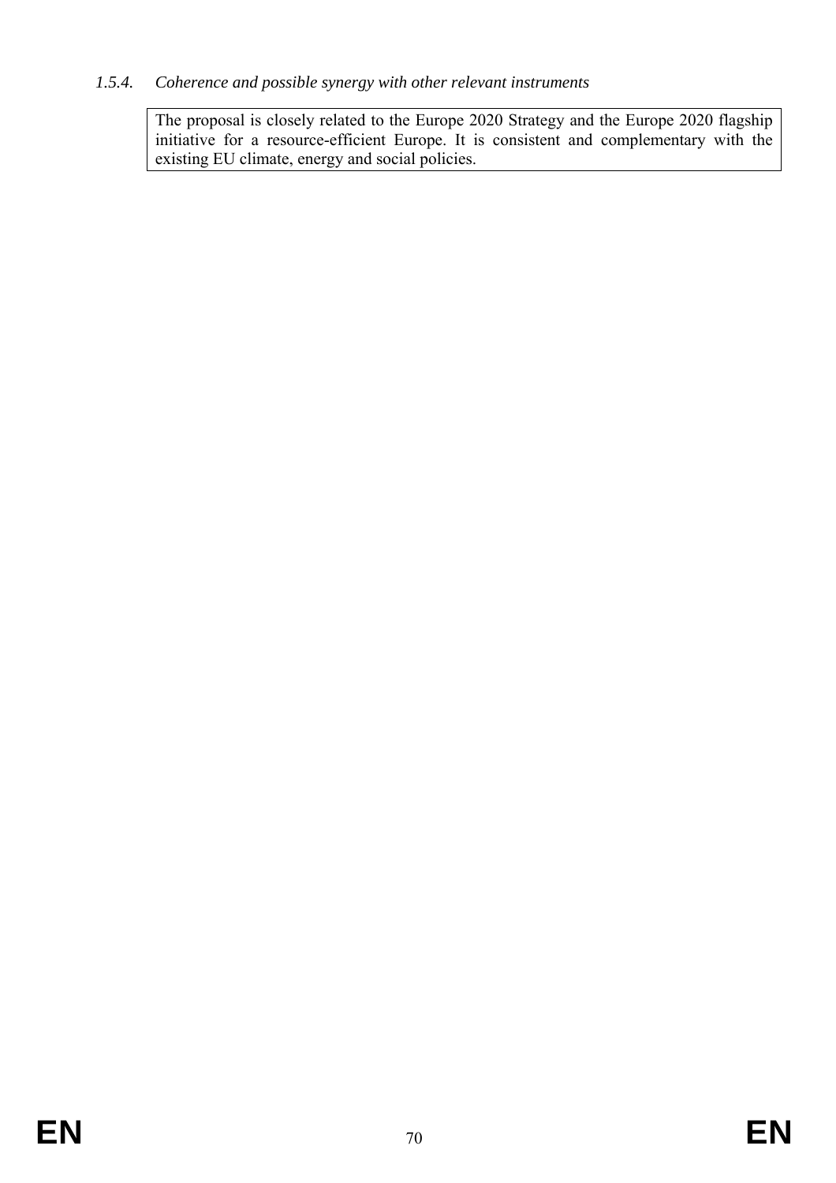*1.5.4. Coherence and possible synergy with other relevant instruments*

The proposal is closely related to the Europe 2020 Strategy and the Europe 2020 flagship initiative for a resource-efficient Europe. It is consistent and complementary with the existing EU climate, energy and social policies.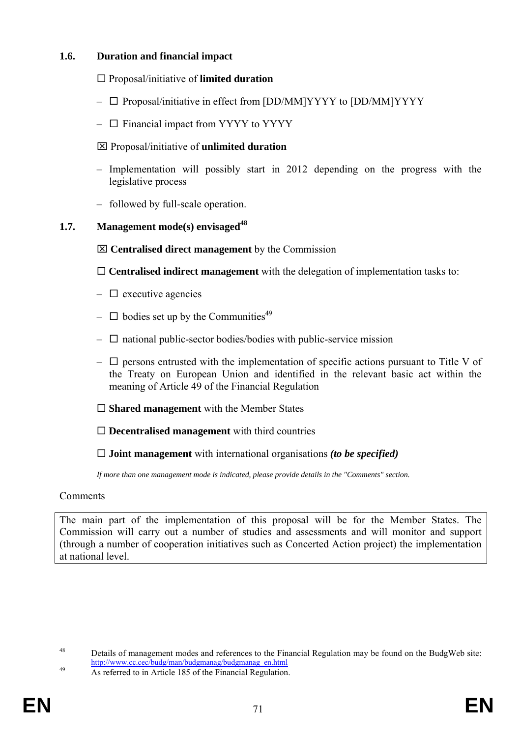### 1.6. Duration and financial impact

☐ Proposal/initiative of **limited duration**

- ☐ Proposal/initiative in effect from [DD/MM]YYYY to [DD/MM]YYYY
- ☐ Financial impact from YYYY to YYYY

☒ Proposal/initiative of **unlimited duration**

- Implementation will possibly start in 2012 depending on the progress with the legislative process
- followed by full-scale operation.

### 1.7. Management mode(s) envisaged[48]

☒ **Centralised direct management** by the Commission

☐ **Centralised indirect management** with the delegation of implementation tasks to:

- ☐ executive agencies
- ☐ bodies set up by the Communities[49]
- ☐ national public-sector bodies/bodies with public-service mission
- ☐ persons entrusted with the implementation of specific actions pursuant to Title V of the Treaty on European Union and identified in the relevant basic act within the meaning of Article 49 of the Financial Regulation

☐ **Shared management** with the Member States

☐ **Decentralised management** with third countries

☐ **Joint management** with international organisations ***(to be specified)***

*If more than one management mode is indicated, please provide details in the "Comments" section.*

Comments

| The main part of the implementation of this proposal will be for the Member States. The Commission will carry out a number of studies and assessments and will monitor and support (through a number of cooperation initiatives such as Concerted Action project) the implementation at national level. |
|---|

---

[48] Details of management modes and references to the Financial Regulation may be found on the BudgWeb site: http://www.cc.cec/budg/man/budgmanag/budgmanag_en.html

[49] As referred to in Article 185 of the Financial Regulation.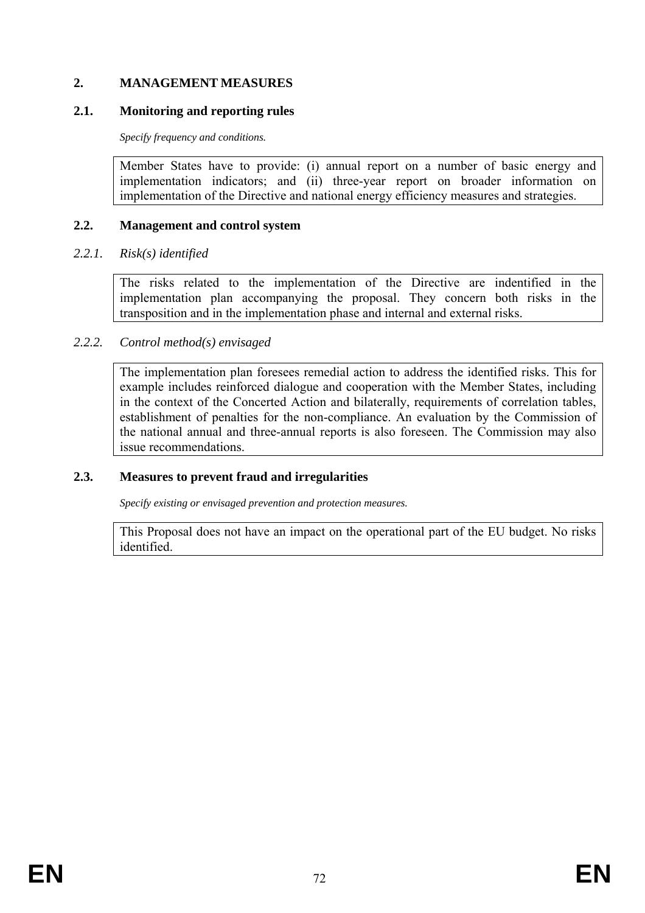## 2. MANAGEMENT MEASURES

### 2.1. Monitoring and reporting rules

*Specify frequency and conditions.*

Member States have to provide: (i) annual report on a number of basic energy and implementation indicators; and (ii) three-year report on broader information on implementation of the Directive and national energy efficiency measures and strategies.

### 2.2. Management and control system

#### *2.2.1. Risk(s) identified*

The risks related to the implementation of the Directive are indentified in the implementation plan accompanying the proposal. They concern both risks in the transposition and in the implementation phase and internal and external risks.

#### *2.2.2. Control method(s) envisaged*

The implementation plan foresees remedial action to address the identified risks. This for example includes reinforced dialogue and cooperation with the Member States, including in the context of the Concerted Action and bilaterally, requirements of correlation tables, establishment of penalties for the non-compliance. An evaluation by the Commission of the national annual and three-annual reports is also foreseen. The Commission may also issue recommendations.

### 2.3. Measures to prevent fraud and irregularities

*Specify existing or envisaged prevention and protection measures.*

This Proposal does not have an impact on the operational part of the EU budget. No risks identified.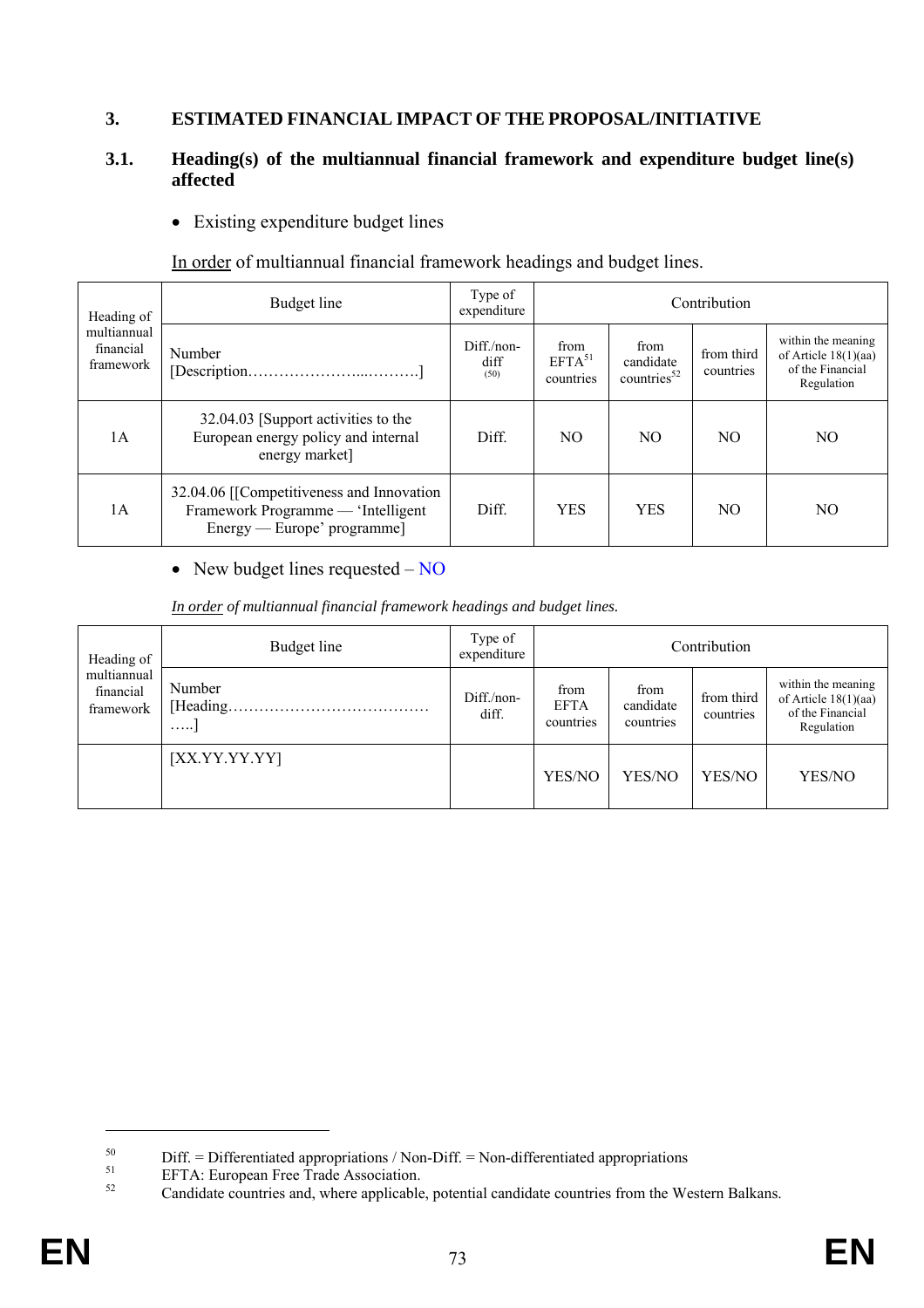## 3. ESTIMATED FINANCIAL IMPACT OF THE PROPOSAL/INITIATIVE

### 3.1. Heading(s) of the multiannual financial framework and expenditure budget line(s) affected

- Existing expenditure budget lines

<u>In order</u> of multiannual financial framework headings and budget lines.

| Heading of multiannual financial framework | Budget line | Type of expenditure | Contribution | | | |
|---|---|---|---|---|---|---|
| | Number [Description………………….....……….] | Diff./non-diff (50) | from EFTA[51] countries | from candidate countries[52] | from third countries | within the meaning of Article 18(1)(aa) of the Financial Regulation |
| 1A | 32.04.03 [Support activities to the European energy policy and internal energy market] | Diff. | NO | NO | NO | NO |
| 1A | 32.04.06 [[Competitiveness and Innovation Framework Programme — 'Intelligent Energy — Europe' programme] | Diff. | YES | YES | NO | NO |

- New budget lines requested – NO

*<u>In order</u> of multiannual financial framework headings and budget lines.*

| Heading of multiannual financial framework | Budget line | Type of expenditure | Contribution | | | |
|---|---|---|---|---|---|---|
| | Number [Heading……………………………………….....] | Diff./non-diff. | from EFTA countries | from candidate countries | from third countries | within the meaning of Article 18(1)(aa) of the Financial Regulation |
| | [XX.YY.YY.YY] | | YES/NO | YES/NO | YES/NO | YES/NO |

---

[50] Diff. = Differentiated appropriations / Non-Diff. = Non-differentiated appropriations

[51] EFTA: European Free Trade Association.

[52] Candidate countries and, where applicable, potential candidate countries from the Western Balkans.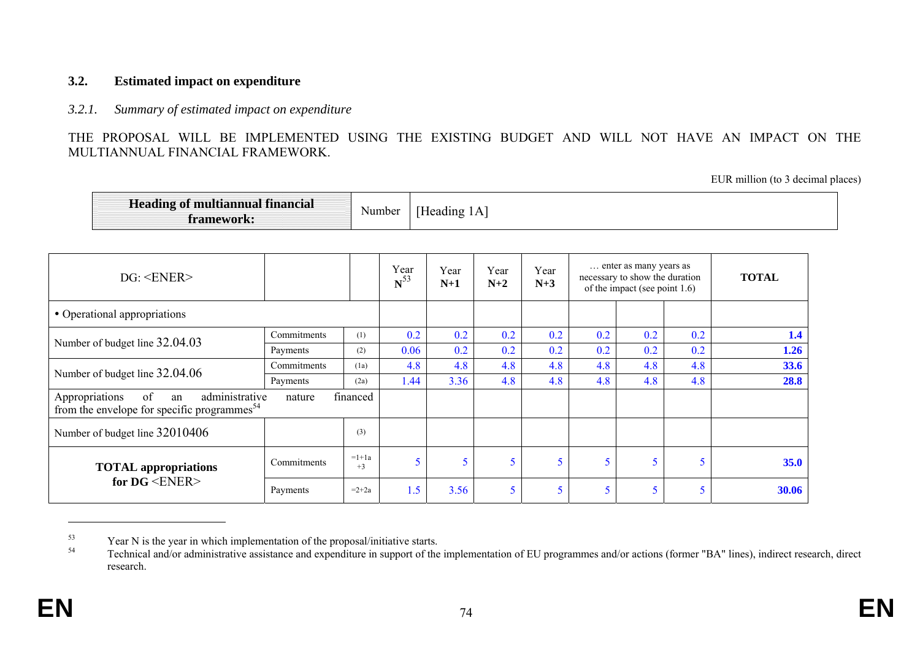## 3.2. Estimated impact on expenditure

### *3.2.1. Summary of estimated impact on expenditure*

THE PROPOSAL WILL BE IMPLEMENTED USING THE EXISTING BUDGET AND WILL NOT HAVE AN IMPACT ON THE MULTIANNUAL FINANCIAL FRAMEWORK.

EUR million (to 3 decimal places)

| **Heading of multiannual financial framework:** | Number | [Heading 1A] |
|---|---|---|

| DG: <ENER> | | | Year N[53] | Year **N+1** | Year **N+2** | Year **N+3** | … enter as many years as necessary to show the duration of the impact (see point 1.6) | | | **TOTAL** |
|---|---|---|---|---|---|---|---|---|---|---|
| • Operational appropriations | | | | | | | | | | |
| Number of budget line 32.04.03 | Commitments | (1) | 0.2 | 0.2 | 0.2 | 0.2 | 0.2 | 0.2 | 0.2 | **1.4** |
| | Payments | (2) | 0.06 | 0.2 | 0.2 | 0.2 | 0.2 | 0.2 | 0.2 | **1.26** |
| Number of budget line 32.04.06 | Commitments | (1a) | 4.8 | 4.8 | 4.8 | 4.8 | 4.8 | 4.8 | 4.8 | **33.6** |
| | Payments | (2a) | 1.44 | 3.36 | 4.8 | 4.8 | 4.8 | 4.8 | 4.8 | **28.8** |
| Appropriations of an administrative nature financed from the envelope for specific programmes[54] | | | | | | | | | | |
| Number of budget line 32010406 | | (3) | | | | | | | | |
| **TOTAL appropriations for DG** <ENER> | Commitments | =1+1a +3 | 5 | 5 | 5 | 5 | 5 | 5 | 5 | **35.0** |
| | Payments | =2+2a | 1.5 | 3.56 | 5 | 5 | 5 | 5 | 5 | **30.06** |

---

[53] Year N is the year in which implementation of the proposal/initiative starts.

[54] Technical and/or administrative assistance and expenditure in support of the implementation of EU programmes and/or actions (former "BA" lines), indirect research, direct research.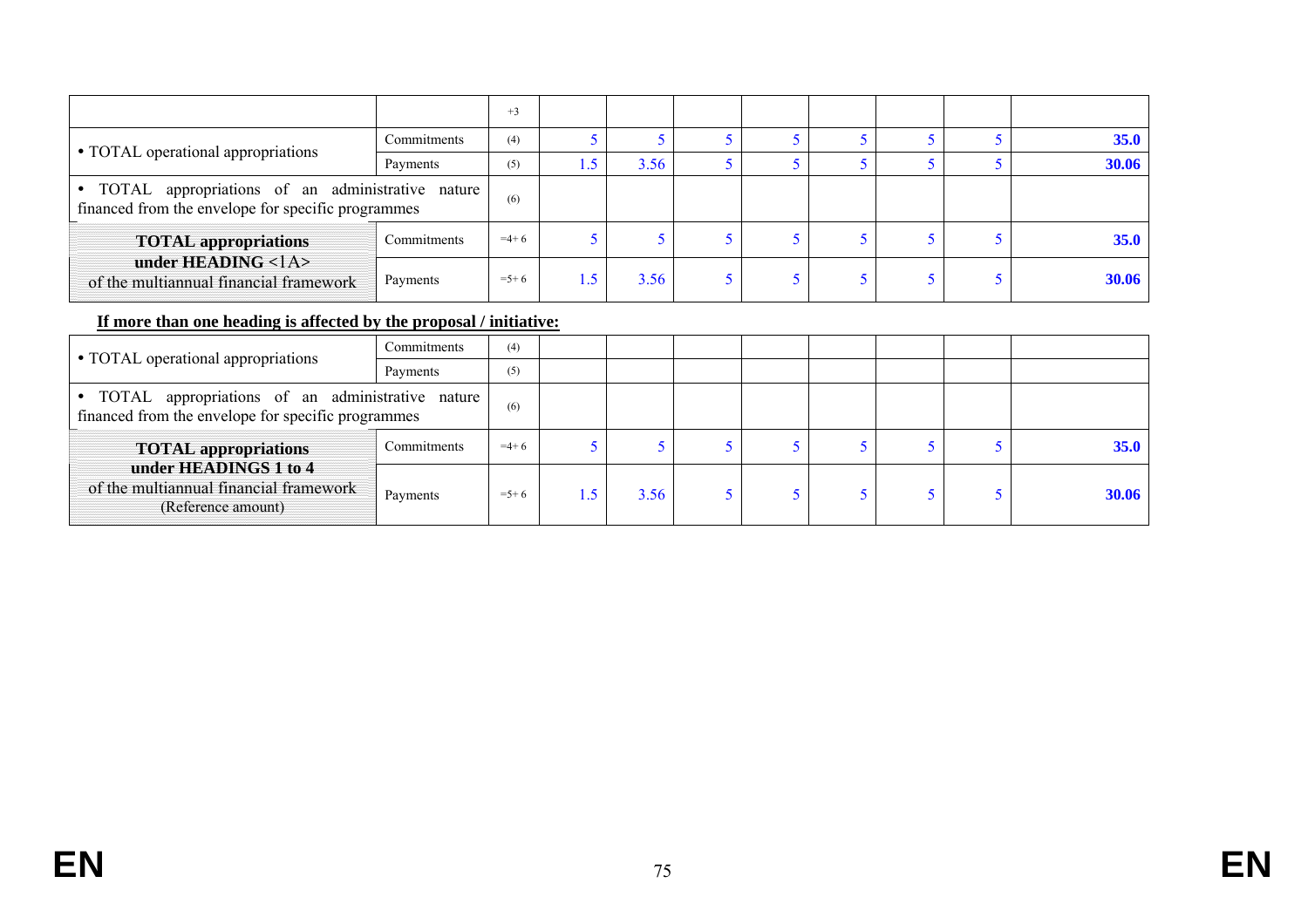| | | +3 | | | | | | | | |
|---|---|---|---|---|---|---|---|---|---|---|
| • TOTAL operational appropriations | Commitments | (4) | 5 | 5 | 5 | 5 | 5 | 5 | 5 | **35.0** |
| | Payments | (5) | 1.5 | 3.56 | 5 | 5 | 5 | 5 | 5 | **30.06** |
| • TOTAL appropriations of an administrative nature financed from the envelope for specific programmes | | (6) | | | | | | | | |
| **TOTAL appropriations under HEADING <1A>** of the multiannual financial framework | Commitments | =4+ 6 | 5 | 5 | 5 | 5 | 5 | 5 | 5 | **35.0** |
| | Payments | =5+ 6 | 1.5 | 3.56 | 5 | 5 | 5 | 5 | 5 | **30.06** |

**If more than one heading is affected by the proposal / initiative:**

| | | | | | | | | | | |
|---|---|---|---|---|---|---|---|---|---|---|
| • TOTAL operational appropriations | Commitments | (4) | | | | | | | | |
| | Payments | (5) | | | | | | | | |
| • TOTAL appropriations of an administrative nature financed from the envelope for specific programmes | | (6) | | | | | | | | |
| **TOTAL appropriations under HEADINGS 1 to 4** of the multiannual financial framework (Reference amount) | Commitments | =4+ 6 | 5 | 5 | 5 | 5 | 5 | 5 | 5 | **35.0** |
| | Payments | =5+ 6 | 1.5 | 3.56 | 5 | 5 | 5 | 5 | 5 | **30.06** |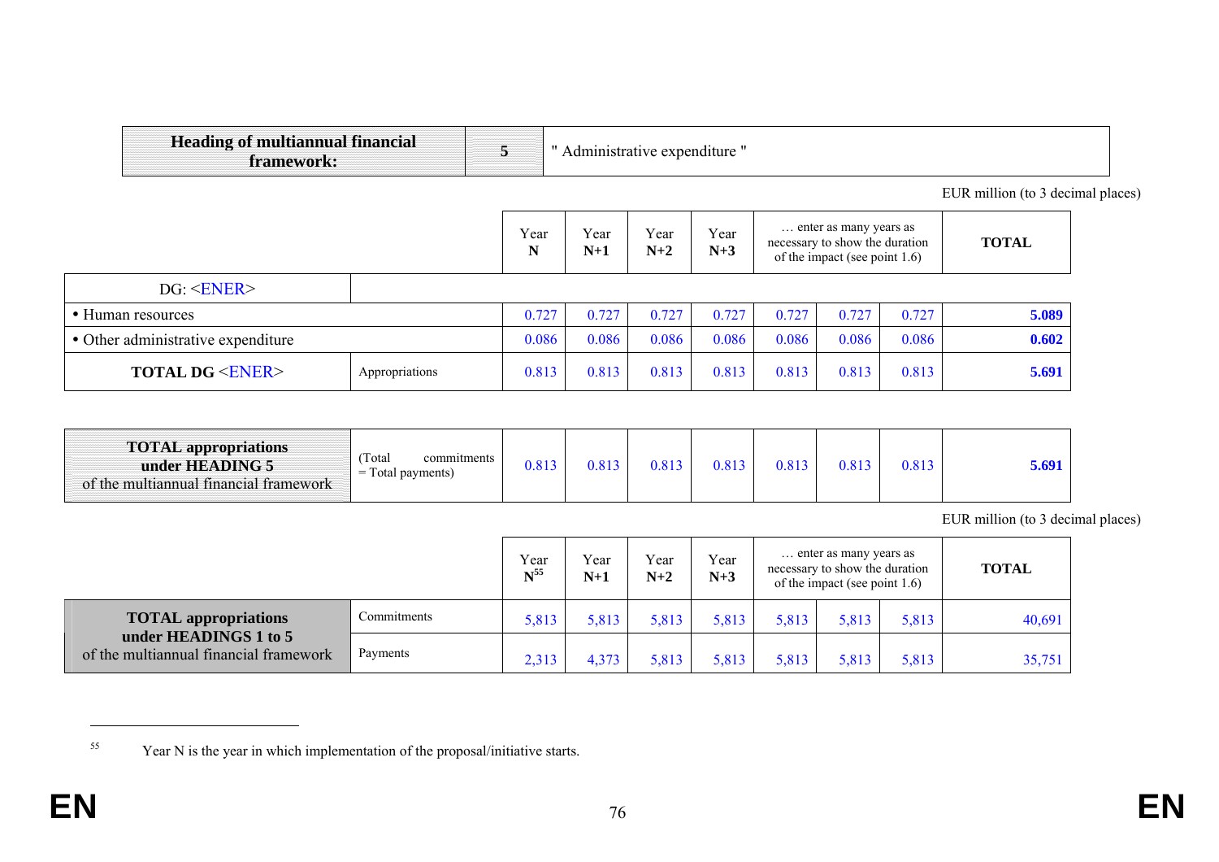| **Heading of multiannual financial framework:** | **5** | " Administrative expenditure " |
|---|---|---|

EUR million (to 3 decimal places)

| | | Year **N** | Year **N+1** | Year **N+2** | Year **N+3** | … enter as many years as necessary to show the duration of the impact (see point 1.6) | | | **TOTAL** |
|---|---|---|---|---|---|---|---|---|---|
| DG: <ENER> | | | | | | | | | |
| • Human resources | | 0.727 | 0.727 | 0.727 | 0.727 | 0.727 | 0.727 | 0.727 | **5.089** |
| • Other administrative expenditure | | 0.086 | 0.086 | 0.086 | 0.086 | 0.086 | 0.086 | 0.086 | **0.602** |
| **TOTAL DG** <ENER> | Appropriations | 0.813 | 0.813 | 0.813 | 0.813 | 0.813 | 0.813 | 0.813 | **5.691** |
| **TOTAL appropriations under HEADING 5** of the multiannual financial framework | (Total commitments = Total payments) | 0.813 | 0.813 | 0.813 | 0.813 | 0.813 | 0.813 | 0.813 | **5.691** |

EUR million (to 3 decimal places)

| | | Year **N**[55] | Year **N+1** | Year **N+2** | Year **N+3** | … enter as many years as necessary to show the duration of the impact (see point 1.6) | | | **TOTAL** |
|---|---|---|---|---|---|---|---|---|---|
| **TOTAL appropriations under HEADINGS 1 to 5** of the multiannual financial framework | Commitments | 5,813 | 5,813 | 5,813 | 5,813 | 5,813 | 5,813 | 5,813 | 40,691 |
| | Payments | 2,313 | 4,373 | 5,813 | 5,813 | 5,813 | 5,813 | 5,813 | 35,751 |

[55] Year N is the year in which implementation of the proposal/initiative starts.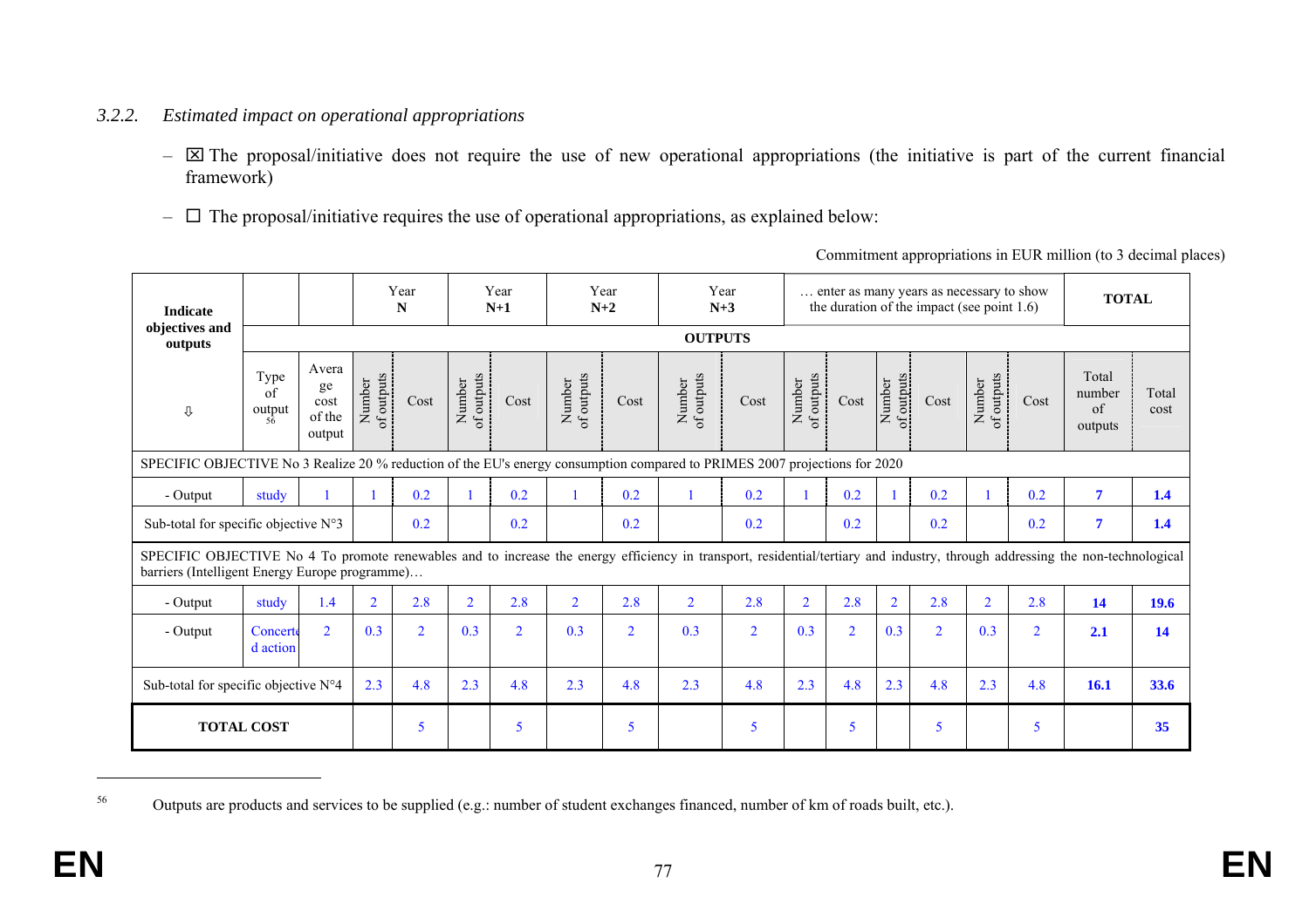### *3.2.2. Estimated impact on operational appropriations*

– ☒ The proposal/initiative does not require the use of new operational appropriations (the initiative is part of the current financial framework)

– ☐ The proposal/initiative requires the use of operational appropriations, as explained below:

Commitment appropriations in EUR million (to 3 decimal places)

| Indicate objectives and outputs ⇩ | | | Year N | | Year N+1 | | Year N+2 | | Year N+3 | | … enter as many years as necessary to show the duration of the impact (see point 1.6) | | | | | | TOTAL | |
|---|---|---|---|---|---|---|---|---|---|---|---|---|---|---|---|---|---|---|
| | OUTPUTS | | | | | | | | | | | | | | | | | |
| | Type of output[56] | Average cost of the output | Number of outputs | Cost | Number of outputs | Cost | Number of outputs | Cost | Number of outputs | Cost | Number of outputs | Cost | Number of outputs | Cost | Number of outputs | Cost | Total number of outputs | Total cost |
| SPECIFIC OBJECTIVE No 3 Realize 20 % reduction of the EU's energy consumption compared to PRIMES 2007 projections for 2020 | | | | | | | | | | | | | | | | | | |
| - Output | study | 1 | 1 | 0.2 | 1 | 0.2 | 1 | 0.2 | 1 | 0.2 | 1 | 0.2 | 1 | 0.2 | 1 | 0.2 | **7** | **1.4** |
| Sub-total for specific objective N°3 | | | | 0.2 | | 0.2 | | 0.2 | | 0.2 | | 0.2 | | 0.2 | | 0.2 | **7** | **1.4** |
| SPECIFIC OBJECTIVE No 4 To promote renewables and to increase the energy efficiency in transport, residential/tertiary and industry, through addressing the non-technological barriers (Intelligent Energy Europe programme)… | | | | | | | | | | | | | | | | | | |
| - Output | study | 1.4 | 2 | 2.8 | 2 | 2.8 | 2 | 2.8 | 2 | 2.8 | 2 | 2.8 | 2 | 2.8 | 2 | 2.8 | **14** | **19.6** |
| - Output | Concerted action | 2 | 0.3 | 2 | 0.3 | 2 | 0.3 | 2 | 0.3 | 2 | 0.3 | 2 | 0.3 | 2 | 0.3 | 2 | **2.1** | **14** |
| Sub-total for specific objective N°4 | | | 2.3 | 4.8 | 2.3 | 4.8 | 2.3 | 4.8 | 2.3 | 4.8 | 2.3 | 4.8 | 2.3 | 4.8 | 2.3 | 4.8 | **16.1** | **33.6** |
| **TOTAL COST** | | | | 5 | | 5 | | 5 | | 5 | | 5 | | 5 | | 5 | | **35** |

---

[56] Outputs are products and services to be supplied (e.g.: number of student exchanges financed, number of km of roads built, etc.).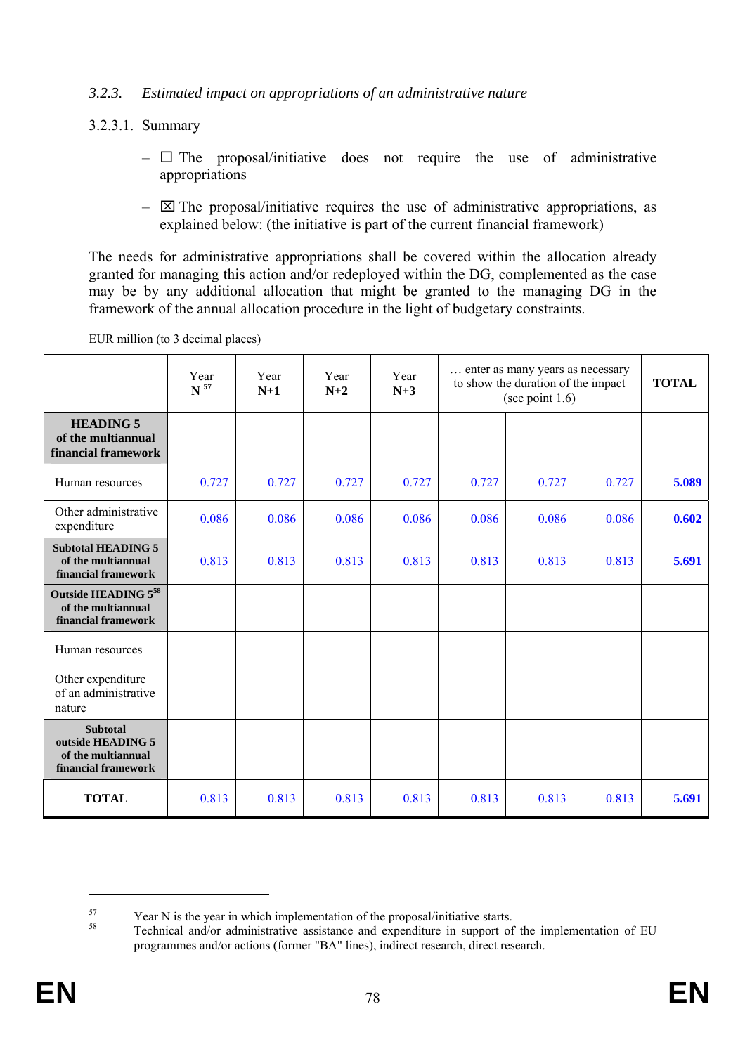### 3.2.3. *Estimated impact on appropriations of an administrative nature*

#### 3.2.3.1. Summary

- ☐ The proposal/initiative does not require the use of administrative appropriations
- ☒ The proposal/initiative requires the use of administrative appropriations, as explained below: (the initiative is part of the current financial framework)

The needs for administrative appropriations shall be covered within the allocation already granted for managing this action and/or redeployed within the DG, complemented as the case may be by any additional allocation that might be granted to the managing DG in the framework of the annual allocation procedure in the light of budgetary constraints.

EUR million (to 3 decimal places)

| | Year **N** [57] | Year **N+1** | Year **N+2** | Year **N+3** | … enter as many years as necessary to show the duration of the impact (see point 1.6) | | | **TOTAL** |
|---|---|---|---|---|---|---|---|---|
| **HEADING 5 of the multiannual financial framework** | | | | | | | | |
| Human resources | 0.727 | 0.727 | 0.727 | 0.727 | 0.727 | 0.727 | 0.727 | **5.089** |
| Other administrative expenditure | 0.086 | 0.086 | 0.086 | 0.086 | 0.086 | 0.086 | 0.086 | **0.602** |
| **Subtotal HEADING 5 of the multiannual financial framework** | 0.813 | 0.813 | 0.813 | 0.813 | 0.813 | 0.813 | 0.813 | **5.691** |
| **Outside HEADING 5** [58] **of the multiannual financial framework** | | | | | | | | |
| Human resources | | | | | | | | |
| Other expenditure of an administrative nature | | | | | | | | |
| **Subtotal outside HEADING 5 of the multiannual financial framework** | | | | | | | | |
| **TOTAL** | 0.813 | 0.813 | 0.813 | 0.813 | 0.813 | 0.813 | 0.813 | **5.691** |

---

[57] Year N is the year in which implementation of the proposal/initiative starts.

[58] Technical and/or administrative assistance and expenditure in support of the implementation of EU programmes and/or actions (former "BA" lines), indirect research, direct research.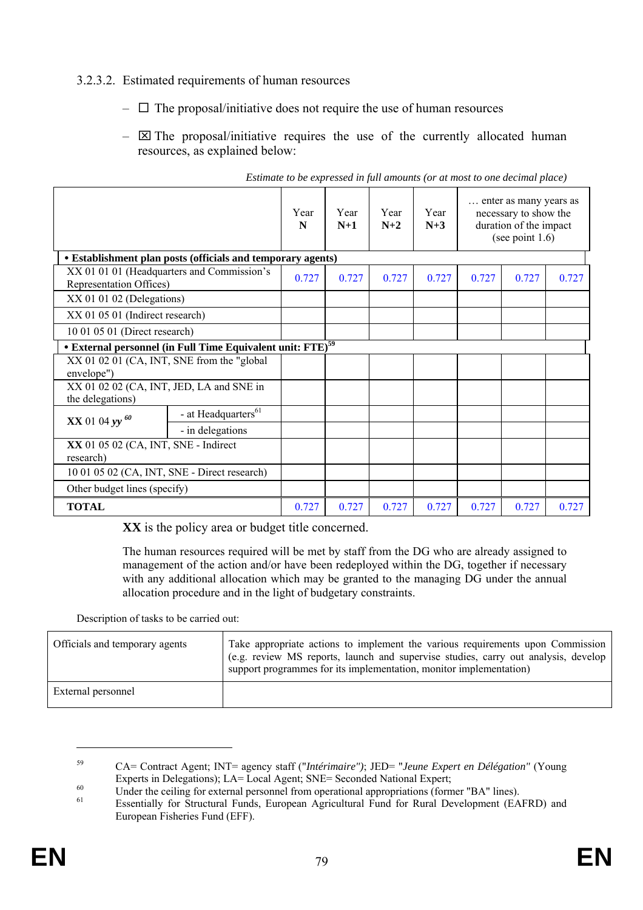3.2.3.2. Estimated requirements of human resources

– ☐ The proposal/initiative does not require the use of human resources

– ☒ The proposal/initiative requires the use of the currently allocated human resources, as explained below:

*Estimate to be expressed in full amounts (or at most to one decimal place)*

| | | Year N | Year N+1 | Year N+2 | Year N+3 | … enter as many years as necessary to show the duration of the impact (see point 1.6) | | |
|---|---|---|---|---|---|---|---|---|
| **• Establishment plan posts (officials and temporary agents)** | | | | | | | | |
| XX 01 01 01 (Headquarters and Commission's Representation Offices) | | 0.727 | 0.727 | 0.727 | 0.727 | 0.727 | 0.727 | 0.727 |
| XX 01 01 02 (Delegations) | | | | | | | | |
| XX 01 05 01 (Indirect research) | | | | | | | | |
| 10 01 05 01 (Direct research) | | | | | | | | |
| **• External personnel (in Full Time Equivalent unit: FTE)**[59] | | | | | | | | |
| XX 01 02 01 (CA, INT, SNE from the "global envelope") | | | | | | | | |
| XX 01 02 02 (CA, INT, JED, LA and SNE in the delegations) | | | | | | | | |
| **XX** 01 04 ***yy*** [60] | - at Headquarters[61] | | | | | | | |
| | - in delegations | | | | | | | |
| **XX** 01 05 02 (CA, INT, SNE - Indirect research) | | | | | | | | |
| 10 01 05 02 (CA, INT, SNE - Direct research) | | | | | | | | |
| Other budget lines (specify) | | | | | | | | |
| **TOTAL** | | 0.727 | 0.727 | 0.727 | 0.727 | 0.727 | 0.727 | 0.727 |

**XX** is the policy area or budget title concerned.

The human resources required will be met by staff from the DG who are already assigned to management of the action and/or have been redeployed within the DG, together if necessary with any additional allocation which may be granted to the managing DG under the annual allocation procedure and in the light of budgetary constraints.

Description of tasks to be carried out:

| | |
|---|---|
| Officials and temporary agents | Take appropriate actions to implement the various requirements upon Commission (e.g. review MS reports, launch and supervise studies, carry out analysis, develop support programmes for its implementation, monitor implementation) |
| External personnel | |

[59] CA= Contract Agent; INT= agency staff ("*Intérimaire")*; JED= "*Jeune Expert en Délégation"* (Young Experts in Delegations); LA= Local Agent; SNE= Seconded National Expert;

[60] Under the ceiling for external personnel from operational appropriations (former "BA" lines).

[61] Essentially for Structural Funds, European Agricultural Fund for Rural Development (EAFRD) and European Fisheries Fund (EFF).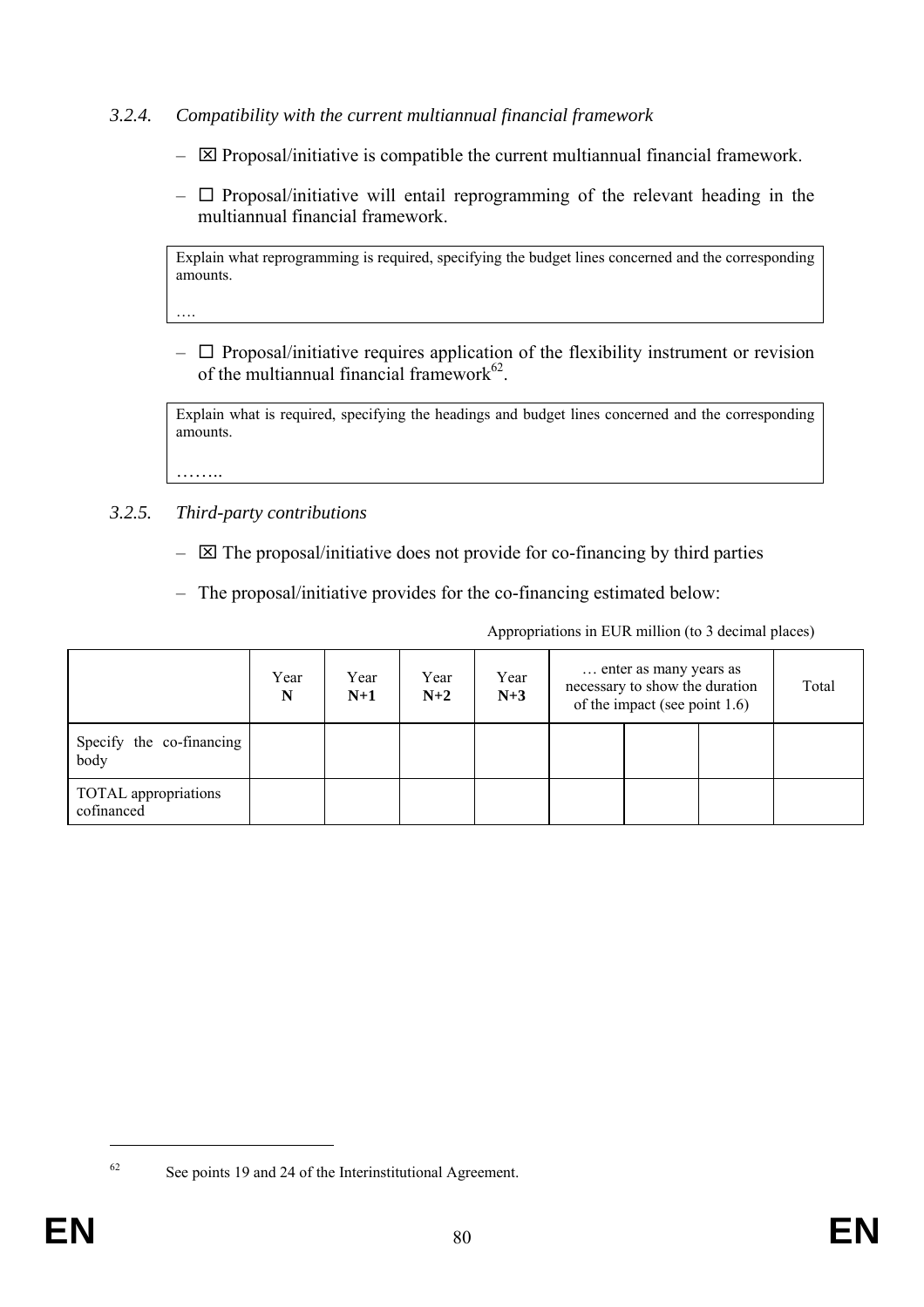### *3.2.4. Compatibility with the current multiannual financial framework*

- ☒ Proposal/initiative is compatible the current multiannual financial framework.
- ☐ Proposal/initiative will entail reprogramming of the relevant heading in the multiannual financial framework.

> Explain what reprogramming is required, specifying the budget lines concerned and the corresponding amounts.
>
> ….

- ☐ Proposal/initiative requires application of the flexibility instrument or revision of the multiannual financial framework[62].

> Explain what is required, specifying the headings and budget lines concerned and the corresponding amounts.
>
> ……..

### *3.2.5. Third-party contributions*

- ☒ The proposal/initiative does not provide for co-financing by third parties
- The proposal/initiative provides for the co-financing estimated below:

Appropriations in EUR million (to 3 decimal places)

| | Year **N** | Year **N+1** | Year **N+2** | Year **N+3** | … enter as many years as necessary to show the duration of the impact (see point 1.6) | | | Total |
|---|---|---|---|---|---|---|---|---|
| Specify the co-financing body | | | | | | | | |
| TOTAL appropriations cofinanced | | | | | | | | |

[62] See points 19 and 24 of the Interinstitutional Agreement.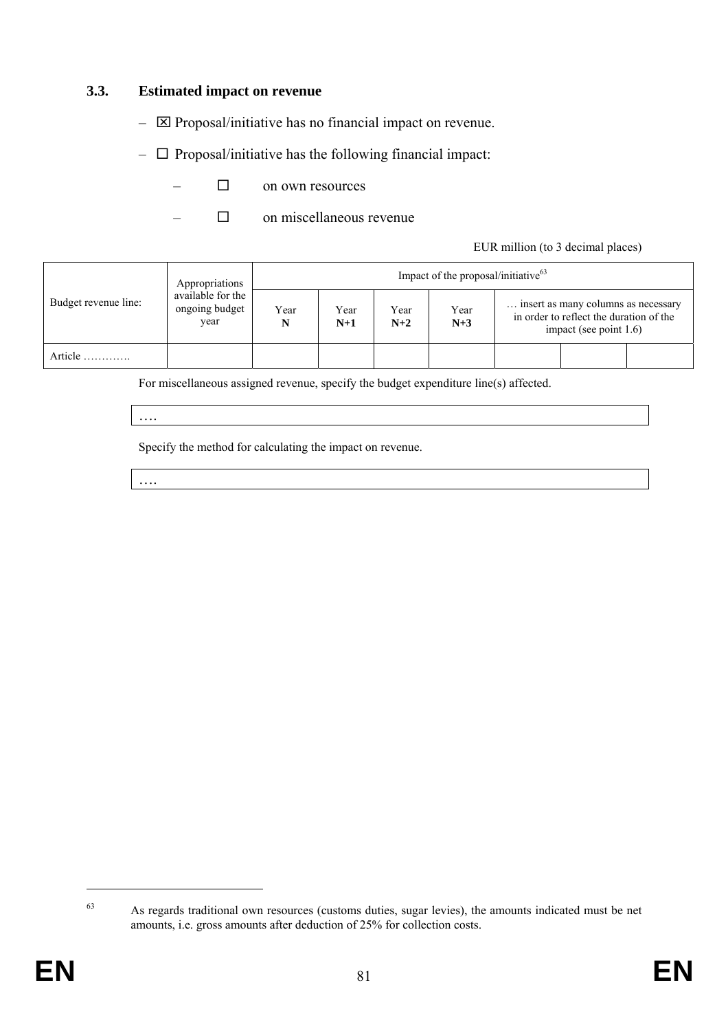### 3.3. Estimated impact on revenue

– ☒ Proposal/initiative has no financial impact on revenue.

– ☐ Proposal/initiative has the following financial impact:

– ☐ on own resources

– ☐ on miscellaneous revenue

EUR million (to 3 decimal places)

| Budget revenue line: | Appropriations available for the ongoing budget year | Impact of the proposal/initiative[63] | | | | | | |
|---|---|---|---|---|---|---|---|---|
| | | Year **N** | Year **N+1** | Year **N+2** | Year **N+3** | … insert as many columns as necessary in order to reflect the duration of the impact (see point 1.6) | | |
| Article …………. | | | | | | | | |

For miscellaneous assigned revenue, specify the budget expenditure line(s) affected.

….

Specify the method for calculating the impact on revenue.

….

[63] As regards traditional own resources (customs duties, sugar levies), the amounts indicated must be net amounts, i.e. gross amounts after deduction of 25% for collection costs.